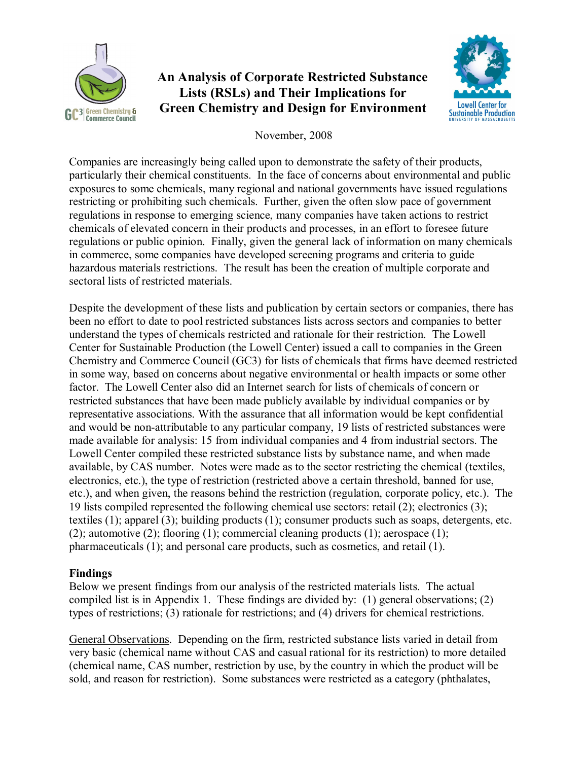# An Analysis of Corporate Restricted Substance Lists (RSLs) and Their Implications for Green Chemistry and Design for Environment

November, 2008

Companies are increasingly being called upon to demonstrate the safety of their products, particularly their chemical constituents. In the face of concerns about environmental and public exposures to some chemicals, many regional and national governments have issued regulations restricting or prohibiting such chemicals. Further, given the often slow pace of government regulations in response to emerging science, many companies have taken actions to restrict chemicals of elevated concern in their products and processes, in an effort to foresee future regulations or public opinion. Finally, given the general lack of information on many chemicals in commerce, some companies have developed screening programs and criteria to guide hazardous materials restrictions. The result has been the creation of multiple corporate and sectoral lists of restricted materials.

Despite the development of these lists and publication by certain sectors or companies, there has been no effort to date to pool restricted substances lists across sectors and companies to better understand the types of chemicals restricted and rationale for their restriction. The Lowell Center for Sustainable Production (the Lowell Center) issued a call to companies in the Green Chemistry and Commerce Council (GC3) for lists of chemicals that firms have deemed restricted in some way, based on concerns about negative environmental or health impacts or some other factor. The Lowell Center also did an Internet search for lists of chemicals of concern or restricted substances that have been made publicly available by individual companies or by representative associations. With the assurance that all information would be kept confidential and would be non-attributable to any particular company, 19 lists of restricted substances were made available for analysis: 15 from individual companies and 4 from industrial sectors. The Lowell Center compiled these restricted substance lists by substance name, and when made available, by CAS number. Notes were made as to the sector restricting the chemical (textiles, electronics, etc.), the type of restriction (restricted above a certain threshold, banned for use, etc.), and when given, the reasons behind the restriction (regulation, corporate policy, etc.). The 19 lists compiled represented the following chemical use sectors: retail (2); electronics (3); textiles (1); apparel (3); building products (1); consumer products such as soaps, detergents, etc. (2); automotive (2); flooring (1); commercial cleaning products (1); aerospace (1); pharmaceuticals (1); and personal care products, such as cosmetics, and retail (1).

**Findings**

Below we present findings from our analysis of the restricted materials lists. The actual compiled list is in Appendix 1. These findings are divided by: (1) general observations; (2) types of restrictions; (3) rationale for restrictions; and (4) drivers for chemical restrictions.

General Observations. Depending on the firm, restricted substance lists varied in detail from very basic (chemical name without CAS and casual rational for its restriction) to more detailed (chemical name, CAS number, restriction by use, by the country in which the product will be sold, and reason for restriction). Some substances were restricted as a category (phthalates,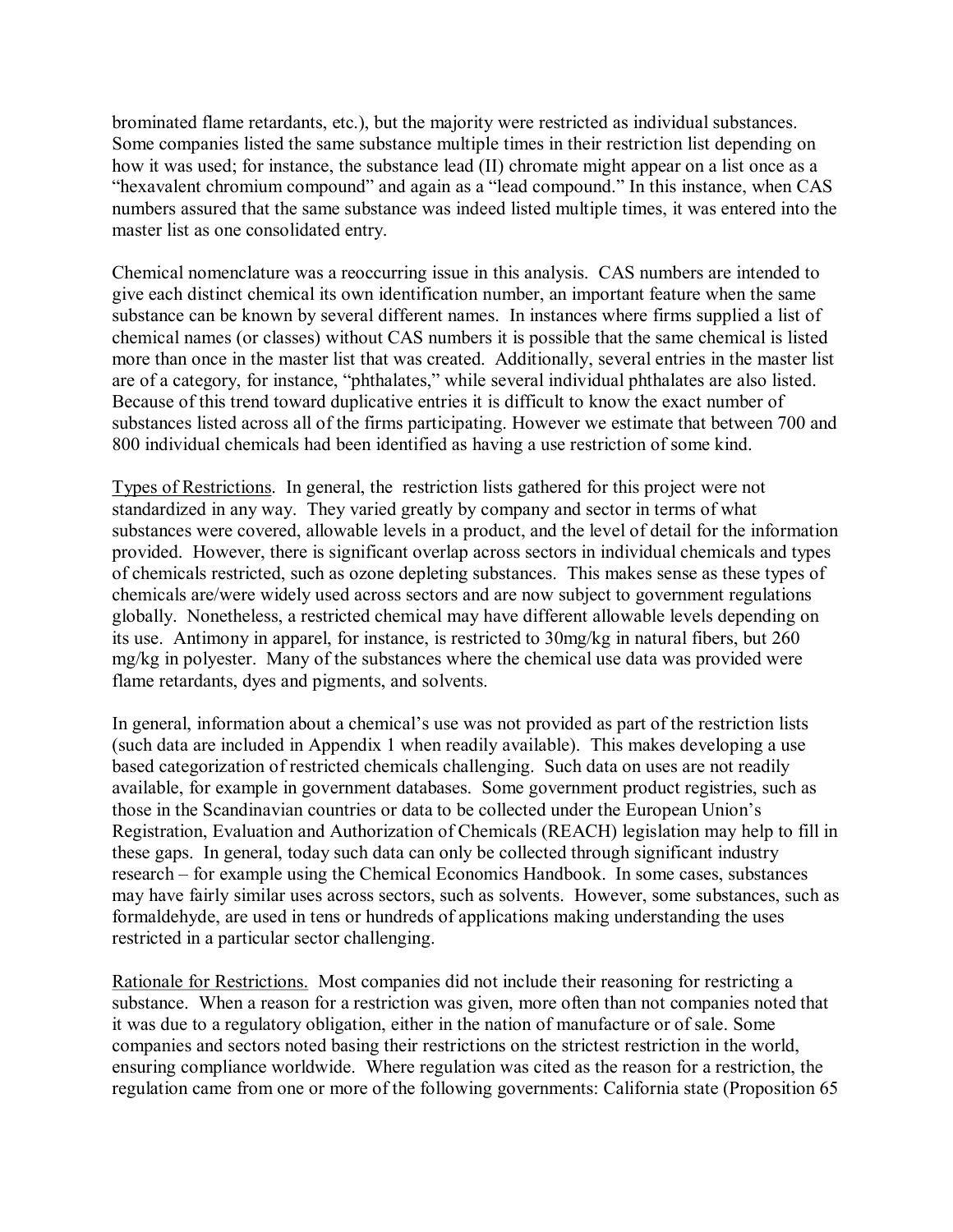brominated flame retardants, etc.), but the majority were restricted as individual substances. Some companies listed the same substance multiple times in their restriction list depending on how it was used; for instance, the substance lead (II) chromate might appear on a list once as a "hexavalent chromium compound" and again as a "lead compound." In this instance, when CAS numbers assured that the same substance was indeed listed multiple times, it was entered into the master list as one consolidated entry.

Chemical nomenclature was a reoccurring issue in this analysis. CAS numbers are intended to give each distinct chemical its own identification number, an important feature when the same substance can be known by several different names. In instances where firms supplied a list of chemical names (or classes) without CAS numbers it is possible that the same chemical is listed more than once in the master list that was created. Additionally, several entries in the master list are of a category, for instance, "phthalates," while several individual phthalates are also listed. Because of this trend toward duplicative entries it is difficult to know the exact number of substances listed across all of the firms participating. However we estimate that between 700 and 800 individual chemicals had been identified as having a use restriction of some kind.

Types of Restrictions. In general, the restriction lists gathered for this project were not standardized in any way. They varied greatly by company and sector in terms of what substances were covered, allowable levels in a product, and the level of detail for the information provided. However, there is significant overlap across sectors in individual chemicals and types of chemicals restricted, such as ozone depleting substances. This makes sense as these types of chemicals are/were widely used across sectors and are now subject to government regulations globally. Nonetheless, a restricted chemical may have different allowable levels depending on its use. Antimony in apparel, for instance, is restricted to 30mg/kg in natural fibers, but 260 mg/kg in polyester. Many of the substances where the chemical use data was provided were flame retardants, dyes and pigments, and solvents.

In general, information about a chemical's use was not provided as part of the restriction lists (such data are included in Appendix 1 when readily available). This makes developing a use based categorization of restricted chemicals challenging. Such data on uses are not readily available, for example in government databases. Some government product registries, such as those in the Scandinavian countries or data to be collected under the European Union's Registration, Evaluation and Authorization of Chemicals (REACH) legislation may help to fill in these gaps. In general, today such data can only be collected through significant industry research – for example using the Chemical Economics Handbook. In some cases, substances may have fairly similar uses across sectors, such as solvents. However, some substances, such as formaldehyde, are used in tens or hundreds of applications making understanding the uses restricted in a particular sector challenging.

Rationale for Restrictions. Most companies did not include their reasoning for restricting a substance. When a reason for a restriction was given, more often than not companies noted that it was due to a regulatory obligation, either in the nation of manufacture or of sale. Some companies and sectors noted basing their restrictions on the strictest restriction in the world, ensuring compliance worldwide. Where regulation was cited as the reason for a restriction, the regulation came from one or more of the following governments: California state (Proposition 65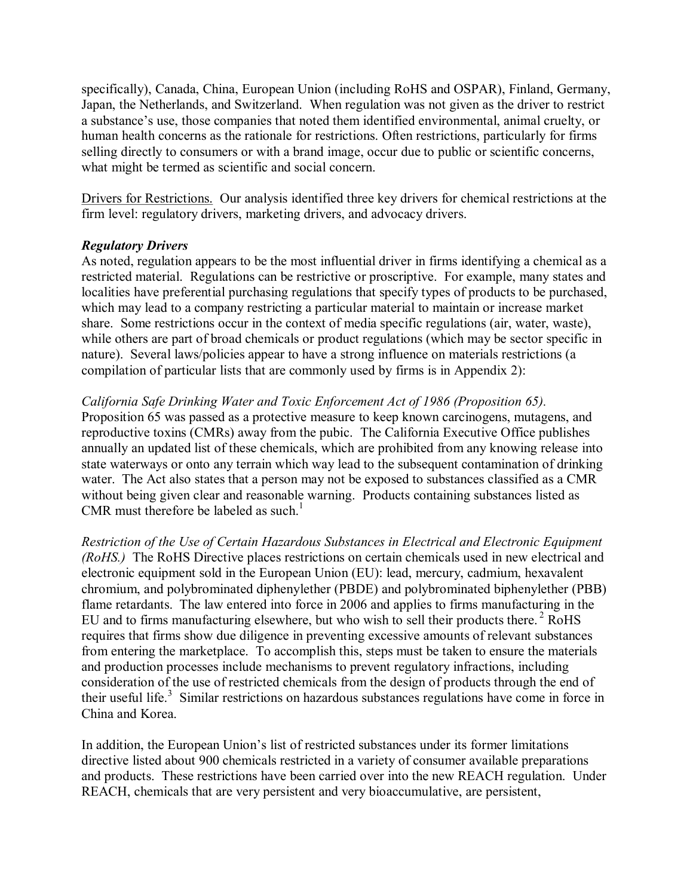specifically), Canada, China, European Union (including RoHS and OSPAR), Finland, Germany, Japan, the Netherlands, and Switzerland. When regulation was not given as the driver to restrict a substance's use, those companies that noted them identified environmental, animal cruelty, or human health concerns as the rationale for restrictions. Often restrictions, particularly for firms selling directly to consumers or with a brand image, occur due to public or scientific concerns, what might be termed as scientific and social concern.

<u>Drivers for Restrictions.</u> Our analysis identified three key drivers for chemical restrictions at the firm level: regulatory drivers, marketing drivers, and advocacy drivers.

***Regulatory Drivers***

As noted, regulation appears to be the most influential driver in firms identifying a chemical as a restricted material. Regulations can be restrictive or proscriptive. For example, many states and localities have preferential purchasing regulations that specify types of products to be purchased, which may lead to a company restricting a particular material to maintain or increase market share. Some restrictions occur in the context of media specific regulations (air, water, waste), while others are part of broad chemicals or product regulations (which may be sector specific in nature). Several laws/policies appear to have a strong influence on materials restrictions (a compilation of particular lists that are commonly used by firms is in Appendix 2):

*California Safe Drinking Water and Toxic Enforcement Act of 1986 (Proposition 65).* Proposition 65 was passed as a protective measure to keep known carcinogens, mutagens, and reproductive toxins (CMRs) away from the pubic. The California Executive Office publishes annually an updated list of these chemicals, which are prohibited from any knowing release into state waterways or onto any terrain which way lead to the subsequent contamination of drinking water. The Act also states that a person may not be exposed to substances classified as a CMR without being given clear and reasonable warning. Products containing substances listed as CMR must therefore be labeled as such.[1]

*Restriction of the Use of Certain Hazardous Substances in Electrical and Electronic Equipment (RoHS.)* The RoHS Directive places restrictions on certain chemicals used in new electrical and electronic equipment sold in the European Union (EU): lead, mercury, cadmium, hexavalent chromium, and polybrominated diphenylether (PBDE) and polybrominated biphenylether (PBB) flame retardants. The law entered into force in 2006 and applies to firms manufacturing in the EU and to firms manufacturing elsewhere, but who wish to sell their products there.[2] RoHS requires that firms show due diligence in preventing excessive amounts of relevant substances from entering the marketplace. To accomplish this, steps must be taken to ensure the materials and production processes include mechanisms to prevent regulatory infractions, including consideration of the use of restricted chemicals from the design of products through the end of their useful life.[3] Similar restrictions on hazardous substances regulations have come in force in China and Korea.

In addition, the European Union's list of restricted substances under its former limitations directive listed about 900 chemicals restricted in a variety of consumer available preparations and products. These restrictions have been carried over into the new REACH regulation. Under REACH, chemicals that are very persistent and very bioaccumulative, are persistent,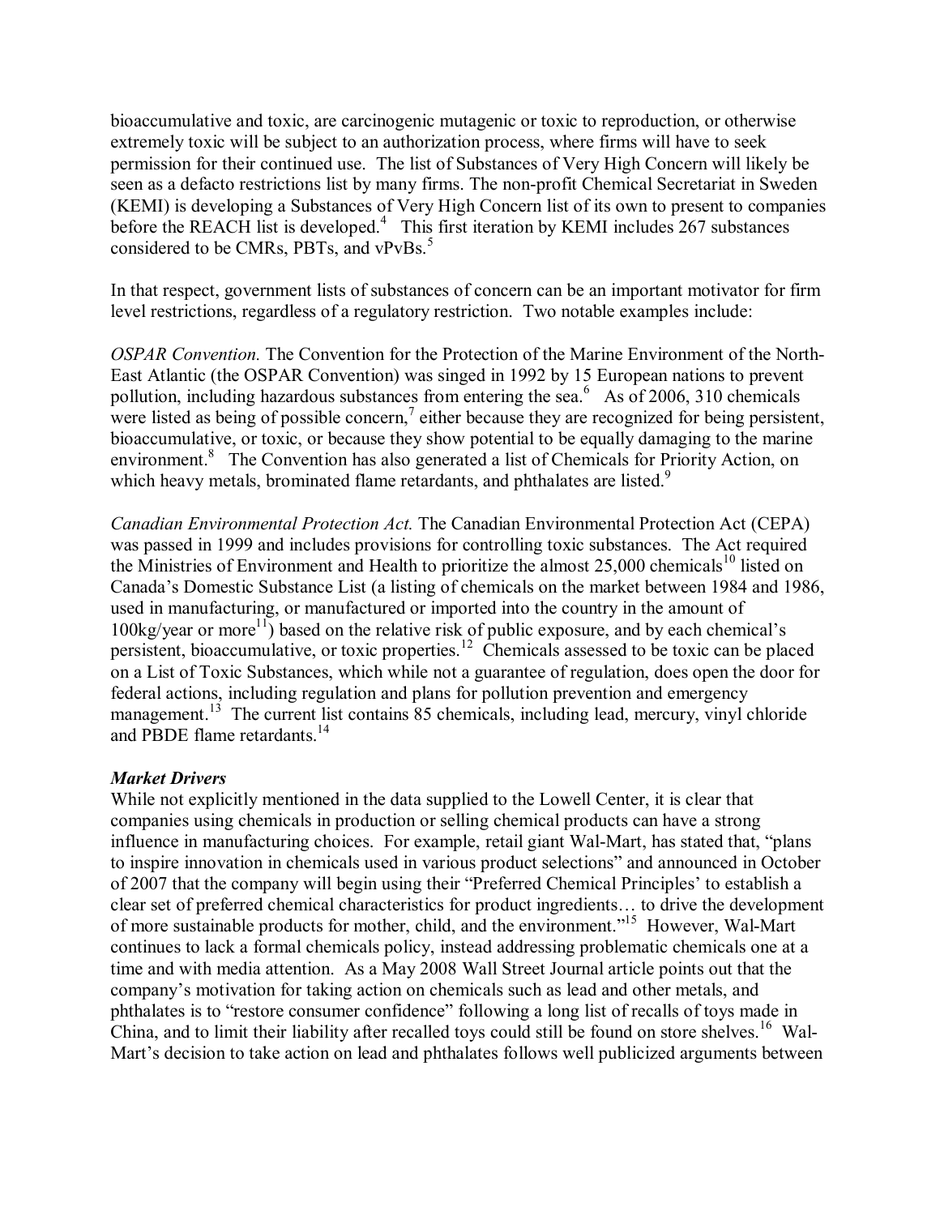bioaccumulative and toxic, are carcinogenic mutagenic or toxic to reproduction, or otherwise extremely toxic will be subject to an authorization process, where firms will have to seek permission for their continued use. The list of Substances of Very High Concern will likely be seen as a defacto restrictions list by many firms. The non-profit Chemical Secretariat in Sweden (KEMI) is developing a Substances of Very High Concern list of its own to present to companies before the REACH list is developed.[4] This first iteration by KEMI includes 267 substances considered to be CMRs, PBTs, and vPvBs.[5]

In that respect, government lists of substances of concern can be an important motivator for firm level restrictions, regardless of a regulatory restriction. Two notable examples include:

*OSPAR Convention.* The Convention for the Protection of the Marine Environment of the North-East Atlantic (the OSPAR Convention) was singed in 1992 by 15 European nations to prevent pollution, including hazardous substances from entering the sea.[6] As of 2006, 310 chemicals were listed as being of possible concern,[7] either because they are recognized for being persistent, bioaccumulative, or toxic, or because they show potential to be equally damaging to the marine environment.[8] The Convention has also generated a list of Chemicals for Priority Action, on which heavy metals, brominated flame retardants, and phthalates are listed.[9]

*Canadian Environmental Protection Act.* The Canadian Environmental Protection Act (CEPA) was passed in 1999 and includes provisions for controlling toxic substances. The Act required the Ministries of Environment and Health to prioritize the almost 25,000 chemicals[10] listed on Canada's Domestic Substance List (a listing of chemicals on the market between 1984 and 1986, used in manufacturing, or manufactured or imported into the country in the amount of 100kg/year or more[11]) based on the relative risk of public exposure, and by each chemical's persistent, bioaccumulative, or toxic properties.[12] Chemicals assessed to be toxic can be placed on a List of Toxic Substances, which while not a guarantee of regulation, does open the door for federal actions, including regulation and plans for pollution prevention and emergency management.[13] The current list contains 85 chemicals, including lead, mercury, vinyl chloride and PBDE flame retardants.[14]

***Market Drivers***

While not explicitly mentioned in the data supplied to the Lowell Center, it is clear that companies using chemicals in production or selling chemical products can have a strong influence in manufacturing choices. For example, retail giant Wal-Mart, has stated that, "plans to inspire innovation in chemicals used in various product selections" and announced in October of 2007 that the company will begin using their "Preferred Chemical Principles' to establish a clear set of preferred chemical characteristics for product ingredients… to drive the development of more sustainable products for mother, child, and the environment."[15] However, Wal-Mart continues to lack a formal chemicals policy, instead addressing problematic chemicals one at a time and with media attention. As a May 2008 Wall Street Journal article points out that the company's motivation for taking action on chemicals such as lead and other metals, and phthalates is to "restore consumer confidence" following a long list of recalls of toys made in China, and to limit their liability after recalled toys could still be found on store shelves.[16] Wal-Mart's decision to take action on lead and phthalates follows well publicized arguments between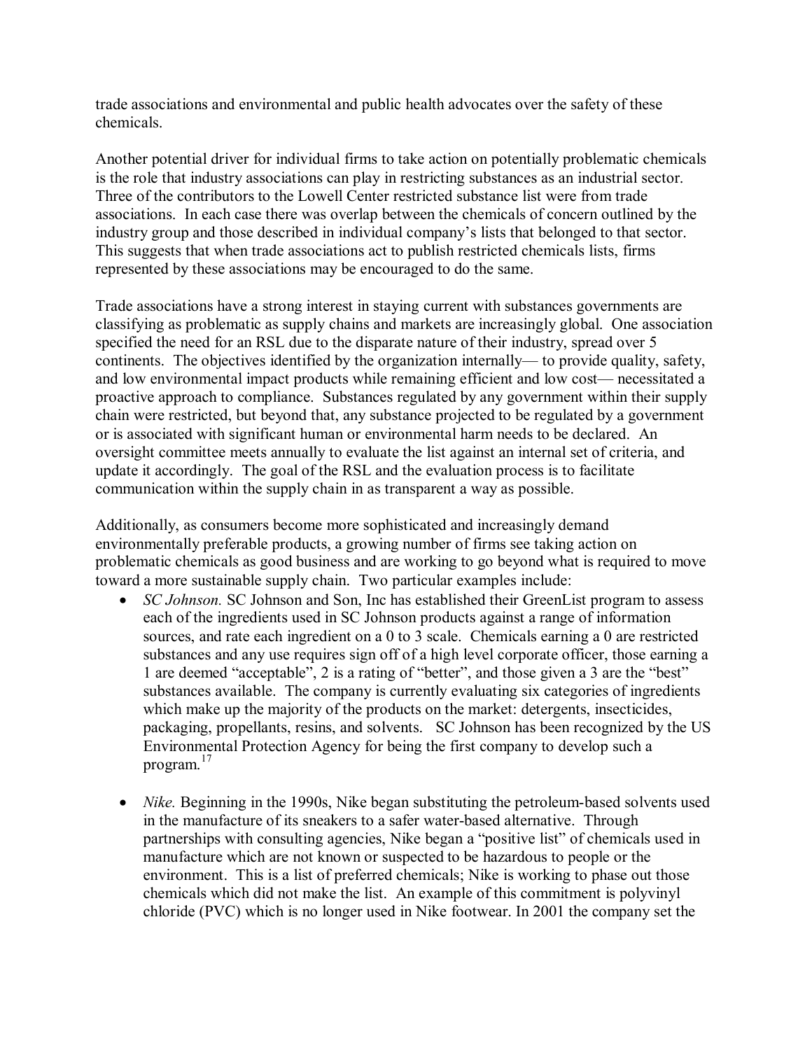trade associations and environmental and public health advocates over the safety of these chemicals.

Another potential driver for individual firms to take action on potentially problematic chemicals is the role that industry associations can play in restricting substances as an industrial sector. Three of the contributors to the Lowell Center restricted substance list were from trade associations. In each case there was overlap between the chemicals of concern outlined by the industry group and those described in individual company's lists that belonged to that sector. This suggests that when trade associations act to publish restricted chemicals lists, firms represented by these associations may be encouraged to do the same.

Trade associations have a strong interest in staying current with substances governments are classifying as problematic as supply chains and markets are increasingly global. One association specified the need for an RSL due to the disparate nature of their industry, spread over 5 continents. The objectives identified by the organization internally— to provide quality, safety, and low environmental impact products while remaining efficient and low cost— necessitated a proactive approach to compliance. Substances regulated by any government within their supply chain were restricted, but beyond that, any substance projected to be regulated by a government or is associated with significant human or environmental harm needs to be declared. An oversight committee meets annually to evaluate the list against an internal set of criteria, and update it accordingly. The goal of the RSL and the evaluation process is to facilitate communication within the supply chain in as transparent a way as possible.

Additionally, as consumers become more sophisticated and increasingly demand environmentally preferable products, a growing number of firms see taking action on problematic chemicals as good business and are working to go beyond what is required to move toward a more sustainable supply chain. Two particular examples include:

- *SC Johnson.* SC Johnson and Son, Inc has established their GreenList program to assess each of the ingredients used in SC Johnson products against a range of information sources, and rate each ingredient on a 0 to 3 scale. Chemicals earning a 0 are restricted substances and any use requires sign off of a high level corporate officer, those earning a 1 are deemed "acceptable", 2 is a rating of "better", and those given a 3 are the "best" substances available. The company is currently evaluating six categories of ingredients which make up the majority of the products on the market: detergents, insecticides, packaging, propellants, resins, and solvents. SC Johnson has been recognized by the US Environmental Protection Agency for being the first company to develop such a program.[17]

- *Nike.* Beginning in the 1990s, Nike began substituting the petroleum-based solvents used in the manufacture of its sneakers to a safer water-based alternative. Through partnerships with consulting agencies, Nike began a "positive list" of chemicals used in manufacture which are not known or suspected to be hazardous to people or the environment. This is a list of preferred chemicals; Nike is working to phase out those chemicals which did not make the list. An example of this commitment is polyvinyl chloride (PVC) which is no longer used in Nike footwear. In 2001 the company set the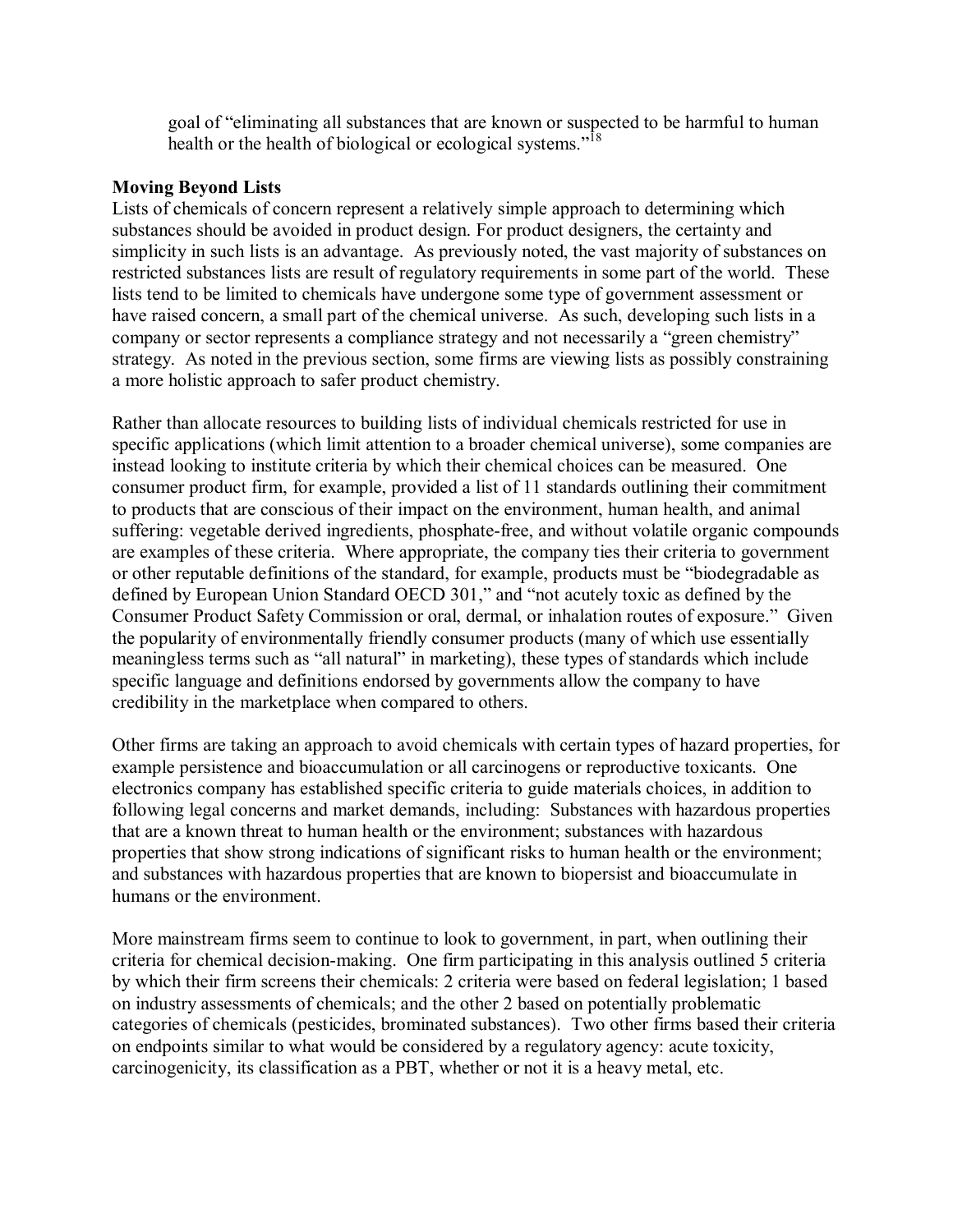goal of "eliminating all substances that are known or suspected to be harmful to human health or the health of biological or ecological systems."[18]

**Moving Beyond Lists**

Lists of chemicals of concern represent a relatively simple approach to determining which substances should be avoided in product design. For product designers, the certainty and simplicity in such lists is an advantage. As previously noted, the vast majority of substances on restricted substances lists are result of regulatory requirements in some part of the world. These lists tend to be limited to chemicals have undergone some type of government assessment or have raised concern, a small part of the chemical universe. As such, developing such lists in a company or sector represents a compliance strategy and not necessarily a "green chemistry" strategy. As noted in the previous section, some firms are viewing lists as possibly constraining a more holistic approach to safer product chemistry.

Rather than allocate resources to building lists of individual chemicals restricted for use in specific applications (which limit attention to a broader chemical universe), some companies are instead looking to institute criteria by which their chemical choices can be measured. One consumer product firm, for example, provided a list of 11 standards outlining their commitment to products that are conscious of their impact on the environment, human health, and animal suffering: vegetable derived ingredients, phosphate-free, and without volatile organic compounds are examples of these criteria. Where appropriate, the company ties their criteria to government or other reputable definitions of the standard, for example, products must be "biodegradable as defined by European Union Standard OECD 301," and "not acutely toxic as defined by the Consumer Product Safety Commission or oral, dermal, or inhalation routes of exposure." Given the popularity of environmentally friendly consumer products (many of which use essentially meaningless terms such as "all natural" in marketing), these types of standards which include specific language and definitions endorsed by governments allow the company to have credibility in the marketplace when compared to others.

Other firms are taking an approach to avoid chemicals with certain types of hazard properties, for example persistence and bioaccumulation or all carcinogens or reproductive toxicants. One electronics company has established specific criteria to guide materials choices, in addition to following legal concerns and market demands, including: Substances with hazardous properties that are a known threat to human health or the environment; substances with hazardous properties that show strong indications of significant risks to human health or the environment; and substances with hazardous properties that are known to biopersist and bioaccumulate in humans or the environment.

More mainstream firms seem to continue to look to government, in part, when outlining their criteria for chemical decision-making. One firm participating in this analysis outlined 5 criteria by which their firm screens their chemicals: 2 criteria were based on federal legislation; 1 based on industry assessments of chemicals; and the other 2 based on potentially problematic categories of chemicals (pesticides, brominated substances). Two other firms based their criteria on endpoints similar to what would be considered by a regulatory agency: acute toxicity, carcinogenicity, its classification as a PBT, whether or not it is a heavy metal, etc.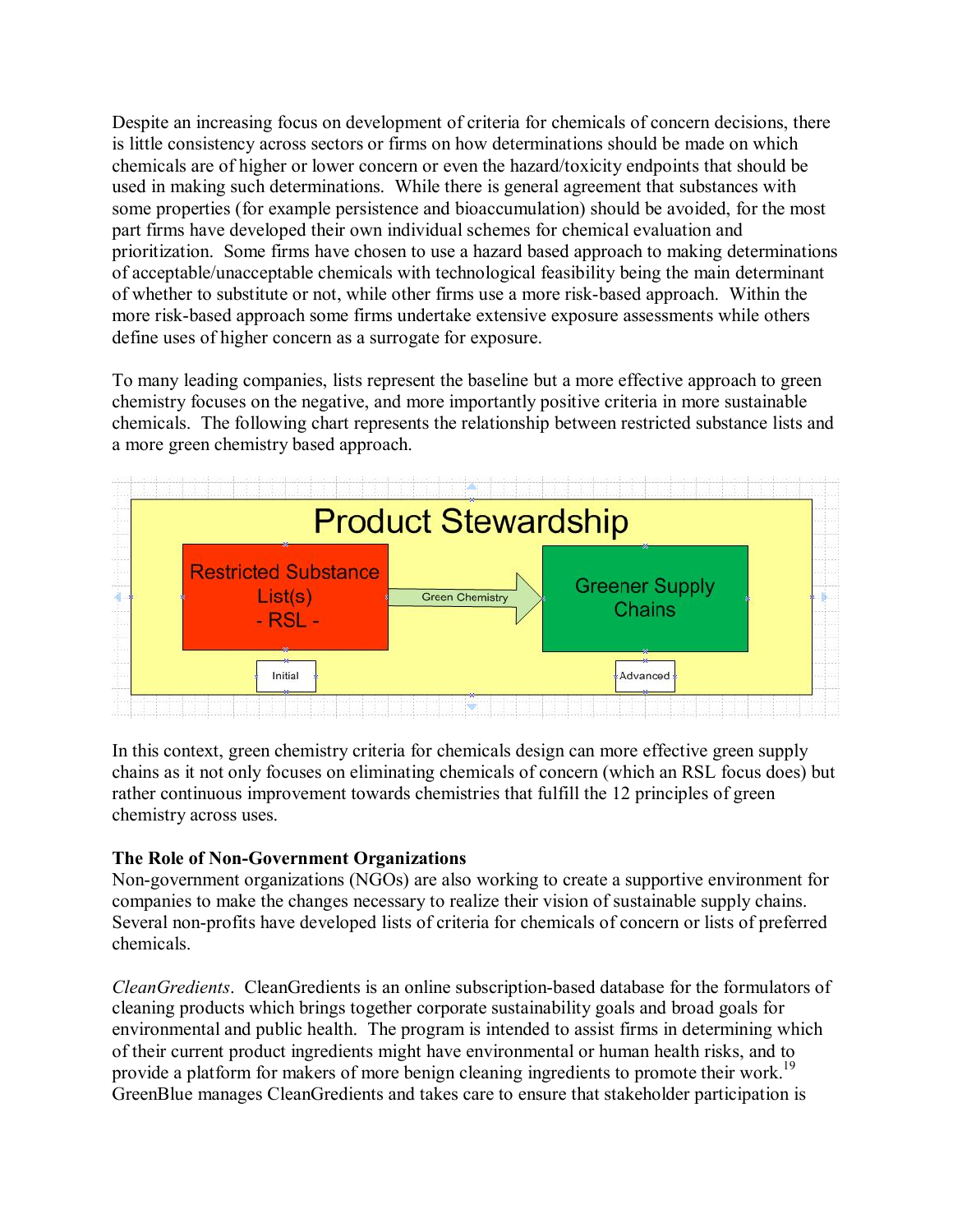Despite an increasing focus on development of criteria for chemicals of concern decisions, there is little consistency across sectors or firms on how determinations should be made on which chemicals are of higher or lower concern or even the hazard/toxicity endpoints that should be used in making such determinations. While there is general agreement that substances with some properties (for example persistence and bioaccumulation) should be avoided, for the most part firms have developed their own individual schemes for chemical evaluation and prioritization. Some firms have chosen to use a hazard based approach to making determinations of acceptable/unacceptable chemicals with technological feasibility being the main determinant of whether to substitute or not, while other firms use a more risk-based approach. Within the more risk-based approach some firms undertake extensive exposure assessments while others define uses of higher concern as a surrogate for exposure.

To many leading companies, lists represent the baseline but a more effective approach to green chemistry focuses on the negative, and more importantly positive criteria in more sustainable chemicals. The following chart represents the relationship between restricted substance lists and a more green chemistry based approach.

Product Stewardship

Restricted Substance List(s) - RSL - → Green Chemistry → Greener Supply Chains

Initial — Advanced

In this context, green chemistry criteria for chemicals design can more effective green supply chains as it not only focuses on eliminating chemicals of concern (which an RSL focus does) but rather continuous improvement towards chemistries that fulfill the 12 principles of green chemistry across uses.

**The Role of Non-Government Organizations**

Non-government organizations (NGOs) are also working to create a supportive environment for companies to make the changes necessary to realize their vision of sustainable supply chains. Several non-profits have developed lists of criteria for chemicals of concern or lists of preferred chemicals.

*CleanGredients*. CleanGredients is an online subscription-based database for the formulators of cleaning products which brings together corporate sustainability goals and broad goals for environmental and public health. The program is intended to assist firms in determining which of their current product ingredients might have environmental or human health risks, and to provide a platform for makers of more benign cleaning ingredients to promote their work.[19] GreenBlue manages CleanGredients and takes care to ensure that stakeholder participation is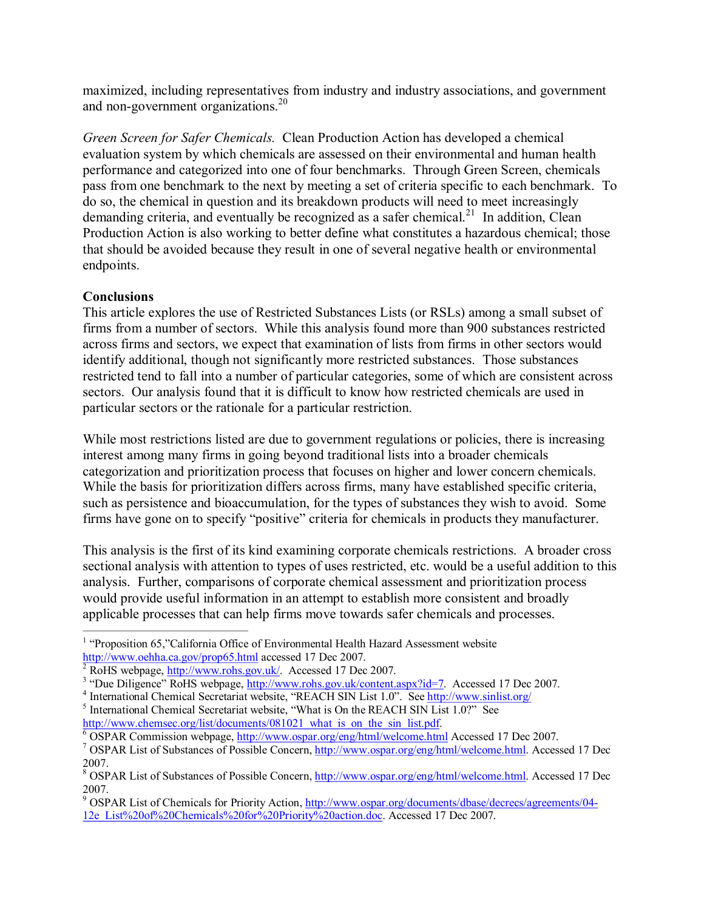maximized, including representatives from industry and industry associations, and government and non-government organizations.[20]

*Green Screen for Safer Chemicals.* Clean Production Action has developed a chemical evaluation system by which chemicals are assessed on their environmental and human health performance and categorized into one of four benchmarks. Through Green Screen, chemicals pass from one benchmark to the next by meeting a set of criteria specific to each benchmark. To do so, the chemical in question and its breakdown products will need to meet increasingly demanding criteria, and eventually be recognized as a safer chemical.[21] In addition, Clean Production Action is also working to better define what constitutes a hazardous chemical; those that should be avoided because they result in one of several negative health or environmental endpoints.

**Conclusions**

This article explores the use of Restricted Substances Lists (or RSLs) among a small subset of firms from a number of sectors. While this analysis found more than 900 substances restricted across firms and sectors, we expect that examination of lists from firms in other sectors would identify additional, though not significantly more restricted substances. Those substances restricted tend to fall into a number of particular categories, some of which are consistent across sectors. Our analysis found that it is difficult to know how restricted chemicals are used in particular sectors or the rationale for a particular restriction.

While most restrictions listed are due to government regulations or policies, there is increasing interest among many firms in going beyond traditional lists into a broader chemicals categorization and prioritization process that focuses on higher and lower concern chemicals. While the basis for prioritization differs across firms, many have established specific criteria, such as persistence and bioaccumulation, for the types of substances they wish to avoid. Some firms have gone on to specify "positive" criteria for chemicals in products they manufacturer.

This analysis is the first of its kind examining corporate chemicals restrictions. A broader cross sectional analysis with attention to types of uses restricted, etc. would be a useful addition to this analysis. Further, comparisons of corporate chemical assessment and prioritization process would provide useful information in an attempt to establish more consistent and broadly applicable processes that can help firms move towards safer chemicals and processes.

---

[1] "Proposition 65," California Office of Environmental Health Hazard Assessment website http://www.oehha.ca.gov/prop65.html accessed 17 Dec 2007.

[2] RoHS webpage, http://www.rohs.gov.uk/. Accessed 17 Dec 2007.

[3] "Due Diligence" RoHS webpage, http://www.rohs.gov.uk/content.aspx?id=7. Accessed 17 Dec 2007.

[4] International Chemical Secretariat website, "REACH SIN List 1.0". See http://www.sinlist.org/

[5] International Chemical Secretariat website, "What is On the REACH SIN List 1.0?" See http://www.chemsec.org/list/documents/081021_what_is_on_the_sin_list.pdf.

[6] OSPAR Commission webpage, http://www.ospar.org/eng/html/welcome.html Accessed 17 Dec 2007.

[7] OSPAR List of Substances of Possible Concern, http://www.ospar.org/eng/html/welcome.html. Accessed 17 Dec 2007.

[8] OSPAR List of Substances of Possible Concern, http://www.ospar.org/eng/html/welcome.html. Accessed 17 Dec 2007.

[9] OSPAR List of Chemicals for Priority Action, http://www.ospar.org/documents/dbase/decrecs/agreements/04-12e_List%20of%20Chemicals%20for%20Priority%20action.doc. Accessed 17 Dec 2007.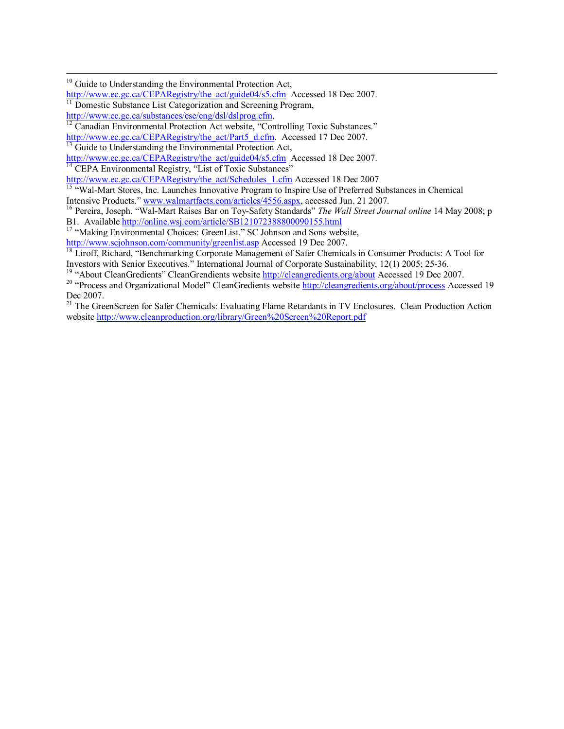[10] Guide to Understanding the Environmental Protection Act, http://www.ec.gc.ca/CEPARegistry/the_act/guide04/s5.cfm Accessed 18 Dec 2007.

[11] Domestic Substance List Categorization and Screening Program, http://www.ec.gc.ca/substances/ese/eng/dsl/dslprog.cfm.

[12] Canadian Environmental Protection Act website, "Controlling Toxic Substances." http://www.ec.gc.ca/CEPARegistry/the_act/Part5_d.cfm. Accessed 17 Dec 2007.

[13] Guide to Understanding the Environmental Protection Act, http://www.ec.gc.ca/CEPARegistry/the_act/guide04/s5.cfm Accessed 18 Dec 2007.

[14] CEPA Environmental Registry, "List of Toxic Substances" http://www.ec.gc.ca/CEPARegistry/the_act/Schedules_1.cfm Accessed 18 Dec 2007

[15] "Wal-Mart Stores, Inc. Launches Innovative Program to Inspire Use of Preferred Substances in Chemical Intensive Products." www.walmartfacts.com/articles/4556.aspx, accessed Jun. 21 2007.

[16] Pereira, Joseph. "Wal-Mart Raises Bar on Toy-Safety Standards" *The Wall Street Journal online* 14 May 2008; p B1. Available http://online.wsj.com/article/SB121072388800090155.html

[17] "Making Environmental Choices: GreenList." SC Johnson and Sons website, http://www.scjohnson.com/community/greenlist.asp Accessed 19 Dec 2007.

[18] Liroff, Richard, "Benchmarking Corporate Management of Safer Chemicals in Consumer Products: A Tool for Investors with Senior Executives." International Journal of Corporate Sustainability, 12(1) 2005; 25-36.

[19] "About CleanGredients" CleanGrendients website http://cleangredients.org/about Accessed 19 Dec 2007.

[20] "Process and Organizational Model" CleanGredients website http://cleangredients.org/about/process Accessed 19 Dec 2007.

[21] The GreenScreen for Safer Chemicals: Evaluating Flame Retardants in TV Enclosures. Clean Production Action website http://www.cleanproduction.org/library/Green%20Screen%20Report.pdf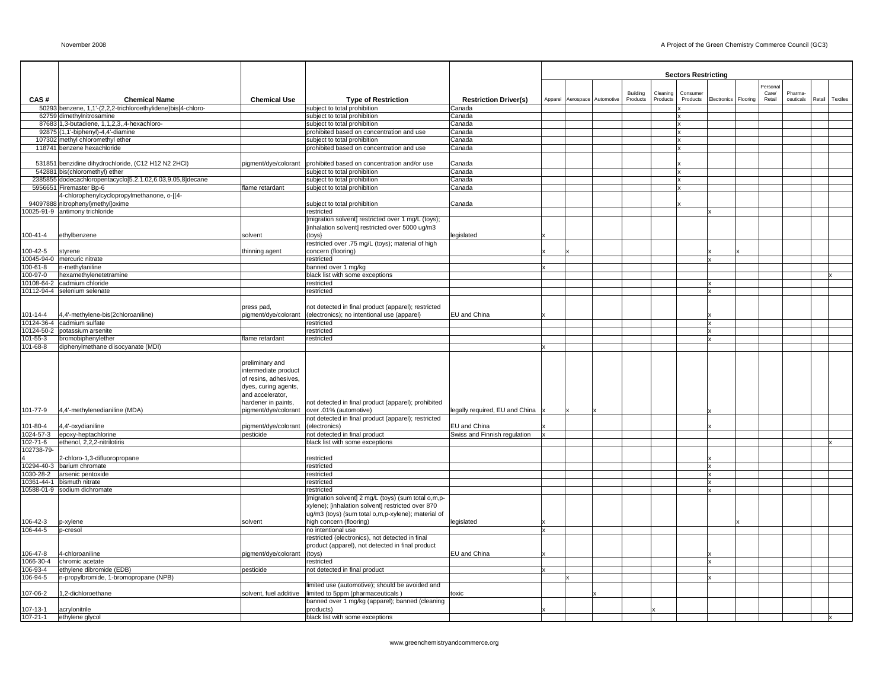| CAS # | Chemical Name | Chemical Use | Type of Restriction | Restriction Driver(s) | Sectors Restricting | | | | | | | | | | | |
|---|---|---|---|---|---|---|---|---|---|---|---|---|---|---|---|---|
| | | | | | Apparel | Aerospace | Automotive | Building Products | Cleaning Products | Consumer Products | Electronics | Flooring | Personal Care/ Retail | Pharma-ceuticals | Retail | Textiles |
| 50293 | benzene, 1,1'-(2,2,2-trichloroethylidene)bis[4-chloro- | | subject to total prohibition | Canada | | | | | | x | | | | | | |
| 62759 | dimethylnitrosamine | | subject to total prohibition | Canada | | | | | | x | | | | | | |
| 87683 | 1,3-butadiene, 1,1,2,3,,4-hexachloro- | | subject to total prohibition | Canada | | | | | | x | | | | | | |
| 92875 | (1,1'-biphenyl)-4,4'-diamine | | prohibited based on concentration and use | Canada | | | | | | x | | | | | | |
| 107302 | methyl chloromethyl ether | | subject to total prohibition | Canada | | | | | | x | | | | | | |
| 118741 | benzene hexachloride | | prohibited based on concentration and use | Canada | | | | | | x | | | | | | |
| 531851 | benzidine dihydrochloride, (C12 H12 N2 2HCl) | pigment/dye/colorant | prohibited based on concentration and/or use | Canada | | | | | | x | | | | | | |
| 542881 | bis(chloromethyl) ether | | subject to total prohibition | Canada | | | | | | x | | | | | | |
| 2385855 | dodecachloropentacyclo[5.2.1.02,6.03,9.05,8]decane | | subject to total prohibition | Canada | | | | | | x | | | | | | |
| 5956651 | Firemaster Bp-6 | flame retardant | subject to total prohibition | Canada | | | | | | x | | | | | | |
| 94097888 | 4-chlorophenylcyclopropylmethanone, o-[(4-nitrophenyl)methyl]oxime | | subject to total prohibition | Canada | | | | | | x | | | | | | |
| 10025-91-9 | antimony trichloride | | restricted | | | | | | | | x | | | | | |
| 100-41-4 | ethylbenzene | solvent | [migration solvent] restricted over 1 mg/L (toys); [inhalation solvent] restricted over 5000 ug/m3 (toys} | legislated | x | | | | | | | | | | | |
| 100-42-5 | styrene | thinning agent | restricted over .75 mg/L (toys); material of high concern (flooring) | | x | x | | | | | x | x | | | | |
| 10045-94-0 | mercuric nitrate | | restricted | | | | | | | | x | | | | | |
| 100-61-8 | n-methylaniline | | banned over 1 mg/kg | | x | | | | | | | | | | | |
| 100-97-0 | hexamethylenetetramine | | black list with some exceptions | | | | | | | | | | | | | x |
| 10108-64-2 | cadmium chloride | | restricted | | | | | | | | x | | | | | |
| 10112-94-4 | selenium selenate | | restricted | | | | | | | | x | | | | | |
| 101-14-4 | 4,4'-methylene-bis(2chloroaniline) | press pad, pigment/dye/colorant | not detected in final product (apparel); restricted (electronics); no intentional use (apparel) | EU and China | x | | | | | | x | | | | | |
| 10124-36-4 | cadmium sulfate | | restricted | | | | | | | | x | | | | | |
| 10124-50-2 | potassium arsenite | | restricted | | | | | | | | x | | | | | |
| 101-55-3 | bromobiphenylether | flame retardant | restricted | | | | | | | | x | | | | | |
| 101-68-8 | diphenylmethane diisocyanate (MDI) | | | | x | | | | | | | | | | | |
| 101-77-9 | 4,4'-methylenedianiline (MDA) | preliminary and intermediate product of resins, adhesives, dyes, curing agents, and accelerator, hardener in paints, pigment/dye/colorant | not detected in final product (apparel); prohibited over .01% (automotive) | legally required, EU and China | x | x | x | | | | x | | | | | |
| 101-80-4 | 4,4'-oxydianiline | pigment/dye/colorant | not detected in final product (apparel); restricted (electronics) | EU and China | x | | | | | | x | | | | | |
| 1024-57-3 | epoxy-heptachlorine | pesticide | not detected in final product | Swiss and Finnish regulation | x | | | | | | | | | | | |
| 102-71-6 | ethenol, 2,2,2-nitrilotiris | | black list with some exceptions | | | | | | | | | | | | | x |
| 102738-79-4 | 2-chloro-1,3-difluoropropane | | restricted | | | | | | | | x | | | | | |
| 10294-40-3 | barium chromate | | restricted | | | | | | | | x | | | | | |
| 1030-28-2 | arsenic pentoxide | | restricted | | | | | | | | x | | | | | |
| 10361-44-1 | bismuth nitrate | | restricted | | | | | | | | x | | | | | |
| 10588-01-9 | sodium dichromate | | restricted | | | | | | | | x | | | | | |
| 106-42-3 | p-xylene | solvent | [migration solvent] 2 mg/L (toys) (sum total o,m,p-xylene); [inhalation solvent] restricted over 870 ug/m3 (toys) (sum total o,m,p-xylene); material of high concern (flooring) | legislated | x | | | | | | | x | | | | |
| 106-44-5 | p-cresol | | no intentional use | | x | | | | | | | | | | | |
| 106-47-8 | 4-chloroaniline | pigment/dye/colorant | restricted (electronics), not detected in final product (apparel), not detected in final product (toys) | EU and China | x | | | | | | x | | | | | |
| 1066-30-4 | chromic acetate | | restricted | | | | | | | | x | | | | | |
| 106-93-4 | ethylene dibromide (EDB) | pesticide | not detected in final product | | x | | | | | | | | | | | |
| 106-94-5 | n-propylbromide, 1-bromopropane (NPB) | | | | | x | | | | | x | | | | | |
| 107-06-2 | 1,2-dichloroethane | solvent, fuel additive | limited use (automotive); should be avoided and limited to 5ppm (pharmaceuticals ) | toxic | | | x | | | | | | | | | |
| 107-13-1 | acrylonitrile | | banned over 1 mg/kg (apparel); banned (cleaning products) | | x | | | | x | | | | | | | |
| 107-21-1 | ethylene glycol | | black list with some exceptions | | | | | | | | | | | | | x |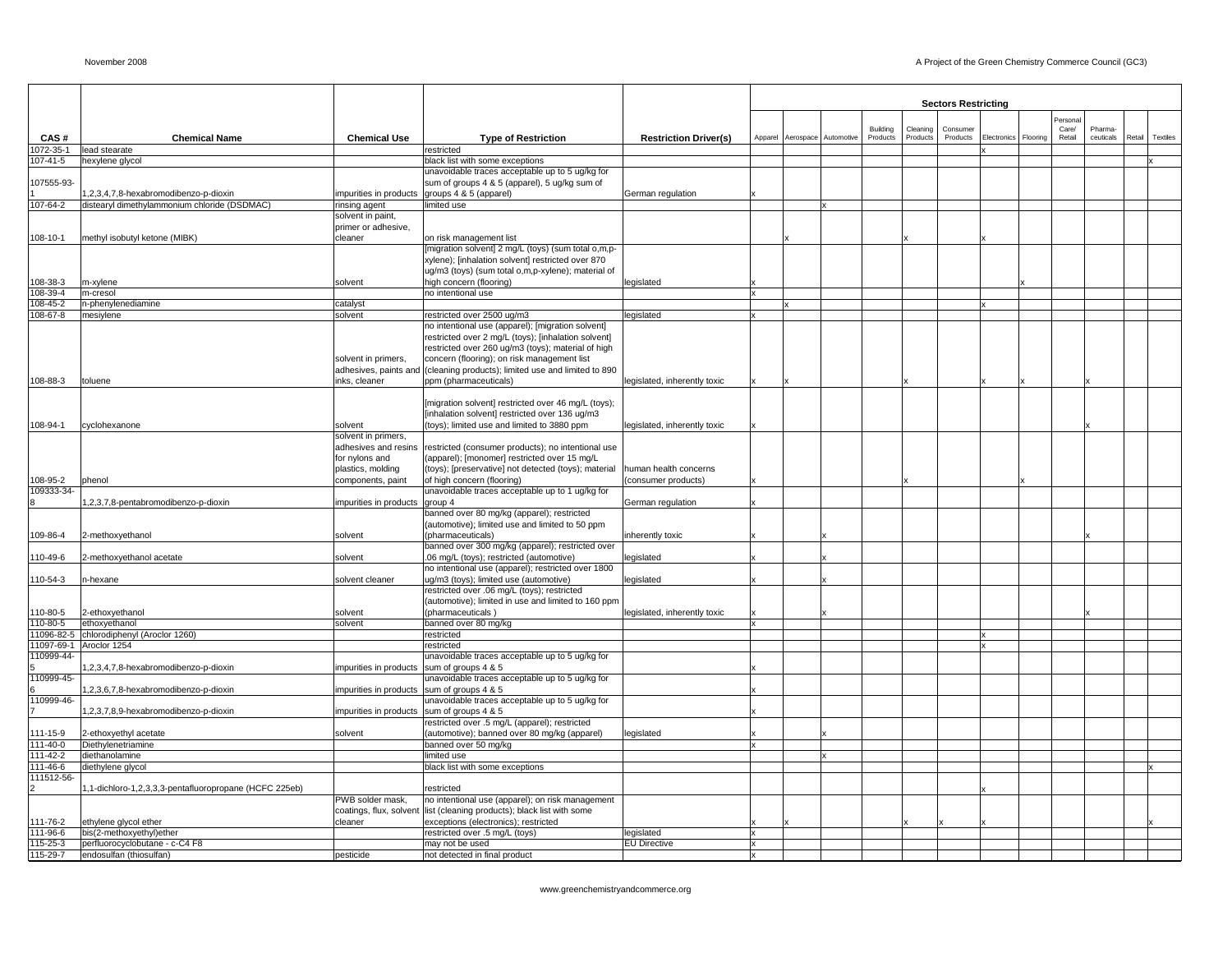| CAS # | Chemical Name | Chemical Use | Type of Restriction | Restriction Driver(s) | Sectors Restricting | | | | | | | | | | | |
|---|---|---|---|---|---|---|---|---|---|---|---|---|---|---|---|---|
| | | | | | Apparel | Aerospace | Automotive | Building Products | Cleaning Products | Consumer Products | Electronics | Flooring | Personal Care/ Retail | Pharma-ceuticals | Retail | Textiles |
| 1072-35-1 | lead stearate | | restricted | | | | | | | | x | | | | | |
| 107-41-5 | hexylene glycol | | black list with some exceptions | | | | | | | | | | | | | x |
| 107555-93-1 | 1,2,3,4,7,8-hexabromodibenzo-p-dioxin | impurities in products | unavoidable traces acceptable up to 5 ug/kg for sum of groups 4 & 5 (apparel), 5 ug/kg sum of groups 4 & 5 (apparel) | German regulation | x | | | | | | | | | | | |
| 107-64-2 | distearyl dimethylammonium chloride (DSDMAC) | rinsing agent | limited use | | | | x | | | | | | | | | |
| 108-10-1 | methyl isobutyl ketone (MIBK) | solvent in paint, primer or adhesive, cleaner | on risk management list | | | x | | | x | | x | | | | | |
| 108-38-3 | m-xylene | solvent | [migration solvent] 2 mg/L (toys) (sum total o,m,p-xylene); [inhalation solvent] restricted over 870 ug/m3 (toys) (sum total o,m,p-xylene); material of high concern (flooring) | legislated | x | | | | | | | x | | | | |
| 108-39-4 | m-cresol | | no intentional use | | x | | | | | | | | | | | |
| 108-45-2 | n-phenylenediamine | catalyst | | | | x | | | | | x | | | | | |
| 108-67-8 | mesiylene | solvent | restricted over 2500 ug/m3 | legislated | x | | | | | | | | | | | |
| 108-88-3 | toluene | solvent in primers, adhesives, paints and inks, cleaner | no intentional use (apparel); [migration solvent] restricted over 2 mg/L (toys); [inhalation solvent] restricted over 260 ug/m3 (toys); material of high concern (flooring); on risk management list (cleaning products); limited use and limited to 890 ppm (pharmaceuticals) | legislated, inherently toxic | x | x | | | x | | x | x | | x | | |
| 108-94-1 | cyclohexanone | solvent | [migration solvent] restricted over 46 mg/L (toys); [inhalation solvent] restricted over 136 ug/m3 (toys); limited use and limited to 3880 ppm | legislated, inherently toxic | x | | | | | | | | | x | | |
| 108-95-2 | phenol | solvent in primers, adhesives and resins for nylons and plastics, molding components, paint | restricted (consumer products); no intentional use (apparel); [monomer] restricted over 15 mg/L (toys); [preservative] not detected (toys); material of high concern (flooring) | human health concerns (consumer products) | x | | | | x | | | x | | | | |
| 109333-34-8 | 1,2,3,7,8-pentabromodibenzo-p-dioxin | impurities in products | unavoidable traces acceptable up to 1 ug/kg for group 4 | German regulation | x | | | | | | | | | | | |
| 109-86-4 | 2-methoxyethanol | solvent | banned over 80 mg/kg (apparel); restricted (automotive); limited use and limited to 50 ppm (pharmaceuticals) | inherently toxic | x | | x | | | | | | | x | | |
| 110-49-6 | 2-methoxyethanol acetate | solvent | banned over 300 mg/kg (apparel); restricted over .06 mg/L (toys); restricted (automotive) | legislated | x | | x | | | | | | | | | |
| 110-54-3 | n-hexane | solvent cleaner | no intentional use (apparel); restricted over 1800 ug/m3 (toys); limited use (automotive) | legislated | x | | x | | | | | | | | | |
| 110-80-5 | 2-ethoxyethanol | solvent | restricted over .06 mg/L (toys); restricted (automotive); limited in use and limited to 160 ppm (pharmaceuticals ) | legislated, inherently toxic | x | | x | | | | | | | x | | |
| 110-80-5 | ethoxyethanol | solvent | banned over 80 mg/kg | | x | | | | | | | | | | | |
| 11096-82-5 | chlorodiphenyl (Aroclor 1260) | | restricted | | | | | | | | x | | | | | |
| 11097-69-1 | Aroclor 1254 | | restricted | | | | | | | | x | | | | | |
| 110999-44-5 | 1,2,3,4,7,8-hexabromodibenzo-p-dioxin | impurities in products | unavoidable traces acceptable up to 5 ug/kg for sum of groups 4 & 5 | | x | | | | | | | | | | | |
| 110999-45-6 | 1,2,3,6,7,8-hexabromodibenzo-p-dioxin | impurities in products | unavoidable traces acceptable up to 5 ug/kg for sum of groups 4 & 5 | | x | | | | | | | | | | | |
| 110999-46-7 | 1,2,3,7,8,9-hexabromodibenzo-p-dioxin | impurities in products | unavoidable traces acceptable up to 5 ug/kg for sum of groups 4 & 5 | | x | | | | | | | | | | | |
| 111-15-9 | 2-ethoxyethyl acetate | solvent | restricted over .5 mg/L (apparel); restricted (automotive); banned over 80 mg/kg (apparel) | legislated | x | | x | | | | | | | | | |
| 111-40-0 | Diethylenetriamine | | banned over 50 mg/kg | | x | | | | | | | | | | | |
| 111-42-2 | diethanolamine | | limited use | | | | x | | | | | | | | | |
| 111-46-6 | diethylene glycol | | black list with some exceptions | | | | | | | | | | | | | x |
| 111512-56-2 | 1,1-dichloro-1,2,3,3,3-pentafluoropropane (HCFC 225eb) | | restricted | | | | | | | | x | | | | | |
| 111-76-2 | ethylene glycol ether | PWB solder mask, coatings, flux, solvent cleaner | no intentional use (apparel); on risk management list (cleaning products); black list with some exceptions (electronics); restricted | | x | x | | | x | x | x | | | | | x |
| 111-96-6 | bis(2-methoxyethyl)ether | | restricted over .5 mg/L (toys) | legislated | x | | | | | | | | | | | |
| 115-25-3 | perfluorocyclobutane - c-C4 F8 | | may not be used | EU Directive | x | | | | | | | | | | | |
| 115-29-7 | endosulfan (thiosulfan) | pesticide | not detected in final product | | x | | | | | | | | | | | |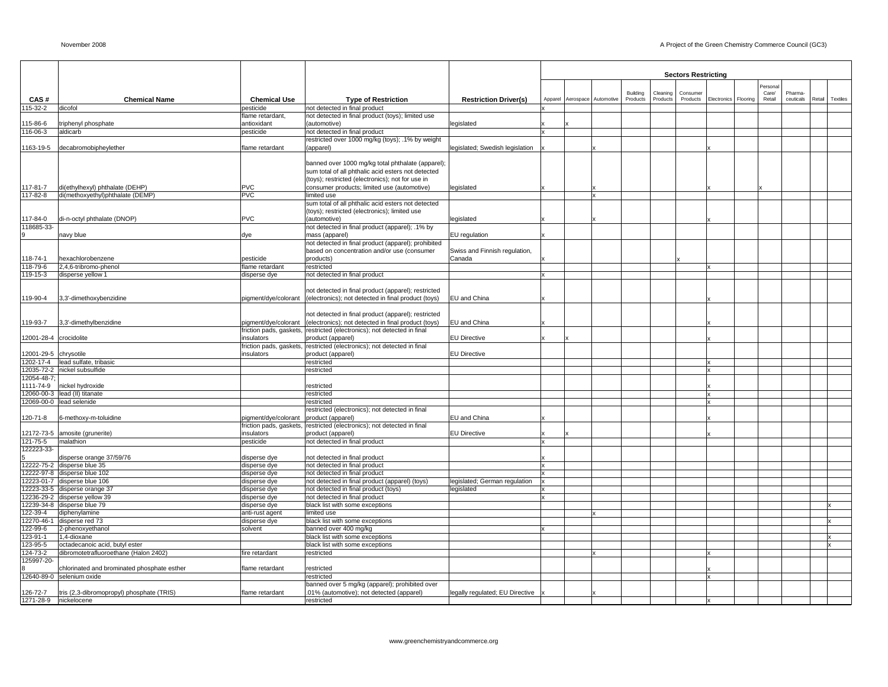| CAS # | Chemical Name | Chemical Use | Type of Restriction | Restriction Driver(s) | Sectors Restricting | | | | | | | | | | | | |
|---|---|---|---|---|---|---|---|---|---|---|---|---|---|---|---|---|---|
| | | | | | Apparel | Aerospace | Automotive | Building Products | Cleaning Products | Consumer Products | Electronics | Flooring | Personal Care/ Retail | Pharma-ceuticals | Retail | Textiles |
| 115-32-2 | dicofol | pesticide | not detected in final product | | x | | | | | | | | | | | |
| 115-86-6 | triphenyl phosphate | flame retardant, antioxidant | not detected in final product (toys); limited use (automotive) | legislated | x | x | | | | | | | | | | |
| 116-06-3 | aldicarb | pesticide | not detected in final product | | x | | | | | | | | | | | |
| 1163-19-5 | decabromobiphenylether | flame retardant | restricted over 1000 mg/kg (toys); .1% by weight (apparel) | legislated; Swedish legislation | x | | x | | | | x | | | | | |
| 117-81-7 | di(ethylhexyl) phthalate (DEHP) | PVC | banned over 1000 mg/kg total phthalate (apparel); sum total of all phthalic acid esters not detected (toys); restricted (electronics); not for use in consumer products; limited use (automotive) | legislated | x | | x | | | | x | | x | | | |
| 117-82-8 | di(methoxyethyl)phthalate (DEMP) | PVC | limited use | | | | x | | | | | | | | | |
| 117-84-0 | di-n-octyl phthalate (DNOP) | PVC | sum total of all phthalic acid esters not detected (toys); restricted (electronics); limited use (automotive) | legislated | x | | x | | | | x | | | | | |
| 118685-33-9 | navy blue | dye | not detected in final product (apparel); .1% by mass (apparel) | EU regulation | x | | | | | | | | | | | |
| 118-74-1 | hexachlorobenzene | pesticide | not detected in final product (apparel); prohibited based on concentration and/or use (consumer products) | Swiss and Finnish regulation, Canada | x | | | | | x | | | | | | |
| 118-79-6 | 2,4,6-tribromo-phenol | flame retardant | restricted | | | | | | | | x | | | | | |
| 119-15-3 | disperse yellow 1 | disperse dye | not detected in final product | | x | | | | | | | | | | | |
| 119-90-4 | 3,3'-dimethoxybenzidine | pigment/dye/colorant | not detected in final product (apparel); restricted (electronics); not detected in final product (toys) | EU and China | x | | | | | | x | | | | | |
| 119-93-7 | 3,3'-dimethylbenzidine | pigment/dye/colorant | not detected in final product (apparel); restricted (electronics); not detected in final product (toys) | EU and China | x | | | | | | x | | | | | |
| 12001-28-4 | crocidolite | friction pads, gaskets, insulators | restricted (electronics); not detected in final product (apparel) | EU Directive | x | x | | | | | x | | | | | |
| 12001-29-5 | chrysotile | friction pads, gaskets, insulators | restricted (electronics); not detected in final product (apparel) | EU Directive | | | | | | | | | | | | |
| 1202-17-4 | lead sulfate, tribasic | | restricted | | | | | | | | x | | | | | |
| 12035-72-2 | nickel subsulfide | | restricted | | | | | | | | x | | | | | |
| 12054-48-7; 1111-74-9 | nickel hydroxide | | restricted | | | | | | | | x | | | | | |
| 12060-00-3 | lead (II) titanate | | restricted | | | | | | | | x | | | | | |
| 12069-00-0 | lead selenide | | restricted | | | | | | | | x | | | | | |
| 120-71-8 | 6-methoxy-m-toluidine | pigment/dye/colorant | restricted (electronics); not detected in final product (apparel) | EU and China | x | | | | | | x | | | | | |
| 12172-73-5 | amosite (grunerite) | friction pads, gaskets, insulators | restricted (electronics); not detected in final product (apparel) | EU Directive | x | x | | | | | x | | | | | |
| 121-75-5 | malathion | pesticide | not detected in final product | | x | | | | | | | | | | | |
| 122223-33-5 | disperse orange 37/59/76 | disperse dye | not detected in final product | | x | | | | | | | | | | | |
| 12222-75-2 | disperse blue 35 | disperse dye | not detected in final product | | x | | | | | | | | | | | |
| 12222-97-8 | disperse blue 102 | disperse dye | not detected in final product | | x | | | | | | | | | | | |
| 12223-01-7 | disperse blue 106 | disperse dye | not detected in final product (apparel) (toys) | legislated; German regulation | x | | | | | | | | | | | |
| 12223-33-5 | disperse orange 37 | disperse dye | not detected in final product (toys) | legislated | x | | | | | | | | | | | |
| 12236-29-2 | disperse yellow 39 | disperse dye | not detected in final product | | x | | | | | | | | | | | |
| 12239-34-8 | disperse blue 79 | disperse dye | black list with some exceptions | | | | | | | | | | | | | x |
| 122-39-4 | diphenylamine | anti-rust agent | limited use | | | | x | | | | | | | | | |
| 12270-46-1 | disperse red 73 | disperse dye | black list with some exceptions | | | | | | | | | | | | | x |
| 122-99-6 | 2-phenoxyethanol | solvent | banned over 400 mg/kg | | x | | | | | | | | | | | |
| 123-91-1 | 1,4-dioxane | | black list with some exceptions | | | | | | | | | | | | | x |
| 123-95-5 | octadecanoic acid, butyl ester | | black list with some exceptions | | | | | | | | | | | | | x |
| 124-73-2 | dibromotetrafluoroethane (Halon 2402) | fire retardant | restricted | | | | x | | | | x | | | | | |
| 125997-20-8 | chlorinated and brominated phosphate esther | flame retardant | restricted | | | | | | | | x | | | | | |
| 12640-89-0 | selenium oxide | | restricted | | | | | | | | x | | | | | |
| 126-72-7 | tris (2,3-dibromopropyl) phosphate (TRIS) | flame retardant | banned over 5 mg/kg (apparel); prohibited over .01% (automotive); not detected (apparel) | legally regulated; EU Directive | x | | x | | | | | | | | | |
| 1271-28-9 | nickelocene | | restricted | | | | | | | | x | | | | | |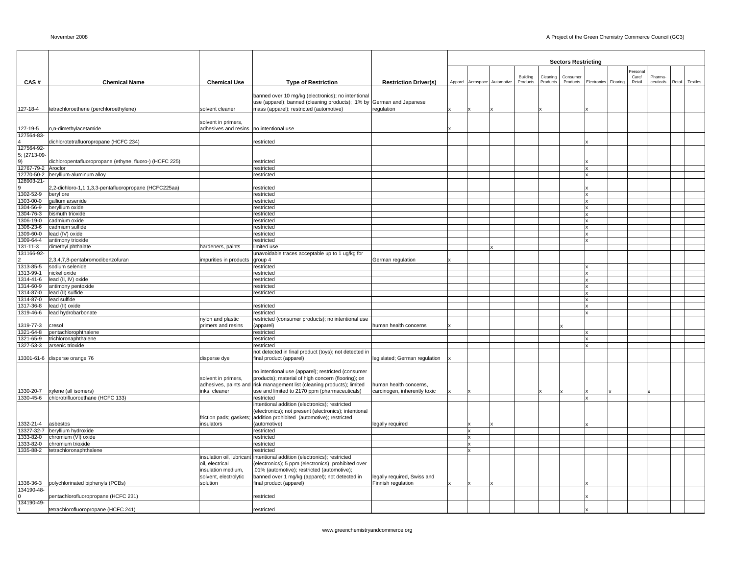| CAS # | Chemical Name | Chemical Use | Type of Restriction | Restriction Driver(s) | Sectors Restricting | | | | | | | | | | | |
|---|---|---|---|---|---|---|---|---|---|---|---|---|---|---|---|---|
| | | | | | Apparel | Aerospace | Automotive | Building Products | Cleaning Products | Consumer Products | Electronics | Flooring | Personal Care/ Retail | Pharma-ceuticals | Retail | Textiles |
| 127-18-4 | tetrachloroethene (perchloroethylene) | solvent cleaner | banned over 10 mg/kg (electronics); no intentional use (apparel); banned (cleaning products); .1% by mass (apparel); restricted (automotive) | German and Japanese regulation | x | x | x | | x | | x | | | | | |
| 127-19-5 | n,n-dimethylacetamide | solvent in primers, adhesives and resins | no intentional use | | x | | | | | | | | | | | |
| 127564-83-4 | dichlorotetrafluoropropane (HCFC 234) | | restricted | | | | | | | | x | | | | | |
| 127564-92-5; (2713-09-9) | dichloropentafluoropropane (ethyne, fluoro-) (HCFC 225) | | restricted | | | | | | | | x | | | | | |
| 12767-79-2 | Aroclor | | restricted | | | | | | | | x | | | | | |
| 12770-50-2 | beryllium-aluminum alloy | | restricted | | | | | | | | x | | | | | |
| 128903-21-9 | 2,2-dichloro-1,1,1,3,3-pentafluoropropane (HCFC225aa) | | restricted | | | | | | | | x | | | | | |
| 1302-52-9 | beryl ore | | restricted | | | | | | | | x | | | | | |
| 1303-00-0 | gallium arsenide | | restricted | | | | | | | | x | | | | | |
| 1304-56-9 | beryllium oxide | | restricted | | | | | | | | x | | | | | |
| 1304-76-3 | bismuth trioxide | | restricted | | | | | | | | x | | | | | |
| 1306-19-0 | cadmium oxide | | restricted | | | | | | | | x | | | | | |
| 1306-23-6 | cadmium sulfide | | restricted | | | | | | | | x | | | | | |
| 1309-60-0 | lead (IV) oxide | | restricted | | | | | | | | x | | | | | |
| 1309-64-4 | antimony trioxide | | restricted | | | | | | | | x | | | | | |
| 131-11-3 | dimethyl phthalate | hardeners, paints | limited use | | | | x | | | | | | | | | |
| 131166-92-2 | 2,3,4,7,8-pentabromodibenzofuran | impurities in products | unavoidable traces acceptable up to 1 ug/kg for group 4 | German regulation | x | | | | | | | | | | | |
| 1313-85-5 | sodium selenide | | restricted | | | | | | | | x | | | | | |
| 1313-99-1 | nickel oxide | | restricted | | | | | | | | x | | | | | |
| 1314-41-6 | lead (II, IV) oxide | | restricted | | | | | | | | x | | | | | |
| 1314-60-9 | antimony pentoxide | | restricted | | | | | | | | x | | | | | |
| 1314-87-0 | lead (II) sulfide | | restricted | | | | | | | | x | | | | | |
| 1314-87-0 | lead sulfide | | | | | | | | | | x | | | | | |
| 1317-36-8 | lead (II) oxide | | restricted | | | | | | | | x | | | | | |
| 1319-46-6 | lead hydrobarbonate | | restricted | | | | | | | | x | | | | | |
| 1319-77-3 | cresol | nylon and plastic primers and resins | restricted (consumer products); no intentional use (apparel) | human health concerns | x | | | | | x | | | | | | |
| 1321-64-8 | pentachlorophthalene | | restricted | | | | | | | | x | | | | | |
| 1321-65-9 | trichloronaphthalene | | restricted | | | | | | | | x | | | | | |
| 1327-53-3 | arsenic trioxide | | restricted | | | | | | | | x | | | | | |
| 13301-61-6 | disperse orange 76 | disperse dye | not detected in final product (toys); not detected in final product (apparel) | legislated; German regulation | x | | | | | | | | | | | |
| 1330-20-7 | xylene (all isomers) | solvent in primers, adhesives, paints and inks, cleaner | no intentional use (apparel); restricted (consumer products); material of high concern (flooring); on risk management list (cleaning products); limited use and limited to 2170 ppm (pharmaceuticals) | human health concerns, carcinogen, inherently toxic | x | x | | | x | x | x | x | | x | | |
| 1330-45-6 | chlorotrifluoroethane (HCFC 133) | | restricted | | | | | | | | x | | | | | |
| 1332-21-4 | asbestos | friction pads; gaskets; insulators | intentional addition (electronics); restricted (electronics); not present (electronics); intentional addition prohibited (automotive); restricted (automotive) | legally required | | x | x | | | | x | | | | | |
| 13327-32-7 | beryllium hydroxide | | restricted | | | x | | | | | | | | | | |
| 1333-82-0 | chromium (VI) oxide | | restricted | | | x | | | | | | | | | | |
| 1333-82-0 | chromium trioxide | | restricted | | | x | | | | | | | | | | |
| 1335-88-2 | tetrachloronaphthalene | | restricted | | | x | | | | | | | | | | |
| 1336-36-3 | polychlorinated biphenyls (PCBs) | insulation oil, lubricant oil, electrical insulation medium, solvent, electrolytic solution | intentional addition (electronics); restricted (electronics); 5 ppm (electronics); prohibited over .01% (automotive); restricted (automotive); banned over 1 mg/kg (apparel); not detected in final product (apparel) | legally required, Swiss and Finnish regulation | x | x | x | | | | x | | | | | |
| 134190-48-0 | pentachlorofluoropropane (HCFC 231) | | restricted | | | | | | | | x | | | | | |
| 134190-49-1 | tetrachlorofluoropropane (HCFC 241) | | restricted | | | | | | | | x | | | | | |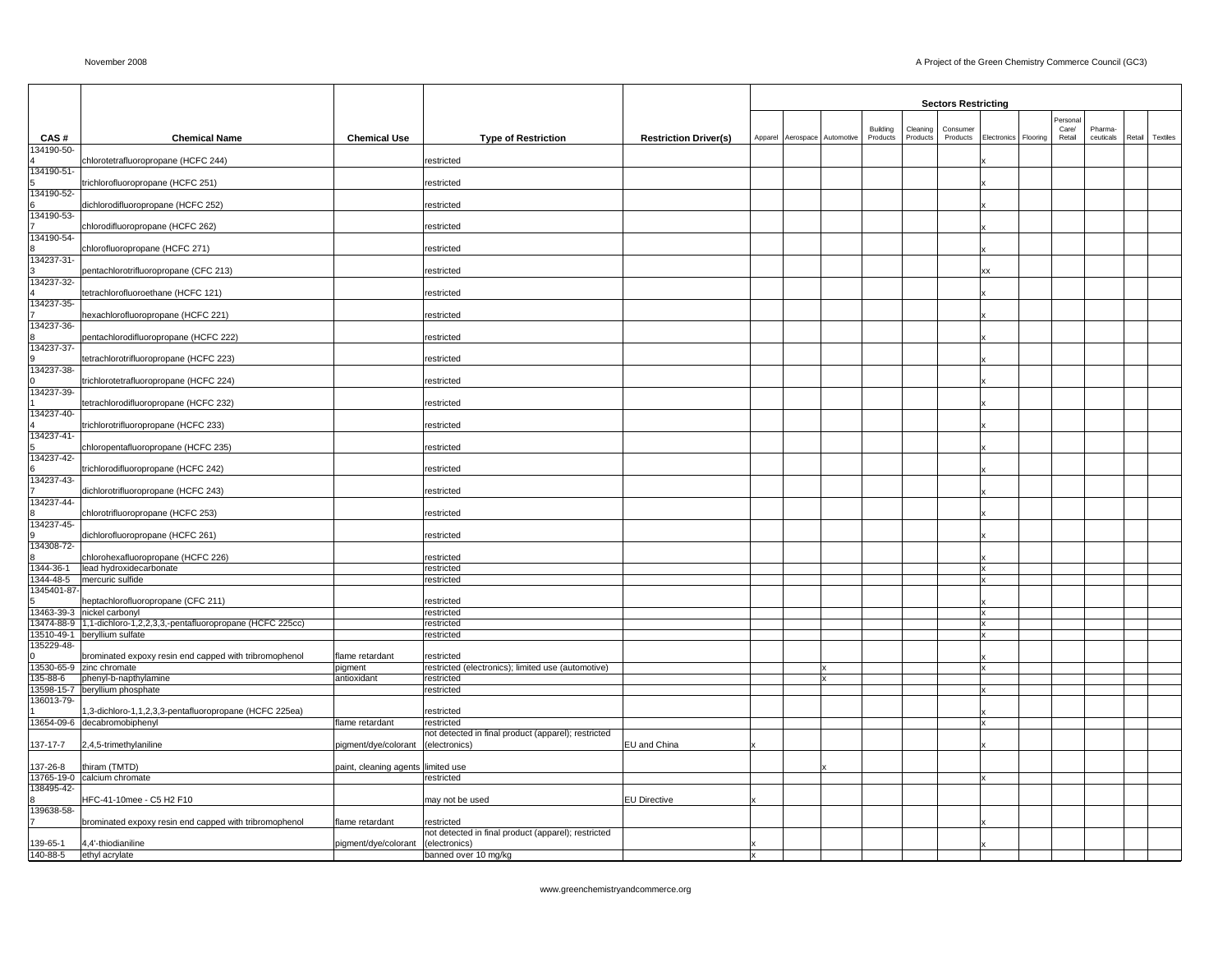| CAS # | Chemical Name | Chemical Use | Type of Restriction | Restriction Driver(s) | Sectors Restricting | | | | | | | | | | | | |
|---|---|---|---|---|---|---|---|---|---|---|---|---|---|---|---|---|---|
| | | | | | Apparel | Aerospace | Automotive | Building Products | Cleaning Products | Consumer Products | Electronics | Flooring | Personal Care/ Retail | Pharma-ceuticals | Retail | Textiles |
| 134190-50-4 | chlorotetrafluoropropane (HCFC 244) | | restricted | | | | | | | | x | | | | | |
| 134190-51-5 | trichlorofluoropropane (HCFC 251) | | restricted | | | | | | | | x | | | | | |
| 134190-52-6 | dichlorodifluoropropane (HCFC 252) | | restricted | | | | | | | | x | | | | | |
| 134190-53-7 | chlorodifluoropropane (HCFC 262) | | restricted | | | | | | | | x | | | | | |
| 134190-54-8 | chlorofluoropropane (HCFC 271) | | restricted | | | | | | | | x | | | | | |
| 134237-31-3 | pentachlorotrifluoropropane (CFC 213) | | restricted | | | | | | | | xx | | | | | |
| 134237-32-4 | tetrachlorofluoroethane (HCFC 121) | | restricted | | | | | | | | x | | | | | |
| 134237-35-7 | hexachlorofluoropropane (HCFC 221) | | restricted | | | | | | | | x | | | | | |
| 134237-36-8 | pentachlorodifluoropropane (HCFC 222) | | restricted | | | | | | | | x | | | | | |
| 134237-37-9 | tetrachlorotrifluoropropane (HCFC 223) | | restricted | | | | | | | | x | | | | | |
| 134237-38-0 | trichlorotetrafluoropropane (HCFC 224) | | restricted | | | | | | | | x | | | | | |
| 134237-39-1 | tetrachlorodifluoropropane (HCFC 232) | | restricted | | | | | | | | x | | | | | |
| 134237-40-4 | trichlorotrifluoropropane (HCFC 233) | | restricted | | | | | | | | x | | | | | |
| 134237-41-5 | chloropentafluoropropane (HCFC 235) | | restricted | | | | | | | | x | | | | | |
| 134237-42-6 | trichlorodifluoropropane (HCFC 242) | | restricted | | | | | | | | x | | | | | |
| 134237-43-7 | dichlorotrifluoropropane (HCFC 243) | | restricted | | | | | | | | x | | | | | |
| 134237-44-8 | chlorotrifluoropropane (HCFC 253) | | restricted | | | | | | | | x | | | | | |
| 134237-45-9 | dichlorofluoropropane (HCFC 261) | | restricted | | | | | | | | x | | | | | |
| 134308-72-8 | chlorohexafluoropropane (HCFC 226) | | restricted | | | | | | | | x | | | | | |
| 1344-36-1 | lead hydroxidecarbonate | | restricted | | | | | | | | x | | | | | |
| 1344-48-5 | mercuric sulfide | | restricted | | | | | | | | x | | | | | |
| 1345401-87-5 | heptachlorofluoropropane (CFC 211) | | restricted | | | | | | | | x | | | | | |
| 13463-39-3 | nickel carbonyl | | restricted | | | | | | | | x | | | | | |
| 13474-88-9 | 1,1-dichloro-1,2,2,3,3,-pentafluoropropane (HCFC 225cc) | | restricted | | | | | | | | x | | | | | |
| 13510-49-1 | beryllium sulfate | | restricted | | | | | | | | x | | | | | |
| 135229-48-0 | brominated expoxy resin end capped with tribromophenol | flame retardant | restricted | | | | | | | | x | | | | | |
| 13530-65-9 | zinc chromate | pigment | restricted (electronics); limited use (automotive) | | | | x | | | | x | | | | | |
| 135-88-6 | phenyl-b-napthylamine | antioxidant | restricted | | | | x | | | | | | | | | |
| 13598-15-7 | beryllium phosphate | | restricted | | | | | | | | x | | | | | |
| 136013-79-1 | 1,3-dichloro-1,1,2,3,3-pentafluoropropane (HCFC 225ea) | | restricted | | | | | | | | x | | | | | |
| 13654-09-6 | decabromobiphenyl | flame retardant | restricted | | | | | | | | x | | | | | |
| 137-17-7 | 2,4,5-trimethylaniline | pigment/dye/colorant | not detected in final product (apparel); restricted (electronics) | EU and China | x | | | | | | x | | | | | |
| 137-26-8 | thiram (TMTD) | paint, cleaning agents | limited use | | | | x | | | | | | | | | |
| 13765-19-0 | calcium chromate | | restricted | | | | | | | | x | | | | | |
| 138495-42-8 | HFC-41-10mee - C5 H2 F10 | | may not be used | EU Directive | x | | | | | | | | | | | |
| 139638-58-7 | brominated expoxy resin end capped with tribromophenol | flame retardant | restricted | | | | | | | | x | | | | | |
| 139-65-1 | 4,4'-thiodianiline | pigment/dye/colorant | not detected in final product (apparel); restricted (electronics) | | x | | | | | | x | | | | | |
| 140-88-5 | ethyl acrylate | | banned over 10 mg/kg | | x | | | | | | | | | | | |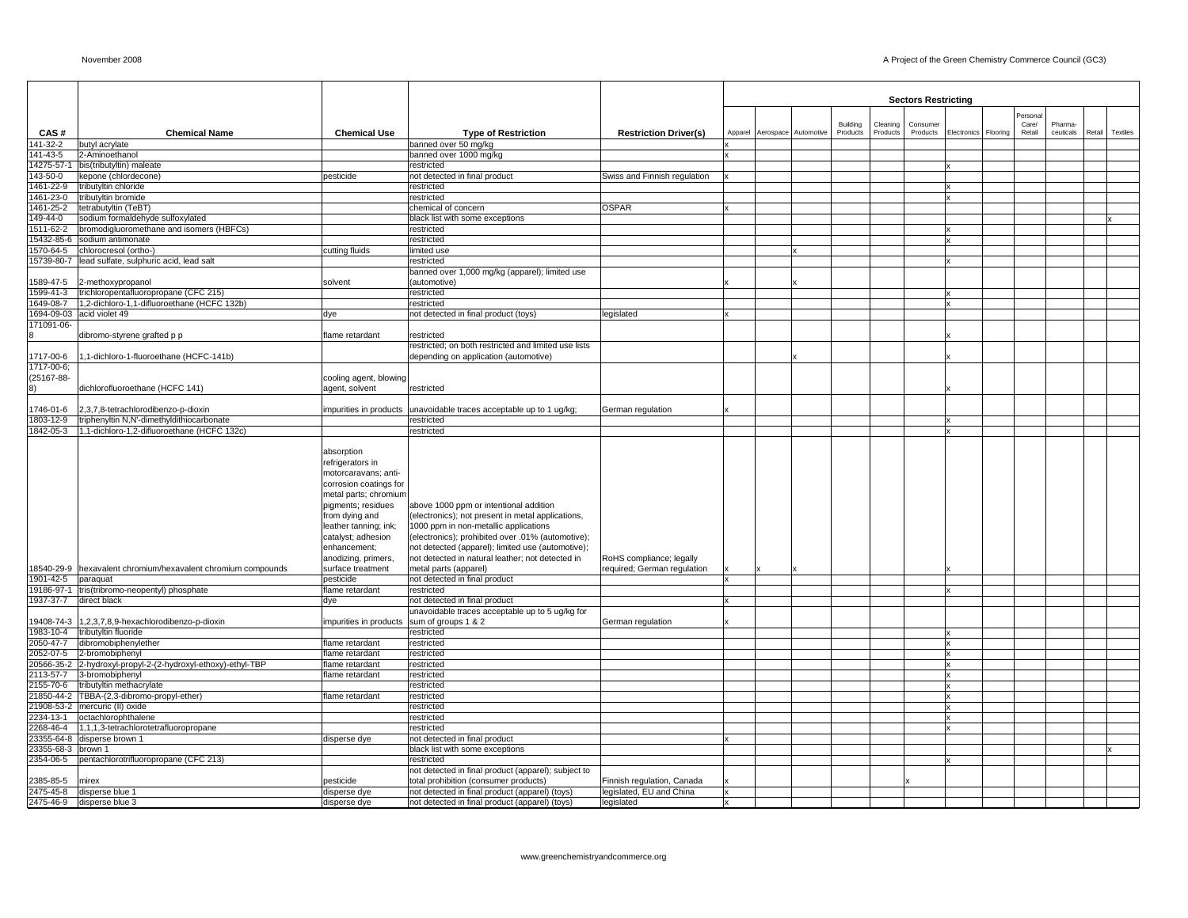| CAS # | Chemical Name | Chemical Use | Type of Restriction | Restriction Driver(s) | Sectors Restricting | | | | | | | | | | | |
|---|---|---|---|---|---|---|---|---|---|---|---|---|---|---|---|---|
| | | | | | Apparel | Aerospace | Automotive | Building Products | Cleaning Products | Consumer Products | Electronics | Flooring | Personal Care/ Retail | Pharma-ceuticals | Retail | Textiles |
| 141-32-2 | butyl acrylate | | banned over 50 mg/kg | | x | | | | | | | | | | | |
| 141-43-5 | 2-Aminoethanol | | banned over 1000 mg/kg | | x | | | | | | | | | | | |
| 14275-57-1 | bis(tributyltin) maleate | | restricted | | | | | | | | x | | | | | |
| 143-50-0 | kepone (chlordecone) | pesticide | not detected in final product | Swiss and Finnish regulation | x | | | | | | | | | | | |
| 1461-22-9 | tributyltin chloride | | restricted | | | | | | | | x | | | | | |
| 1461-23-0 | tributyltin bromide | | restricted | | | | | | | | x | | | | | |
| 1461-25-2 | tetrabutyltin (TeBT) | | chemical of concern | OSPAR | x | | | | | | | | | | | |
| 149-44-0 | sodium formaldehyde sulfoxylated | | black list with some exceptions | | | | | | | | | | | | | x |
| 1511-62-2 | bromodigluoromethane and isomers (HBFCs) | | restricted | | | | | | | | x | | | | | |
| 15432-85-6 | sodium antimonate | | restricted | | | | | | | | x | | | | | |
| 1570-64-5 | chlorocresol (ortho-) | cutting fluids | limited use | | | | x | | | | | | | | | |
| 15739-80-7 | lead sulfate, sulphuric acid, lead salt | | restricted | | | | | | | | x | | | | | |
| 1589-47-5 | 2-methoxypropanol | solvent | banned over 1,000 mg/kg (apparel); limited use (automotive) | | x | | x | | | | | | | | | |
| 1599-41-3 | trichloropentafluoropropane (CFC 215) | | restricted | | | | | | | | x | | | | | |
| 1649-08-7 | 1,2-dichloro-1,1-difluoroethane (HCFC 132b) | | restricted | | | | | | | | x | | | | | |
| 1694-09-03 | acid violet 49 | dye | not detected in final product (toys) | legislated | x | | | | | | | | | | | |
| 171091-06-8 | dibromo-styrene grafted p p | flame retardant | restricted | | | | | | | | x | | | | | |
| 1717-00-6 | 1,1-dichloro-1-fluoroethane (HCFC-141b) | | restricted; on both restricted and limited use lists depending on application (automotive) | | | | x | | | | x | | | | | |
| 1717-00-6; (25167-88-8) | dichlorofluoroethane (HCFC 141) | cooling agent, blowing agent, solvent | restricted | | | | | | | | x | | | | | |
| 1746-01-6 | 2,3,7,8-tetrachlorodibenzo-p-dioxin | impurities in products | unavoidable traces acceptable up to 1 ug/kg; | German regulation | x | | | | | | | | | | | |
| 1803-12-9 | triphenyltin N,N'-dimethyldithiocarbonate | | restricted | | | | | | | | x | | | | | |
| 1842-05-3 | 1,1-dichloro-1,2-difluoroethane (HCFC 132c) | | restricted | | | | | | | | x | | | | | |
| 18540-29-9 | hexavalent chromium/hexavalent chromium compounds | absorption refrigerators in motorcaravans; anti-corrosion coatings for metal parts; chromium pigments; residues from dying and leather tanning; ink; catalyst; adhesion enhancement; anodizing, primers, surface treatment | above 1000 ppm or intentional addition (electronics); not present in metal applications, 1000 ppm in non-metallic applications (electronics); prohibited over .01% (automotive); not detected (apparel); limited use (automotive); not detected in natural leather; not detected in metal parts (apparel) | RoHS compliance; legally required; German regulation | x | x | x | | | | x | | | | | |
| 1901-42-5 | paraquat | pesticide | not detected in final product | | x | | | | | | | | | | | |
| 19186-97-1 | tris(tribromo-neopentyl) phosphate | flame retardant | restricted | | | | | | | | x | | | | | |
| 1937-37-7 | direct black | dye | not detected in final product | | x | | | | | | | | | | | |
| 19408-74-3 | 1,2,3,7,8,9-hexachlorodibenzo-p-dioxin | impurities in products | unavoidable traces acceptable up to 5 ug/kg for sum of groups 1 & 2 | German regulation | x | | | | | | | | | | | |
| 1983-10-4 | tributyltin fluoride | | restricted | | | | | | | | x | | | | | |
| 2050-47-7 | dibromobiphenylether | flame retardant | restricted | | | | | | | | x | | | | | |
| 2052-07-5 | 2-bromobiphenyl | flame retardant | restricted | | | | | | | | x | | | | | |
| 20566-35-2 | 2-hydroxyl-propyl-2-(2-hydroxyl-ethoxy)-ethyl-TBP | flame retardant | restricted | | | | | | | | x | | | | | |
| 2113-57-7 | 3-bromobiphenyl | flame retardant | restricted | | | | | | | | x | | | | | |
| 2155-70-6 | tributyltin methacrylate | | restricted | | | | | | | | x | | | | | |
| 21850-44-2 | TBBA-(2,3-dibromo-propyl-ether) | flame retardant | restricted | | | | | | | | x | | | | | |
| 21908-53-2 | mercuric (II) oxide | | restricted | | | | | | | | x | | | | | |
| 2234-13-1 | octachlorophthalene | | restricted | | | | | | | | x | | | | | |
| 2268-46-4 | 1,1,1,3-tetrachlorotetrafluoropropane | | restricted | | | | | | | | x | | | | | |
| 23355-64-8 | disperse brown 1 | disperse dye | not detected in final product | | x | | | | | | | | | | | |
| 23355-68-3 | brown 1 | | black list with some exceptions | | | | | | | | | | | | | x |
| 2354-06-5 | pentachlorotrifluoropropane (CFC 213) | | restricted | | | | | | | | x | | | | | |
| 2385-85-5 | mirex | pesticide | not detected in final product (apparel); subject to total prohibition (consumer products) | Finnish regulation, Canada | x | | | | | x | | | | | | |
| 2475-45-8 | disperse blue 1 | disperse dye | not detected in final product (apparel) (toys) | legislated, EU and China | x | | | | | | | | | | | |
| 2475-46-9 | disperse blue 3 | disperse dye | not detected in final product (apparel) (toys) | legislated | x | | | | | | | | | | | |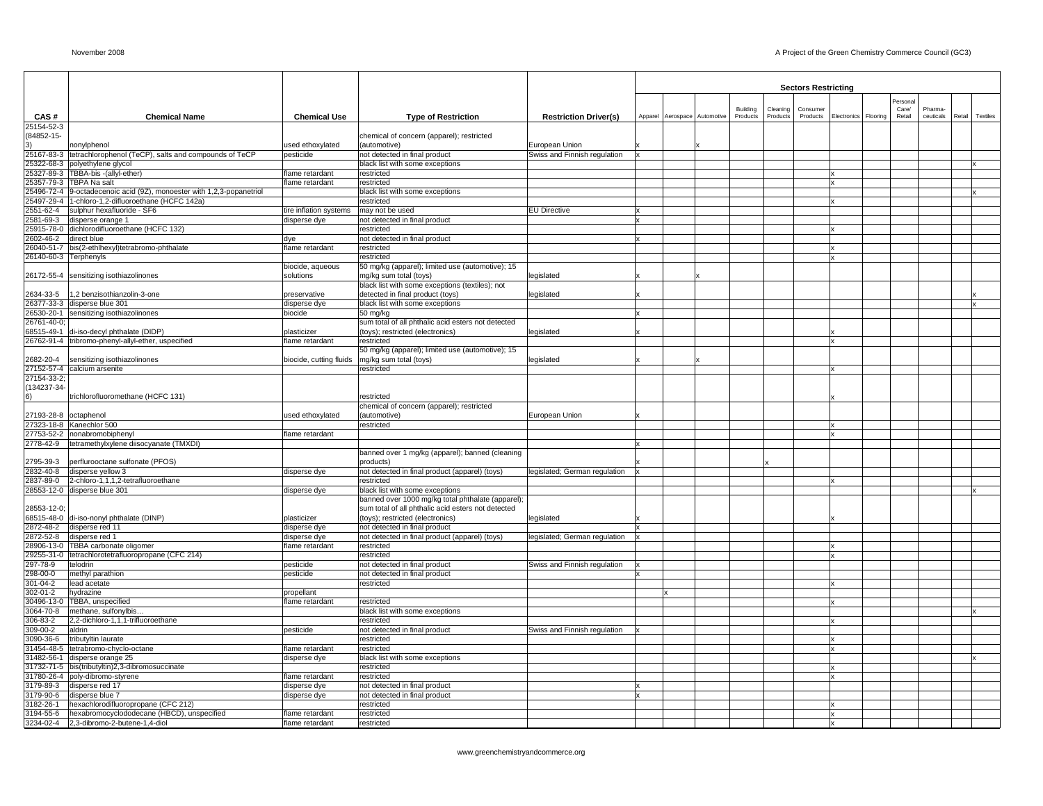| CAS # | Chemical Name | Chemical Use | Type of Restriction | Restriction Driver(s) | Sectors Restricting | | | | | | | | | | | |
|---|---|---|---|---|---|---|---|---|---|---|---|---|---|---|---|---|
| | | | | | Apparel | Aerospace | Automotive | Building Products | Cleaning Products | Consumer Products | Electronics | Flooring | Personal Care/ Retail | Pharma-ceuticals | Retail | Textiles |
| 25154-52-3 (84852-15-3) | nonylphenol | used ethoxylated | chemical of concern (apparel); restricted (automotive) | European Union | x | | x | | | | | | | | | |
| 25167-83-3 | tetrachlorophenol (TeCP), salts and compounds of TeCP | pesticide | not detected in final product | Swiss and Finnish regulation | x | | | | | | | | | | | |
| 25322-68-3 | polyethylene glycol | | black list with some exceptions | | | | | | | | | | | | | x |
| 25327-89-3 | TBBA-bis -(allyl-ether) | flame retardant | restricted | | | | | | | | x | | | | | |
| 25357-79-3 | TBPA Na salt | flame retardant | restricted | | | | | | | | x | | | | | |
| 25496-72-4 | 9-octadecenoic acid (9Z), monoester with 1,2,3-popanetriol | | black list with some exceptions | | | | | | | | | | | | | x |
| 25497-29-4 | 1-chloro-1,2-difluoroethane (HCFC 142a) | | restricted | | | | | | | | x | | | | | |
| 2551-62-4 | sulphur hexafluoride - SF6 | tire inflation systems | may not be used | EU Directive | x | | | | | | | | | | | |
| 2581-69-3 | disperse orange 1 | disperse dye | not detected in final product | | x | | | | | | | | | | | |
| 25915-78-0 | dichlorodifluoroethane (HCFC 132) | | restricted | | | | | | | | x | | | | | |
| 2602-46-2 | direct blue | dye | not detected in final product | | x | | | | | | | | | | | |
| 26040-51-7 | bis(2-ethlhexyl)tetrabromo-phthalate | flame retardant | restricted | | | | | | | | x | | | | | |
| 26140-60-3 | Terphenyls | | restricted | | | | | | | | x | | | | | |
| 26172-55-4 | sensitizing isothiazolinones | biocide, aqueous solutions | 50 mg/kg (apparel); limited use (automotive); 15 mg/kg sum total (toys) | legislated | x | | x | | | | | | | | | |
| 2634-33-5 | 1,2 benzisothianzolin-3-one | preservative | black list with some exceptions (textiles); not detected in final product (toys) | legislated | x | | | | | | | | | | | x |
| 26377-33-3 | disperse blue 301 | disperse dye | black list with some exceptions | | | | | | | | | | | | | x |
| 26530-20-1 | sensitizing isothiazolinones | biocide | 50 mg/kg | | x | | | | | | | | | | | |
| 26761-40-0; 68515-49-1 | di-iso-decyl phthalate (DIDP) | plasticizer | sum total of all phthalic acid esters not detected (toys); restricted (electronics) | legislated | x | | | | | | x | | | | | |
| 26762-91-4 | tribromo-phenyl-allyl-ether, uspecified | flame retardant | restricted | | | | | | | | x | | | | | |
| 2682-20-4 | sensitizing isothiazolinones | biocide, cutting fluids | 50 mg/kg (apparel); limited use (automotive); 15 mg/kg sum total (toys) | legislated | x | | x | | | | | | | | | |
| 27152-57-4 | calcium arsenite | | restricted | | | | | | | | x | | | | | |
| 27154-33-2; (134237-34-6) | trichlorofluoromethane (HCFC 131) | | restricted | | | | | | | | x | | | | | |
| 27193-28-8 | octaphenol | used ethoxylated | chemical of concern (apparel); restricted (automotive) | European Union | x | | | | | | | | | | | |
| 27323-18-8 | Kanechlor 500 | | restricted | | | | | | | | x | | | | | |
| 27753-52-2 | nonabromobiphenyl | flame retardant | | | | | | | | | x | | | | | |
| 2778-42-9 | tetramethylxylene diisocyanate (TMXDI) | | | | x | | | | | | | | | | | |
| 2795-39-3 | perflurooctane sulfonate (PFOS) | | banned over 1 mg/kg (apparel); banned (cleaning products) | | x | | | | x | | | | | | | |
| 2832-40-8 | disperse yellow 3 | disperse dye | not detected in final product (apparel) (toys) | legislated; German regulation | x | | | | | | | | | | | |
| 2837-89-0 | 2-chloro-1,1,1,2-tetrafluoroethane | | restricted | | | | | | | | x | | | | | |
| 28553-12-0 | disperse blue 301 | disperse dye | black list with some exceptions | | | | | | | | | | | | | x |
| 28553-12-0; 68515-48-0 | di-iso-nonyl phthalate (DINP) | plasticizer | banned over 1000 mg/kg total phthalate (apparel); sum total of all phthalic acid esters not detected (toys); restricted (electronics) | legislated | x | | | | | | x | | | | | |
| 2872-48-2 | disperse red 11 | disperse dye | not detected in final product | | x | | | | | | | | | | | |
| 2872-52-8 | disperse red 1 | disperse dye | not detected in final product (apparel) (toys) | legislated; German regulation | x | | | | | | | | | | | |
| 28906-13-0 | TBBA carbonate oligomer | flame retardant | restricted | | | | | | | | x | | | | | |
| 29255-31-0 | tetrachlorotetrafluoropropane (CFC 214) | | restricted | | | | | | | | x | | | | | |
| 297-78-9 | telodrin | pesticide | not detected in final product | Swiss and Finnish regulation | x | | | | | | | | | | | |
| 298-00-0 | methyl parathion | pesticide | not detected in final product | | x | | | | | | | | | | | |
| 301-04-2 | lead acetate | | restricted | | | | | | | | x | | | | | |
| 302-01-2 | hydrazine | propellant | | | | x | | | | | | | | | | |
| 30496-13-0 | TBBA, unspecified | flame retardant | restricted | | | | | | | | x | | | | | |
| 3064-70-8 | methane, sulfonylbis… | | black list with some exceptions | | | | | | | | | | | | | x |
| 306-83-2 | 2,2-dichloro-1,1,1-trifluoroethane | | restricted | | | | | | | | x | | | | | |
| 309-00-2 | aldrin | pesticide | not detected in final product | Swiss and Finnish regulation | x | | | | | | | | | | | |
| 3090-36-6 | tributyltin laurate | | restricted | | | | | | | | x | | | | | |
| 31454-48-5 | tetrabromo-chyclo-octane | flame retardant | restricted | | | | | | | | x | | | | | |
| 31482-56-1 | disperse orange 25 | disperse dye | black list with some exceptions | | | | | | | | | | | | | x |
| 31732-71-5 | bis(tributyltin)2,3-dibromosuccinate | | restricted | | | | | | | | x | | | | | |
| 31780-26-4 | poly-dibromo-styrene | flame retardant | restricted | | | | | | | | x | | | | | |
| 3179-89-3 | disperse red 17 | disperse dye | not detected in final product | | x | | | | | | | | | | | |
| 3179-90-6 | disperse blue 7 | disperse dye | not detected in final product | | x | | | | | | | | | | | |
| 3182-26-1 | hexachlorodifluoropropane (CFC 212) | | restricted | | | | | | | | x | | | | | |
| 3194-55-6 | hexabromocyclododecane (HBCD), unspecified | flame retardant | restricted | | | | | | | | x | | | | | |
| 3234-02-4 | 2,3-dibromo-2-butene-1,4-diol | flame retardant | restricted | | | | | | | | x | | | | | |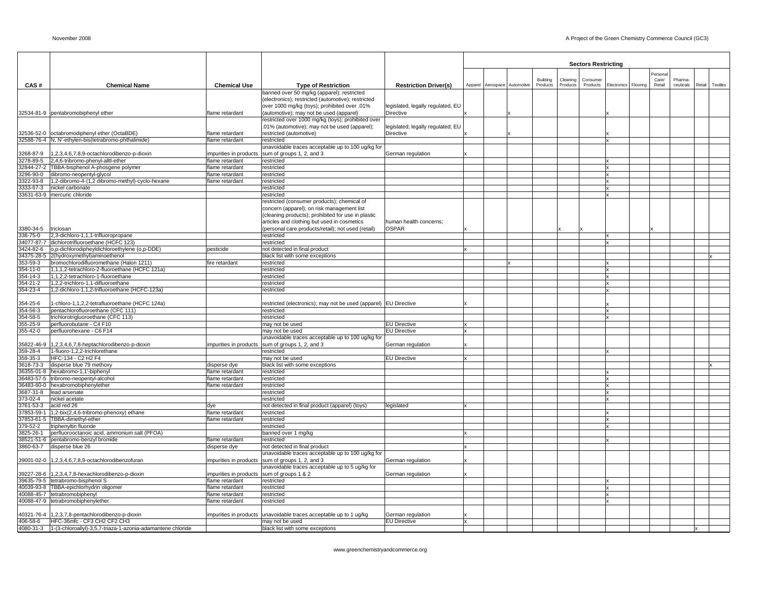| CAS # | Chemical Name | Chemical Use | Type of Restriction | Restriction Driver(s) | Sectors Restricting | | | | | | | | | | | | |
|---|---|---|---|---|---|---|---|---|---|---|---|---|---|---|---|---|---|
| | | | | | Apparel | Aerospace | Automotive | Building Products | Cleaning Products | Consumer Products | Electronics | Flooring | Personal Care/ Retail | Pharma-ceuticals | Retail | Textiles |
| 32534-81-9 | pentabromobiphenyl ether | flame retardant | banned over 50 mg/kg (apparel); restricted (electronics); restricted (automotive); restricted over 1000 mg/kg (toys); prohibited over .01% (automotive); may not be used (apparel) | legislated, legally regulated, EU Directive | x | | x | | | | x | | | | | |
| 32536-52-0 | octabromodiphenyl ether (OctaBDE) | flame retardant | restricted over 1000 mg/kg (toys); prohibited over .01% (automotive); may not be used (apparel); restricted (automotive) | legislated; legally regulated; EU Directive | x | | x | | | | x | | | | | |
| 32588-76-4 | N, N'-ethylen-bis(tetrabromo-phthalimide) | flame retardant | restricted | | | | | | | | x | | | | | |
| 3268-87-9 | 1,2,3,4,6,7,8,9-octachlorodibenzo-p-dioxin | impurities in products | unavoidable traces acceptable up to 100 ug/kg for sum of groups 1, 2, and 3 | German regulation | x | | | | | | | | | | | |
| 3278-89-5 | 2,4,6-tribromo-phenyl-alltl-ether | flame retardant | restricted | | | | | | | | x | | | | | |
| 32844-27-2 | TBBA-bisphenol A-phosgene polymer | flame retardant | restricted | | | | | | | | x | | | | | |
| 3296-90-0 | dibromo-neopentyl-glycol | flame retardant | restricted | | | | | | | | x | | | | | |
| 3322-93-8 | 1,2-dibromo-4-(1,2 dibromo-methyl)-cyclo-hexane | flame retardant | restricted | | | | | | | | x | | | | | |
| 3333-67-3 | nickel carbonate | | restricted | | | | | | | | x | | | | | |
| 33631-63-9 | mercuric chloride | | restricted | | | | | | | | x | | | | | |
| 3380-34-5 | triclosan | | restricted (consumer products); chemical of concern (apparel); on risk management list (cleaning products); prohibited for use in plastic articles and clothing but used in cosmetics (personal care products/retail); not used (retail) | human health concerns; OSPAR | x | | | | x | x | | | x | | | |
| 338-75-0 | 2,3-dichloro-1,1,1-trifluoropropane | | restricted | | | | | | | | x | | | | | |
| 34077-87-7 | dichlorotrifluoroethane (HCFC 123) | | restricted | | | | | | | | x | | | | | |
| 3424-82-6 | o,p-dichlorodipheyldichloroethylene (o,p-DDE) | pesticide | not detected in final product | | x | | | | | | | | | | | |
| 34375-28-5 | 2(hydroxymethyl)aminoethenol | | black list with some exceptions | | | | | | | | | | | | | x |
| 353-59-3 | bromochlorodifluoromethane (Halon 1211) | fire retardant | restricted | | | | x | | | | x | | | | | |
| 354-11-0 | 1,1,1,2-tetrachloro-2-fluoroethane (HCFC 121a) | | restricted | | | | | | | | x | | | | | |
| 354-14-3 | 1,1,2,2-tetrachloro-1-fluoroethane | | restricted | | | | | | | | x | | | | | |
| 354-21-2 | 1,2,2-trichloro-1,1-difluoroethane | | restricted | | | | | | | | x | | | | | |
| 354-23-4 | 1,2-dichloro-1,1,2-trifluoroethane (HCFC-123a) | | restricted | | | | | | | | x | | | | | |
| 354-25-6 | 1-chloro-1,1,2,2-tetrafluoroethane (HCFC 124a) | | restricted (electronics); may not be used (apparel) | EU Directive | x | | | | | | x | | | | | |
| 354-56-3 | pentachlorofluoroethane (CFC 111) | | restricted | | | | | | | | x | | | | | |
| 354-58-5 | trichlorotrigluoroethane (CFC 113) | | restricted | | | | | | | | x | | | | | |
| 355-25-9 | perfluorobutane - C4 F10 | | may not be used | EU Directive | x | | | | | | | | | | | |
| 355-42-0 | perfluorohexane - C6 F14 | | may not be used | EU Directive | x | | | | | | | | | | | |
| 35822-46-9 | 1,2,3,4,6,7,8-heptachlorodibenzo-p-dioxin | impurities in products | unavoidable traces acceptable up to 100 ug/kg for sum of groups 1, 2, and 3 | German regulation | x | | | | | | | | | | | |
| 359-28-4 | 1-fluoro-1,2,2-trichlorethane | | restricted | | | | | | | | x | | | | | |
| 359-35-3 | HFC-134 - C2 H2 F4 | | may not be used | EU Directive | x | | | | | | | | | | | |
| 3618-73-3 | disperse blue 79 methoxy | disperse dye | black list with some exceptions | | | | | | | | | | | | | x |
| 36355-01-8 | hexabromo-1,1'-biphenyl | flame retardant | restricted | | | | | | | | x | | | | | |
| 36483-57-5 | tribromo-neopentyl-alcohol | flame retardant | restricted | | | | | | | | x | | | | | |
| 36483-60-0 | hexabromobiphenylether | flame retardant | restricted | | | | | | | | x | | | | | |
| 3687-31-8 | lead arsenate | | restricted | | | | | | | | x | | | | | |
| 373-02-4 | nickel acetate | | restricted | | | | | | | | x | | | | | |
| 3761-53-3 | acid red 26 | dye | not detected in final product (apparel) (toys) | legislated | x | | | | | | | | | | | |
| 37853-59-1 | 1,2-bix(2,4,6-tribromo-phenoxy) ethane | flame retardant | restricted | | | | | | | | x | | | | | |
| 37853-61-5 | TBBA-dimethyl-ether | flame retardant | restricted | | | | | | | | x | | | | | |
| 379-52-2 | triphenyltin fluoride | | restricted | | | | | | | | x | | | | | |
| 3825-26-1 | perfluorooctanoic acid, ammonium salt (PFOA) | | banned over 1 mg/kg | | x | | | | | | | | | | | |
| 38521-51-6 | pentabromo-benzyl bromide | flame retardant | restricted | | | | | | | | x | | | | | |
| 3860-63-7 | disperse blue 26 | disperse dye | not detected in final product | | x | | | | | | | | | | | |
| 39001-02-0 | 1,2,3,4,6,7,8,9-octachlorodibenzofuran | impurities in products | unavoidable traces acceptable up to 100 ug/kg for sum of groups 1, 2, and 3 | German regulation | x | | | | | | | | | | | |
| 39227-28-6 | 1,2,3,4,7,8-hexachlorodibenzo-p-dioxin | impurities in products | unavoidable traces acceptable up to 5 ug/kg for sum of groups 1 & 2 | German regulation | x | | | | | | | | | | | |
| 39635-79-5 | tetrabromo-bisphenol S | flame retardant | restricted | | | | | | | | x | | | | | |
| 40039-93-8 | TBBA-epichlorhydrin oligomer | flame retardant | restricted | | | | | | | | x | | | | | |
| 40088-45-7 | tetrabromobiphenyl | flame retardant | restricted | | | | | | | | x | | | | | |
| 40088-47-9 | tetrabromobiphenylether | flame retardant | restricted | | | | | | | | x | | | | | |
| 40321-76-4 | 1,2,3,7,8-pentachlorodibenzo-p-dioxin | impurities in products | unavoidable traces acceptable up to 1 ug/kg | German regulation | x | | | | | | | | | | | |
| 406-58-6 | HFC-36mfc - CF3 CH2 CF2 CH3 | | may not be used | EU Directive | x | | | | | | | | | | | |
| 4080-31-3 | 1-(3-chloroallyl)-3,5,7-triaza-1-azonia-adamantene chloride | | black list with some exceptions | | | | | | | | | | | | x | |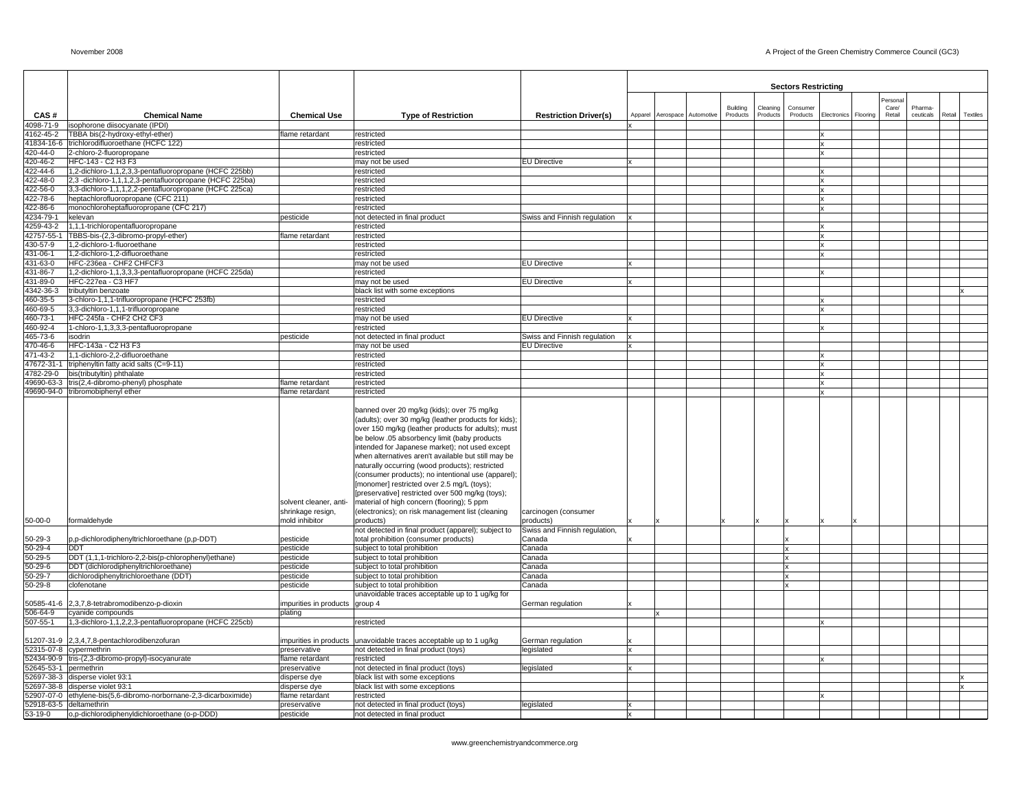| CAS # | Chemical Name | Chemical Use | Type of Restriction | Restriction Driver(s) | Sectors Restricting | | | | | | | | | | | | |
|---|---|---|---|---|---|---|---|---|---|---|---|---|---|---|---|---|---|
| | | | | | Apparel | Aerospace | Automotive | Building Products | Cleaning Products | Consumer Products | Electronics | Flooring | Personal Care/ Retail | Pharma-ceuticals | Retail | Textiles |
| 4098-71-9 | isophorone diisocyanate (IPDI) | | | | x | | | | | | | | | | | |
| 4162-45-2 | TBBA bis(2-hydroxy-ethyl-ether) | flame retardant | restricted | | | | | | | | x | | | | | |
| 41834-16-6 | trichlorodifluoroethane (HCFC 122) | | restricted | | | | | | | | x | | | | | |
| 420-44-0 | 2-chloro-2-fluoropropane | | restricted | | | | | | | | x | | | | | |
| 420-46-2 | HFC-143 - C2 H3 F3 | | may not be used | EU Directive | x | | | | | | | | | | | |
| 422-44-6 | 1,2-dichloro-1,1,2,3,3-pentafluoropropane (HCFC 225bb) | | restricted | | | | | | | | x | | | | | |
| 422-48-0 | 2,3 -dichloro-1,1,1,2,3-pentafluoropropane (HCFC 225ba) | | restricted | | | | | | | | x | | | | | |
| 422-56-0 | 3,3-dichloro-1,1,1,2,2-pentafluoropropane (HCFC 225ca) | | restricted | | | | | | | | x | | | | | |
| 422-78-6 | heptachlorofluoropropane (CFC 211) | | restricted | | | | | | | | x | | | | | |
| 422-86-6 | monochloroheptafluoropropane (CFC 217) | | restricted | | | | | | | | x | | | | | |
| 4234-79-1 | kelevan | pesticide | not detected in final product | Swiss and Finnish regulation | x | | | | | | | | | | | |
| 4259-43-2 | 1,1,1-trichloropentafluoropropane | | restricted | | | | | | | | x | | | | | |
| 42757-55-1 | TBBS-bis-(2,3-dibromo-propyl-ether) | flame retardant | restricted | | | | | | | | x | | | | | |
| 430-57-9 | 1,2-dichloro-1-fluoroethane | | restricted | | | | | | | | x | | | | | |
| 431-06-1 | 1,2-dichloro-1,2-difluoroethane | | restricted | | | | | | | | x | | | | | |
| 431-63-0 | HFC-236ea - CHF2 CHFCF3 | | may not be used | EU Directive | x | | | | | | | | | | | |
| 431-86-7 | 1,2-dichloro-1,1,3,3,3-pentafluoropropane (HCFC 225da) | | restricted | | | | | | | | x | | | | | |
| 431-89-0 | HFC-227ea - C3 HF7 | | may not be used | EU Directive | x | | | | | | | | | | | |
| 4342-36-3 | tributyltin benzoate | | black list with some exceptions | | | | | | | | | | | | | x |
| 460-35-5 | 3-chloro-1,1,1-trifluoropropane (HCFC 253fb) | | restricted | | | | | | | | x | | | | | |
| 460-69-5 | 3,3-dichloro-1,1,1-trifluoropropane | | restricted | | | | | | | | x | | | | | |
| 460-73-1 | HFC-245fa - CHF2 CH2 CF3 | | may not be used | EU Directive | x | | | | | | | | | | | |
| 460-92-4 | 1-chloro-1,1,3,3,3-pentafluoropropane | | restricted | | | | | | | | x | | | | | |
| 465-73-6 | isodrin | pesticide | not detected in final product | Swiss and Finnish regulation | x | | | | | | | | | | | |
| 470-46-6 | HFC-143a - C2 H3 F3 | | may not be used | EU Directive | x | | | | | | | | | | | |
| 471-43-2 | 1,1-dichloro-2,2-difluoroethane | | restricted | | | | | | | | x | | | | | |
| 47672-31-1 | triphenyltin fatty acid salts (C=9-11) | | restricted | | | | | | | | x | | | | | |
| 4782-29-0 | bis(tributyltin) phthalate | | restricted | | | | | | | | x | | | | | |
| 49690-63-3 | tris(2,4-dibromo-phenyl) phosphate | flame retardant | restricted | | | | | | | | x | | | | | |
| 49690-94-0 | tribromobiphenyl ether | flame retardant | restricted | | | | | | | | x | | | | | |
| 50-00-0 | formaldehyde | solvent cleaner, anti-shrinkage resign, mold inhibitor | banned over 20 mg/kg (kids); over 75 mg/kg (adults); over 30 mg/kg (leather products for kids); over 150 mg/kg (leather products for adults); must be below .05 absorbency limit (baby products intended for Japanese market); not used except when alternatives aren't available but still may be naturally occurring (wood products); restricted (consumer products); no intentional use (apparel); [monomer] restricted over 2.5 mg/L (toys); [preservative] restricted over 500 mg/kg (toys); material of high concern (flooring); 5 ppm (electronics); on risk management list (cleaning products) | carcinogen (consumer products) | x | x | | x | x | x | x | x | | | | |
| 50-29-3 | p,p-dichlorodiphenyltrichloroethane (p,p-DDT) | pesticide | not detected in final product (apparel); subject to total prohibition (consumer products) | Swiss and Finnish regulation, Canada | x | | | | | x | | | | | | |
| 50-29-4 | DDT | pesticide | subject to total prohibition | Canada | | | | | | x | | | | | | |
| 50-29-5 | DDT (1,1,1-trichloro-2,2-bis(p-chlorophenyl)ethane) | pesticide | subject to total prohibition | Canada | | | | | | x | | | | | | |
| 50-29-6 | DDT (dichlorodiphenyltrichloroethane) | pesticide | subject to total prohibition | Canada | | | | | | x | | | | | | |
| 50-29-7 | dichlorodiphenyltrichloroethane (DDT) | pesticide | subject to total prohibition | Canada | | | | | | x | | | | | | |
| 50-29-8 | clofenotane | pesticide | subject to total prohibition | Canada | | | | | | x | | | | | | |
| 50585-41-6 | 2,3,7,8-tetrabromodibenzo-p-dioxin | impurities in products | unavoidable traces acceptable up to 1 ug/kg for group 4 | German regulation | x | | | | | | | | | | | |
| 506-64-9 | cyanide compounds | plating | | | | x | | | | | | | | | | |
| 507-55-1 | 1,3-dichloro-1,1,2,2,3-pentafluoropropane (HCFC 225cb) | | restricted | | | | | | | | x | | | | | |
| 51207-31-9 | 2,3,4,7,8-pentachlorodibenzofuran | impurities in products | unavoidable traces acceptable up to 1 ug/kg | German regulation | x | | | | | | | | | | | |
| 52315-07-8 | cypermethrin | preservative | not detected in final product (toys) | legislated | x | | | | | | | | | | | |
| 52434-90-9 | tris-(2,3-dibromo-propyl)-isocyanurate | flame retardant | restricted | | | | | | | | x | | | | | |
| 52645-53-1 | permethrin | preservative | not detected in final product (toys) | legislated | x | | | | | | | | | | | |
| 52697-38-3 | disperse violet 93:1 | disperse dye | black list with some exceptions | | | | | | | | | | | | | x |
| 52697-38-8 | disperse violet 93:1 | disperse dye | black list with some exceptions | | | | | | | | | | | | | x |
| 52907-07-0 | ethylene-bis(5,6-dibromo-norbornane-2,3-dicarboximide) | flame retardant | restricted | | | | | | | | x | | | | | |
| 52918-63-5 | deltamethrin | preservative | not detected in final product (toys) | legislated | x | | | | | | | | | | | |
| 53-19-0 | o,p-dichlorodiphenyldichloroethane (o-p-DDD) | pesticide | not detected in final product | | x | | | | | | | | | | | |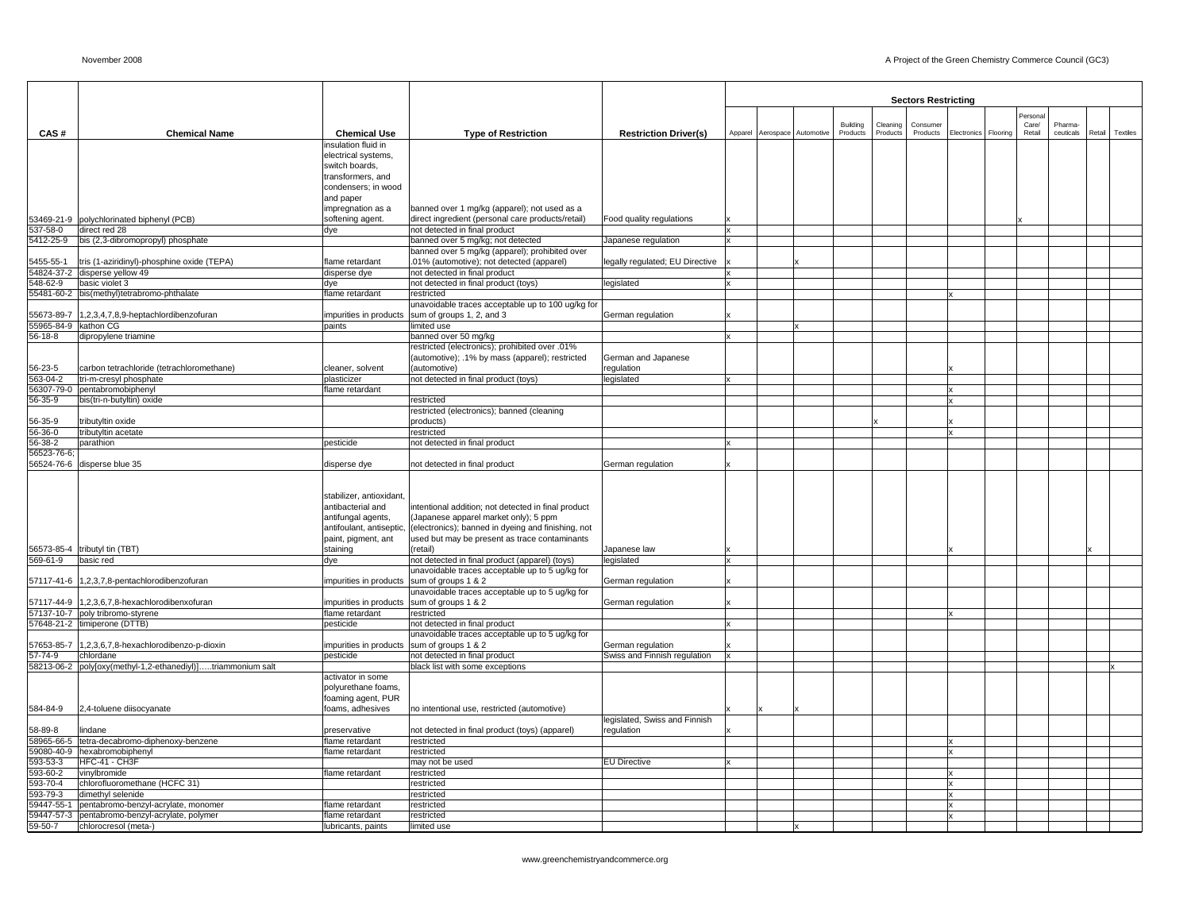| CAS # | Chemical Name | Chemical Use | Type of Restriction | Restriction Driver(s) | Sectors Restricting | | | | | | | | | | | |
|---|---|---|---|---|---|---|---|---|---|---|---|---|---|---|---|---|
| | | | | | Apparel | Aerospace | Automotive | Building Products | Cleaning Products | Consumer Products | Electronics | Flooring | Personal Care/ Retail | Pharma-ceuticals | Retail | Textiles |
| 53469-21-9 | polychlorinated biphenyl (PCB) | insulation fluid in electrical systems, switch boards, transformers, and condensers; in wood and paper impregnation as a softening agent. | banned over 1 mg/kg (apparel); not used as a direct ingredient (personal care products/retail) | Food quality regulations | x | | | | | | | | x | | | |
| 537-58-0 | direct red 28 | dye | not detected in final product | | x | | | | | | | | | | | |
| 5412-25-9 | bis (2,3-dibromopropyl) phosphate | | banned over 5 mg/kg; not detected | Japanese regulation | x | | | | | | | | | | | |
| 5455-55-1 | tris (1-aziridinyl)-phosphine oxide (TEPA) | flame retardant | banned over 5 mg/kg (apparel); prohibited over .01% (automotive); not detected (apparel) | legally regulated; EU Directive | x | | x | | | | | | | | | |
| 54824-37-2 | disperse yellow 49 | disperse dye | not detected in final product | | x | | | | | | | | | | | |
| 548-62-9 | basic violet 3 | dye | not detected in final product (toys) | legislated | x | | | | | | | | | | | |
| 55481-60-2 | bis(methyl)tetrabromo-phthalate | flame retardant | restricted | | | | | | | | x | | | | | |
| 55673-89-7 | 1,2,3,4,7,8,9-heptachlordibenzofuran | impurities in products | unavoidable traces acceptable up to 100 ug/kg for sum of groups 1, 2, and 3 | German regulation | x | | | | | | | | | | | |
| 55965-84-9 | kathon CG | paints | limited use | | | | x | | | | | | | | | |
| 56-18-8 | dipropylene triamine | | banned over 50 mg/kg | | x | | | | | | | | | | | |
| 56-23-5 | carbon tetrachloride (tetrachloromethane) | cleaner, solvent | restricted (electronics); prohibited over .01% (automotive); .1% by mass (apparel); restricted (automotive) | German and Japanese regulation | | | | | | | x | | | | | |
| 563-04-2 | tri-m-cresyl phosphate | plasticizer | not detected in final product (toys) | legislated | x | | | | | | | | | | | |
| 56307-79-0 | pentabromobiphenyl | flame retardant | | | | | | | | | x | | | | | |
| 56-35-9 | bis(tri-n-butyltin) oxide | | restricted | | | | | | | | x | | | | | |
| 56-35-9 | tributyltin oxide | | restricted (electronics); banned (cleaning products) | | | | | | x | | x | | | | | |
| 56-36-0 | tributyltin acetate | | restricted | | | | | | | | x | | | | | |
| 56-38-2 | parathion | pesticide | not detected in final product | | x | | | | | | | | | | | |
| 56523-76-6; 56524-76-6 | disperse blue 35 | disperse dye | not detected in final product | German regulation | x | | | | | | | | | | | |
| 56573-85-4 | tributyl tin (TBT) | stabilizer, antioxidant, antibacterial and antifungal agents, antifoulant, antiseptic, paint, pigment, ant staining | intentional addition; not detected in final product (Japanese apparel market only); 5 ppm (electronics); banned in dyeing and finishing, not used but may be present as trace contaminants (retail) | Japanese law | x | | | | | | x | | | | x | |
| 569-61-9 | basic red | dye | not detected in final product (apparel) (toys) | legislated | x | | | | | | | | | | | |
| 57117-41-6 | 1,2,3,7,8-pentachlorodibenzofuran | impurities in products | unavoidable traces acceptable up to 5 ug/kg for sum of groups 1 & 2 | German regulation | x | | | | | | | | | | | |
| 57117-44-9 | 1,2,3,6,7,8-hexachlorodibenxofuran | impurities in products | unavoidable traces acceptable up to 5 ug/kg for sum of groups 1 & 2 | German regulation | x | | | | | | | | | | | |
| 57137-10-7 | poly tribromo-styrene | flame retardant | restricted | | | | | | | | x | | | | | |
| 57648-21-2 | timiperone (DTTB) | pesticide | not detected in final product | | x | | | | | | | | | | | |
| 57653-85-7 | 1,2,3,6,7,8-hexachlorodibenzo-p-dioxin | impurities in products | unavoidable traces acceptable up to 5 ug/kg for sum of groups 1 & 2 | German regulation | x | | | | | | | | | | | |
| 57-74-9 | chlordane | pesticide | not detected in final product | Swiss and Finnish regulation | x | | | | | | | | | | | |
| 58213-06-2 | poly[oxy(methyl-1,2-ethanediyl)].....triammonium salt | | black list with some exceptions | | | | | | | | | | | | | x |
| 584-84-9 | 2,4-toluene diisocyanate | activator in some polyurethane foams, foaming agent, PUR foams, adhesives | no intentional use, restricted (automotive) | | x | x | x | | | | | | | | | |
| 58-89-8 | lindane | preservative | not detected in final product (toys) (apparel) | legislated, Swiss and Finnish regulation | x | | | | | | | | | | | |
| 58965-66-5 | tetra-decabromo-diphenoxy-benzene | flame retardant | restricted | | | | | | | | x | | | | | |
| 59080-40-9 | hexabromobiphenyl | flame retardant | restricted | | | | | | | | x | | | | | |
| 593-53-3 | HFC-41 - CH3F | | may not be used | EU Directive | x | | | | | | | | | | | |
| 593-60-2 | vinylbromide | flame retardant | restricted | | | | | | | | x | | | | | |
| 593-70-4 | chlorofluoromethane (HCFC 31) | | restricted | | | | | | | | x | | | | | |
| 593-79-3 | dimethyl selenide | | restricted | | | | | | | | x | | | | | |
| 59447-55-1 | pentabromo-benzyl-acrylate, monomer | flame retardant | restricted | | | | | | | | x | | | | | |
| 59447-57-3 | pentabromo-benzyl-acrylate, polymer | flame retardant | restricted | | | | | | | | x | | | | | |
| 59-50-7 | chlorocresol (meta-) | lubricants, paints | limited use | | | | x | | | | | | | | | |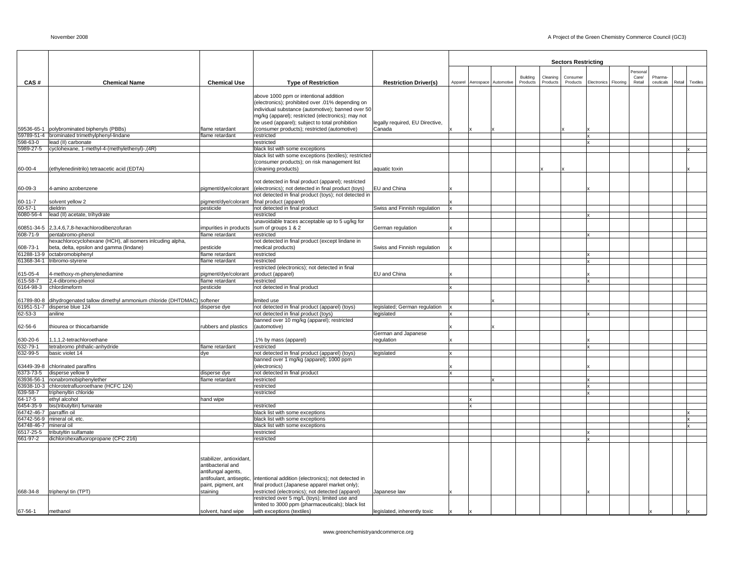| CAS # | Chemical Name | Chemical Use | Type of Restriction | Restriction Driver(s) | Sectors Restricting | | | | | | | | | | | |
|---|---|---|---|---|---|---|---|---|---|---|---|---|---|---|---|---|
| | | | | | Apparel | Aerospace | Automotive | Building Products | Cleaning Products | Consumer Products | Electronics | Flooring | Personal Care/ Retail | Pharma-ceuticals | Retail | Textiles |
| 59536-65-1 | polybrominated biphenyls (PBBs) | flame retardant | above 1000 ppm or intentional addition (electronics); prohibited over .01% depending on individual substance (automotive); banned over 50 mg/kg (apparel); restricted (electronics); may not be used (apparel); subject to total prohibition (consumer products); restricted (automotive) | legally required, EU Directive, Canada | x | x | x | | | x | x | | | | | |
| 59789-51-4 | brominated trimethylphenyl-lindane | flame retardant | restricted | | | | | | | | x | | | | | |
| 598-63-0 | lead (II) carbonate | | restricted | | | | | | | | x | | | | | |
| 5989-27-5 | cyclohexane, 1-methyl-4-(methylethenyl)-,(4R) | | black list with some exceptions | | | | | | | | | | | | | x |
| 60-00-4 | (ethylenedinitrilo) tetraacetic acid (EDTA) | | black list with some exceptions (textiles); restricted (consumer products); on risk management list (cleaning products) | aquatic toxin | | | | | x | x | | | | | | x |
| 60-09-3 | 4-amino azobenzene | pigment/dye/colorant | not detected in final product (apparel); restricted (electronics); not detected in final product (toys) | EU and China | x | | | | | | x | | | | | |
| 60-11-7 | solvent yellow 2 | pigment/dye/colorant | not detected in final product (toys); not detected in final product (apparel) | | x | | | | | | | | | | | |
| 60-57-1 | dieldrin | pesticide | not detected in final product | Swiss and Finnish regulation | x | | | | | | | | | | | |
| 6080-56-4 | lead (II) acetate, trihydrate | | restricted | | | | | | | | x | | | | | |
| 60851-34-5 | 2,3,4,6,7,8-hexachlorodibenzofuran | impurities in products | unavoidable traces acceptable up to 5 ug/kg for sum of groups 1 & 2 | German regulation | x | | | | | | | | | | | |
| 608-71-9 | pentabromo-phenol | flame retardant | restricted | | | | | | | | x | | | | | |
| 608-73-1 | hexachlorocyclohexane (HCH), all isomers inlcuding alpha, beta, delta, epsilon and gamma (lindane) | pesticide | not detected in final product (except lindane in medical products) | Swiss and Finnish regulation | x | | | | | | | | | | | |
| 61288-13-9 | octabromobiphenyl | flame retardant | restricted | | | | | | | | x | | | | | |
| 61368-34-1 | tribromo-styrene | flame retardant | restricted | | | | | | | | x | | | | | |
| 615-05-4 | 4-methoxy-m-phenylenediamine | pigment/dye/colorant | restricted (electronics); not detected in final product (apparel) | EU and China | x | | | | | | x | | | | | |
| 615-58-7 | 2,4-dibromo-phenol | flame retardant | restricted | | | | | | | | x | | | | | |
| 6164-98-3 | chlordimeform | pesticide | not detected in final product | | x | | | | | | | | | | | |
| 61789-80-8 | dihydrogenated tallow dimethyl ammonium chloride (DHTDMAC) | softener | limited use | | | | x | | | | | | | | | |
| 61951-51-7 | disperse blue 124 | disperse dye | not detected in final product (apparel) (toys) | legislated; German regulation | x | | | | | | | | | | | |
| 62-53-3 | aniline | | not detected in final product (toys) | legislated | x | | | | | | x | | | | | |
| 62-56-6 | thiourea or thiocarbamide | rubbers and plastics | banned over 10 mg/kg (apparel); restricted (automotive) | | x | | x | | | | | | | | | |
| 630-20-6 | 1,1,1,2-tetrachloroethane | | .1% by mass (apparel) | German and Japanese regulation | x | | | | | | x | | | | | |
| 632-79-1 | tetrabromo phthalic-anhydride | flame retardant | restricted | | | | | | | | x | | | | | |
| 632-99-5 | basic violet 14 | dye | not detected in final product (apparel) (toys) | legislated | x | | | | | | | | | | | |
| 63449-39-8 | chlorinated paraffins | | banned over 1 mg/kg (apparel); 1000 ppm (electronics) | | x | | | | | | x | | | | | |
| 6373-73-5 | disperse yellow 9 | disperse dye | not detected in final product | | x | | | | | | | | | | | |
| 63936-56-1 | nonabromobiphenylether | flame retardant | restricted | | | | x | | | | x | | | | | |
| 63938-10-3 | chlorotetrafluoroethane (HCFC 124) | | restricted | | | | | | | | x | | | | | |
| 639-58-7 | triphenyltin chloride | | restricted | | | | | | | | x | | | | | |
| 64-17-5 | ethyl alcohol | hand wipe | | | | x | | | | | | | | | | |
| 6454-35-9 | bis(tributyltin) fumarate | | restricted | | | x | | | | | | | | | | |
| 64742-46-7 | parraffin oil | | black list with some exceptions | | | | | | | | | | | | | x |
| 64742-56-9 | mineral oil, etc. | | black list with some exceptions | | | | | | | | | | | | | x |
| 64748-46-7 | mineral oil | | black list with some exceptions | | | | | | | | | | | | | x |
| 6517-25-5 | tributyltin sulfamate | | restricted | | | | | | | | x | | | | | |
| 661-97-2 | dichlorohexafluoropropane (CFC 216) | | restricted | | | | | | | | x | | | | | |
| 668-34-8 | triphenyl tin (TPT) | stabilizer, antioxidant, antibacterial and antifungal agents, antifoulant, antiseptic, paint, pigment, ant staining | intentional addition (electronics); not detected in final product (Japanese apparel market only); restricted (electronics); not detected (apparel) | Japanese law | x | | | | | | x | | | | | |
| 67-56-1 | methanol | solvent, hand wipe | restricted over 5 mg/L (toys); limited use and limited to 3000 ppm (pharmaceuticals); black list with exceptions (textiles) | legislated, inherently toxic | x | x | | | | | | | | x | | x |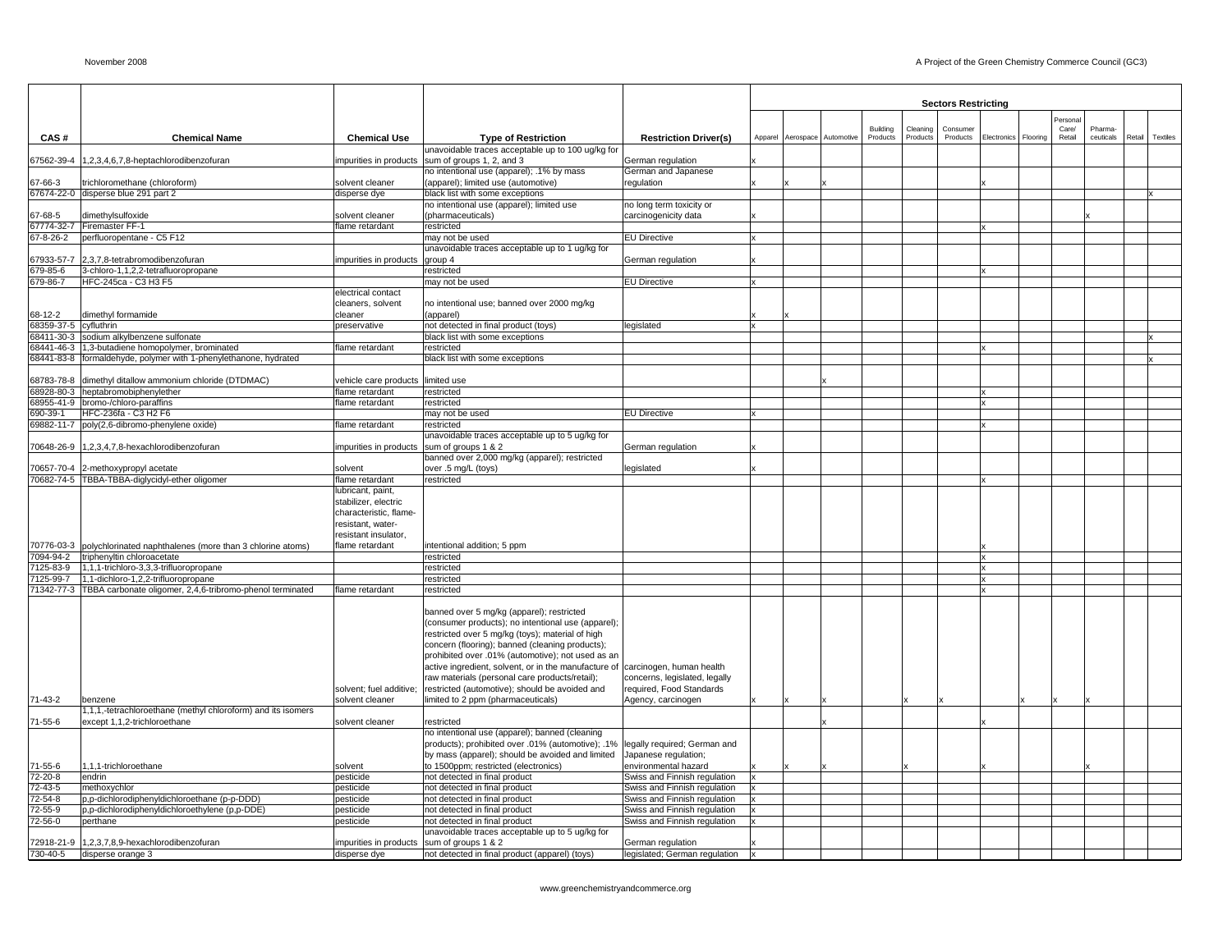| CAS # | Chemical Name | Chemical Use | Type of Restriction | Restriction Driver(s) | Sectors Restricting | | | | | | | | | | | |
|---|---|---|---|---|---|---|---|---|---|---|---|---|---|---|---|---|
| | | | | | Apparel | Aerospace | Automotive | Building Products | Cleaning Products | Consumer Products | Electronics | Flooring | Personal Care/ Retail | Pharma-ceuticals | Retail | Textiles |
| 67562-39-4 | 1,2,3,4,6,7,8-heptachlorodibenzofuran | impurities in products | unavoidable traces acceptable up to 100 ug/kg for sum of groups 1, 2, and 3 | German regulation | x | | | | | | | | | | | |
| 67-66-3 | trichloromethane (chloroform) | solvent cleaner | no intentional use (apparel); .1% by mass (apparel); limited use (automotive) | German and Japanese regulation | x | x | x | | | | x | | | | | |
| 67674-22-0 | disperse blue 291 part 2 | disperse dye | black list with some exceptions | | | | | | | | | | | | | x |
| 67-68-5 | dimethylsulfoxide | solvent cleaner | no intentional use (apparel); limited use (pharmaceuticals) | no long term toxicity or carcinogenicity data | x | | | | | | | | | x | | |
| 67774-32-7 | Firemaster FF-1 | flame retardant | restricted | | | | | | | | x | | | | | |
| 67-8-26-2 | perfluoropentane - C5 F12 | | may not be used | EU Directive | x | | | | | | | | | | | |
| 67933-57-7 | 2,3,7,8-tetrabromodibenzofuran | impurities in products | unavoidable traces acceptable up to 1 ug/kg for group 4 | German regulation | x | | | | | | | | | | | |
| 679-85-6 | 3-chloro-1,1,2,2-tetrafluoropropane | | restricted | | | | | | | | x | | | | | |
| 679-86-7 | HFC-245ca - C3 H3 F5 | | may not be used | EU Directive | x | | | | | | | | | | | |
| 68-12-2 | dimethyl formamide | electrical contact cleaners, solvent cleaner | no intentional use; banned over 2000 mg/kg (apparel) | | x | x | | | | | | | | | | |
| 68359-37-5 | cyfluthrin | preservative | not detected in final product (toys) | legislated | x | | | | | | | | | | | |
| 68411-30-3 | sodium alkylbenzene sulfonate | | black list with some exceptions | | | | | | | | | | | | | x |
| 68441-46-3 | 1,3-butadiene homopolymer, brominated | flame retardant | restricted | | | | | | | | x | | | | | |
| 68441-83-8 | formaldehyde, polymer with 1-phenylethanone, hydrated | | black list with some exceptions | | | | | | | | | | | | | x |
| 68783-78-8 | dimethyl ditallow ammonium chloride (DTDMAC) | vehicle care products | limited use | | | | x | | | | | | | | | |
| 68928-80-3 | heptabromobiphenylether | flame retardant | restricted | | | | | | | | x | | | | | |
| 68955-41-9 | bromo-/chloro-paraffins | flame retardant | restricted | | | | | | | | x | | | | | |
| 690-39-1 | HFC-236fa - C3 H2 F6 | | may not be used | EU Directive | x | | | | | | | | | | | |
| 69882-11-7 | poly(2,6-dibromo-phenylene oxide) | flame retardant | restricted | | | | | | | | x | | | | | |
| 70648-26-9 | 1,2,3,4,7,8-hexachlorodibenzofuran | impurities in products | unavoidable traces acceptable up to 5 ug/kg for sum of groups 1 & 2 | German regulation | x | | | | | | | | | | | |
| 70657-70-4 | 2-methoxypropyl acetate | solvent | banned over 2,000 mg/kg (apparel); restricted over .5 mg/L (toys) | legislated | x | | | | | | | | | | | |
| 70682-74-5 | TBBA-TBBA-diglycidyl-ether oligomer | flame retardant | restricted | | | | | | | | x | | | | | |
| 70776-03-3 | polychlorinated naphthalenes (more than 3 chlorine atoms) | lubricant, paint, stabilizer, electric characteristic, flame-resistant, water-resistant insulator, flame retardant | intentional addition; 5 ppm | | | | | | | | x | | | | | |
| 7094-94-2 | triphenyltin chloroacetate | | restricted | | | | | | | | x | | | | | |
| 7125-83-9 | 1,1,1-trichloro-3,3,3-trifluoropropane | | restricted | | | | | | | | x | | | | | |
| 7125-99-7 | 1,1-dichloro-1,2,2-trifluoropropane | | restricted | | | | | | | | x | | | | | |
| 71342-77-3 | TBBA carbonate oligomer, 2,4,6-tribromo-phenol terminated | flame retardant | restricted | | | | | | | | x | | | | | |
| 71-43-2 | benzene | solvent; fuel additive; solvent cleaner | banned over 5 mg/kg (apparel); restricted (consumer products); no intentional use (apparel); restricted over 5 mg/kg (toys); material of high concern (flooring); banned (cleaning products); prohibited over .01% (automotive); not used as an active ingredient, solvent, or in the manufacture of raw materials (personal care products/retail); restricted (automotive); should be avoided and limited to 2 ppm (pharmaceuticals) | carcinogen, human health concerns, legislated, legally required, Food Standards Agency, carcinogen | x | x | x | | x | x | | x | x | x | | |
| 71-55-6 | 1,1,1,-tetrachloroethane (methyl chloroform) and its isomers except 1,1,2-trichloroethane | solvent cleaner | restricted | | | | x | | | | x | | | | | |
| 71-55-6 | 1,1,1-trichloroethane | solvent | no intentional use (apparel); banned (cleaning products); prohibited over .01% (automotive); .1% by mass (apparel); should be avoided and limited to 1500ppm; restricted (electronics) | legally required; German and Japanese regulation; environmental hazard | x | x | x | | x | | x | | | x | | |
| 72-20-8 | endrin | pesticide | not detected in final product | Swiss and Finnish regulation | x | | | | | | | | | | | |
| 72-43-5 | methoxychlor | pesticide | not detected in final product | Swiss and Finnish regulation | x | | | | | | | | | | | |
| 72-54-8 | p,p-dichlorodiphenyldichloroethane (p-p-DDD) | pesticide | not detected in final product | Swiss and Finnish regulation | x | | | | | | | | | | | |
| 72-55-9 | p,p-dichlorodiphenyldichloroethylene (p,p-DDE) | pesticide | not detected in final product | Swiss and Finnish regulation | x | | | | | | | | | | | |
| 72-56-0 | perthane | pesticide | not detected in final product | Swiss and Finnish regulation | x | | | | | | | | | | | |
| 72918-21-9 | 1,2,3,7,8,9-hexachlorodibenzofuran | impurities in products | unavoidable traces acceptable up to 5 ug/kg for sum of groups 1 & 2 | German regulation | x | | | | | | | | | | | |
| 730-40-5 | disperse orange 3 | disperse dye | not detected in final product (apparel) (toys) | legislated; German regulation | x | | | | | | | | | | | |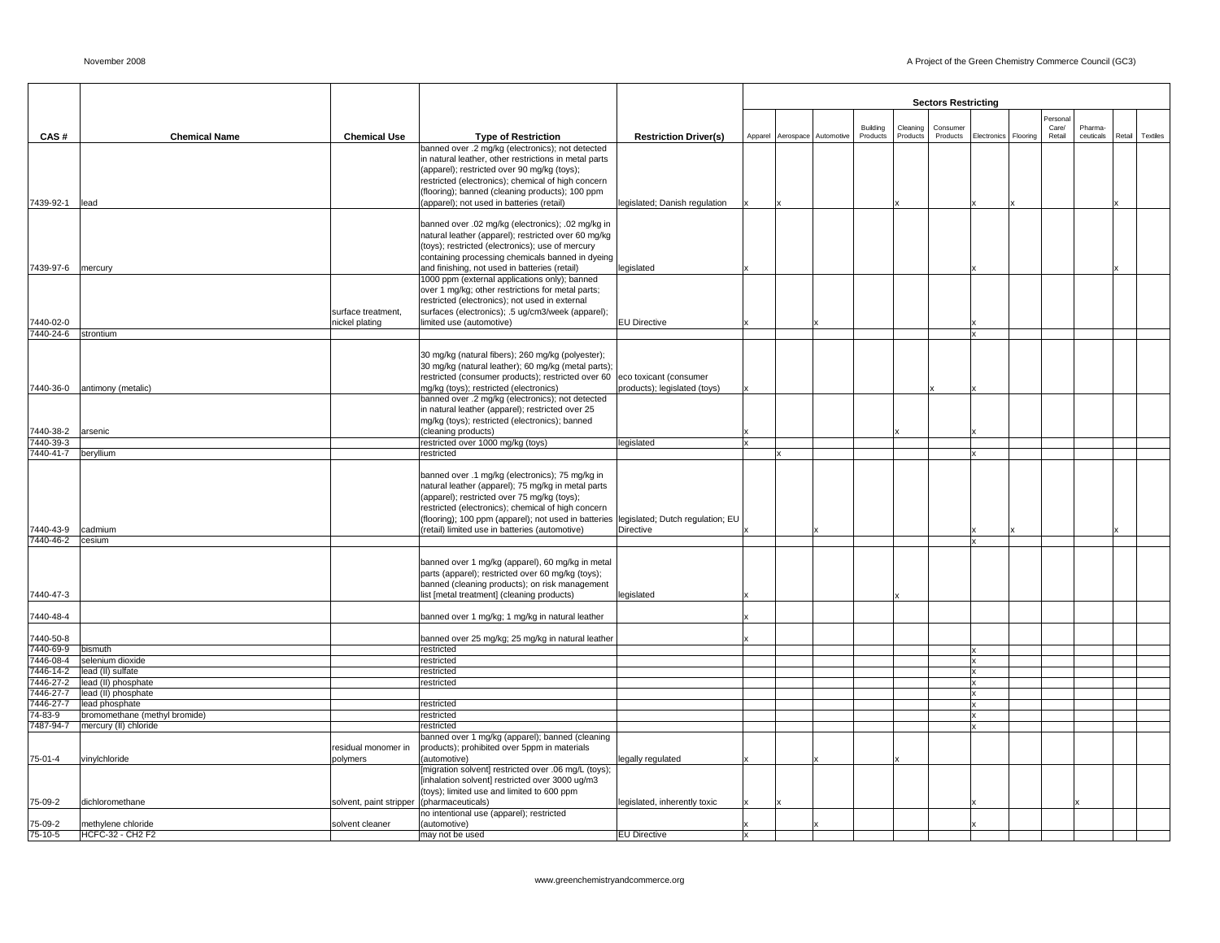| CAS # | Chemical Name | Chemical Use | Type of Restriction | Restriction Driver(s) | Sectors Restricting | | | | | | | | | | | |
|---|---|---|---|---|---|---|---|---|---|---|---|---|---|---|---|---|
| | | | | | Apparel | Aerospace | Automotive | Building Products | Cleaning Products | Consumer Products | Electronics | Flooring | Personal Care/ Retail | Pharma-ceuticals | Retail | Textiles |
| 7439-92-1 | lead | | banned over .2 mg/kg (electronics); not detected in natural leather, other restrictions in metal parts (apparel); restricted over 90 mg/kg (toys); restricted (electronics); chemical of high concern (flooring); banned (cleaning products); 100 ppm (apparel); not used in batteries (retail) | legislated; Danish regulation | x | x | | | x | | x | x | | | x | |
| 7439-97-6 | mercury | | banned over .02 mg/kg (electronics); .02 mg/kg in natural leather (apparel); restricted over 60 mg/kg (toys); restricted (electronics); use of mercury containing processing chemicals banned in dyeing and finishing, not used in batteries (retail) | legislated | x | | | | | | x | | | | x | |
| 7440-02-0 | | surface treatment, nickel plating | 1000 ppm (external applications only); banned over 1 mg/kg; other restrictions for metal parts; restricted (electronics); not used in external surfaces (electronics); .5 ug/cm3/week (apparel); limited use (automotive) | EU Directive | x | | x | | | | x | | | | | |
| 7440-24-6 | strontium | | | | | | | | | | x | | | | | |
| 7440-36-0 | antimony (metalic) | | 30 mg/kg (natural fibers); 260 mg/kg (polyester); 30 mg/kg (natural leather); 60 mg/kg (metal parts); restricted (consumer products); restricted over 60 mg/kg (toys); restricted (electronics) | eco toxicant (consumer products); legislated (toys) | x | | | | | x | x | | | | | |
| 7440-38-2 | arsenic | | banned over .2 mg/kg (electronics); not detected in natural leather (apparel); restricted over 25 mg/kg (toys); restricted (electronics); banned (cleaning products) | | x | | | | x | | x | | | | | |
| 7440-39-3 | | | restricted over 1000 mg/kg (toys) | legislated | x | | | | | | | | | | | |
| 7440-41-7 | beryllium | | restricted | | | x | | | | | x | | | | | |
| 7440-43-9 | cadmium | | banned over .1 mg/kg (electronics); 75 mg/kg in natural leather (apparel); 75 mg/kg in metal parts (apparel); restricted over 75 mg/kg (toys); restricted (electronics); chemical of high concern (flooring); 100 ppm (apparel); not used in batteries (retail) limited use in batteries (automotive) | legislated; Dutch regulation; EU Directive | x | | x | | | | x | x | | | x | |
| 7440-46-2 | cesium | | | | | | | | | | x | | | | | |
| 7440-47-3 | | | banned over 1 mg/kg (apparel), 60 mg/kg in metal parts (apparel); restricted over 60 mg/kg (toys); banned (cleaning products); on risk management list [metal treatment] (cleaning products) | legislated | x | | | | x | | | | | | | |
| 7440-48-4 | | | banned over 1 mg/kg; 1 mg/kg in natural leather | | x | | | | | | | | | | | |
| 7440-50-8 | | | banned over 25 mg/kg; 25 mg/kg in natural leather | | x | | | | | | | | | | | |
| 7440-69-9 | bismuth | | restricted | | | | | | | | x | | | | | |
| 7446-08-4 | selenium dioxide | | restricted | | | | | | | | x | | | | | |
| 7446-14-2 | lead (II) sulfate | | restricted | | | | | | | | x | | | | | |
| 7446-27-2 | lead (II) phosphate | | restricted | | | | | | | | x | | | | | |
| 7446-27-7 | lead (II) phosphate | | | | | | | | | | x | | | | | |
| 7446-27-7 | lead phosphate | | restricted | | | | | | | | x | | | | | |
| 74-83-9 | bromomethane (methyl bromide) | | restricted | | | | | | | | x | | | | | |
| 7487-94-7 | mercury (II) chloride | | restricted | | | | | | | | x | | | | | |
| 75-01-4 | vinylchloride | residual monomer in polymers | banned over 1 mg/kg (apparel); banned (cleaning products); prohibited over 5ppm in materials (automotive) | legally regulated | x | | x | | x | | | | | | | |
| 75-09-2 | dichloromethane | solvent, paint stripper | [migration solvent] restricted over .06 mg/L (toys); [inhalation solvent] restricted over 3000 ug/m3 (toys); limited use and limited to 600 ppm (pharmaceuticals) | legislated, inherently toxic | x | x | | | | | x | | | x | | |
| 75-09-2 | methylene chloride | solvent cleaner | no intentional use (apparel); restricted (automotive) | | x | | x | | | | x | | | | | |
| 75-10-5 | HCFC-32 - CH2 F2 | | may not be used | EU Directive | x | | | | | | | | | | | |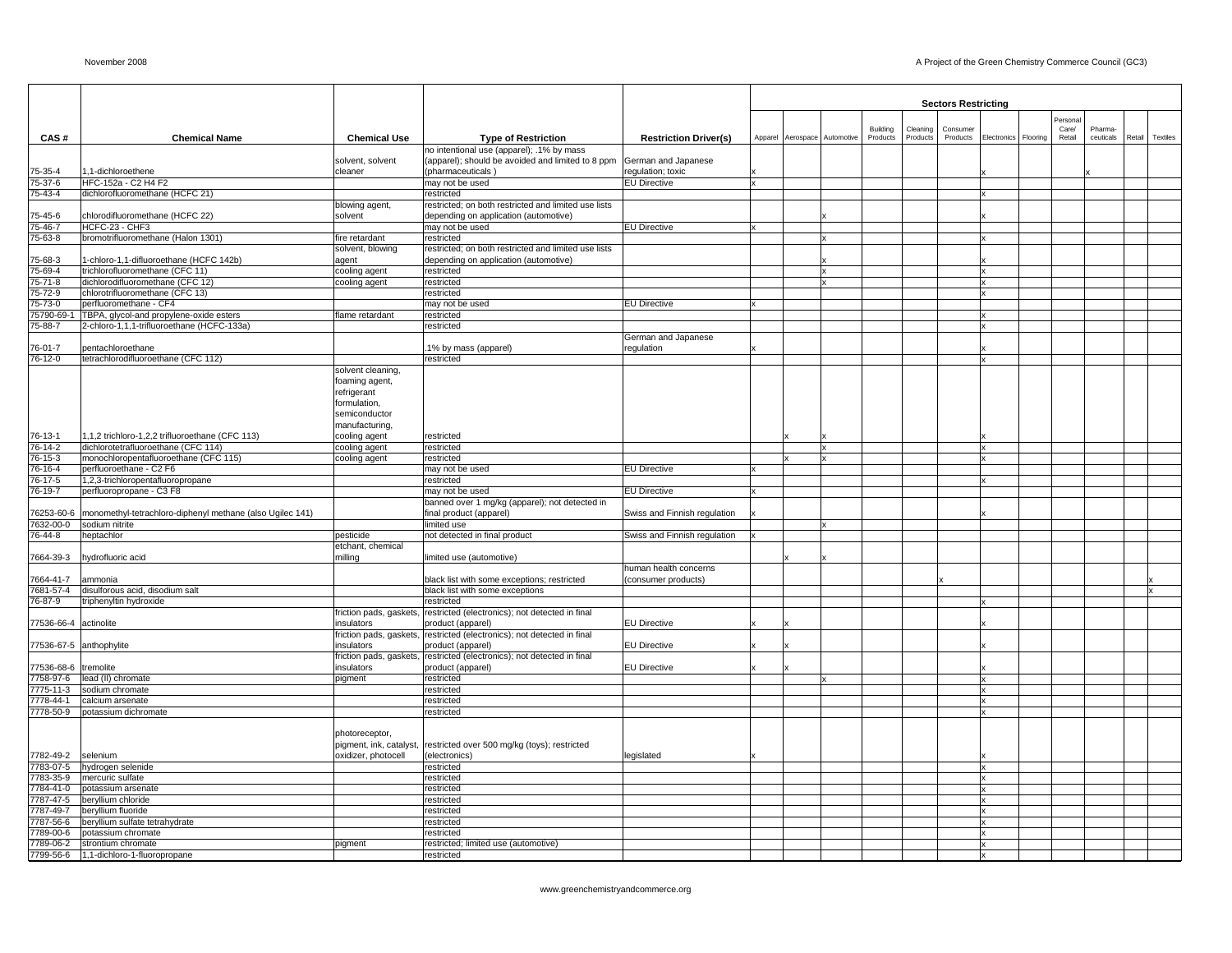| CAS # | Chemical Name | Chemical Use | Type of Restriction | Restriction Driver(s) | Sectors Restricting | | | | | | | | | | | |
|---|---|---|---|---|---|---|---|---|---|---|---|---|---|---|---|---|
| | | | | | Apparel | Aerospace | Automotive | Building Products | Cleaning Products | Consumer Products | Electronics | Flooring | Personal Care/ Retail | Pharma- ceuticals | Retail | Textiles |
| 75-35-4 | 1,1-dichloroethene | solvent, solvent cleaner | no intentional use (apparel); .1% by mass (apparel); should be avoided and limited to 8 ppm (pharmaceuticals ) | German and Japanese regulation; toxic | x | | | | | | x | | | x | | |
| 75-37-6 | HFC-152a - C2 H4 F2 | | may not be used | EU Directive | x | | | | | | | | | | | |
| 75-43-4 | dichlorofluoromethane (HCFC 21) | | restricted | | | | | | | | x | | | | | |
| 75-45-6 | chlorodifluoromethane (HCFC 22) | blowing agent, solvent | restricted; on both restricted and limited use lists depending on application (automotive) | | | | x | | | | x | | | | | |
| 75-46-7 | HCFC-23 - CHF3 | | may not be used | EU Directive | x | | | | | | | | | | | |
| 75-63-8 | bromotrifluoromethane (Halon 1301) | fire retardant | restricted | | | | x | | | | x | | | | | |
| 75-68-3 | 1-chloro-1,1-difluoroethane (HCFC 142b) | solvent, blowing agent | restricted; on both restricted and limited use lists depending on application (automotive) | | | | x | | | | x | | | | | |
| 75-69-4 | trichlorofluoromethane (CFC 11) | cooling agent | restricted | | | | x | | | | x | | | | | |
| 75-71-8 | dichlorodifluoromethane (CFC 12) | cooling agent | restricted | | | | x | | | | x | | | | | |
| 75-72-9 | chlorotrifluoromethane (CFC 13) | | restricted | | | | | | | | x | | | | | |
| 75-73-0 | perfluoromethane - CF4 | | may not be used | EU Directive | x | | | | | | | | | | | |
| 75790-69-1 | TBPA, glycol-and propylene-oxide esters | flame retardant | restricted | | | | | | | | x | | | | | |
| 75-88-7 | 2-chloro-1,1,1-trifluoroethane (HCFC-133a) | | restricted | | | | | | | | x | | | | | |
| 76-01-7 | pentachloroethane | | .1% by mass (apparel) | German and Japanese regulation | x | | | | | | x | | | | | |
| 76-12-0 | tetrachlorodifluoroethane (CFC 112) | | restricted | | | | | | | | x | | | | | |
| 76-13-1 | 1,1,2 trichloro-1,2,2 trifluoroethane (CFC 113) | solvent cleaning, foaming agent, refrigerant formulation, semiconductor manufacturing, cooling agent | restricted | | | x | x | | | | x | | | | | |
| 76-14-2 | dichlorotetrafluoroethane (CFC 114) | cooling agent | restricted | | | | x | | | | x | | | | | |
| 76-15-3 | monochloropentafluoroethane (CFC 115) | cooling agent | restricted | | | x | x | | | | x | | | | | |
| 76-16-4 | perfluoroethane - C2 F6 | | may not be used | EU Directive | x | | | | | | | | | | | |
| 76-17-5 | 1,2,3-trichloropentafluoropropane | | restricted | | | | | | | | x | | | | | |
| 76-19-7 | perfluoropropane - C3 F8 | | may not be used | EU Directive | x | | | | | | | | | | | |
| 76253-60-6 | monomethyl-tetrachloro-diphenyl methane (also Ugilec 141) | | banned over 1 mg/kg (apparel); not detected in final product (apparel) | Swiss and Finnish regulation | x | | | | | | x | | | | | |
| 7632-00-0 | sodium nitrite | | limited use | | | | x | | | | | | | | | |
| 76-44-8 | heptachlor | pesticide | not detected in final product | Swiss and Finnish regulation | x | | | | | | | | | | | |
| 7664-39-3 | hydrofluoric acid | etchant, chemical milling | limited use (automotive) | | | x | x | | | | | | | | | |
| 7664-41-7 | ammonia | | black list with some exceptions; restricted | human health concerns (consumer products) | | | | | | x | | | | | | x |
| 7681-57-4 | disulforous acid, disodium salt | | black list with some exceptions | | | | | | | | | | | | | x |
| 76-87-9 | triphenyltin hydroxide | | restricted | | | | | | | | x | | | | | |
| 77536-66-4 | actinolite | friction pads, gaskets, insulators | restricted (electronics); not detected in final product (apparel) | EU Directive | x | x | | | | | x | | | | | |
| 77536-67-5 | anthophylite | friction pads, gaskets, insulators | restricted (electronics); not detected in final product (apparel) | EU Directive | x | x | | | | | x | | | | | |
| 77536-68-6 | tremolite | friction pads, gaskets, insulators | restricted (electronics); not detected in final product (apparel) | EU Directive | x | x | | | | | x | | | | | |
| 7758-97-6 | lead (II) chromate | pigment | restricted | | | | x | | | | x | | | | | |
| 7775-11-3 | sodium chromate | | restricted | | | | | | | | x | | | | | |
| 7778-44-1 | calcium arsenate | | restricted | | | | | | | | x | | | | | |
| 7778-50-9 | potassium dichromate | | restricted | | | | | | | | x | | | | | |
| 7782-49-2 | selenium | photoreceptor, pigment, ink, catalyst, oxidizer, photocell | restricted over 500 mg/kg (toys); restricted (electronics) | legislated | x | | | | | | x | | | | | |
| 7783-07-5 | hydrogen selenide | | restricted | | | | | | | | x | | | | | |
| 7783-35-9 | mercuric sulfate | | restricted | | | | | | | | x | | | | | |
| 7784-41-0 | potassium arsenate | | restricted | | | | | | | | x | | | | | |
| 7787-47-5 | beryllium chloride | | restricted | | | | | | | | x | | | | | |
| 7787-49-7 | beryllium fluoride | | restricted | | | | | | | | x | | | | | |
| 7787-56-6 | beryllium sulfate tetrahydrate | | restricted | | | | | | | | x | | | | | |
| 7789-00-6 | potassium chromate | | restricted | | | | | | | | x | | | | | |
| 7789-06-2 | strontium chromate | pigment | restricted; limited use (automotive) | | | | | | | | x | | | | | |
| 7799-56-6 | 1,1-dichloro-1-fluoropropane | | restricted | | | | | | | | x | | | | | |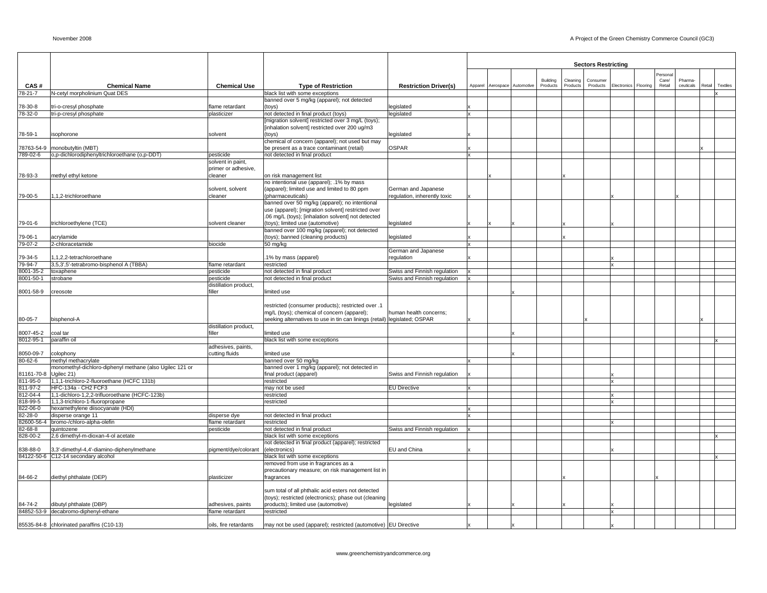| CAS # | Chemical Name | Chemical Use | Type of Restriction | Restriction Driver(s) | Sectors Restricting | | | | | | | | | | | |
|---|---|---|---|---|---|---|---|---|---|---|---|---|---|---|---|---|
| | | | | | Apparel | Aerospace | Automotive | Building Products | Cleaning Products | Consumer Products | Electronics | Flooring | Personal Care/ Retail | Pharma-ceuticals | Retail | Textiles |
| 78-21-7 | N-cetyl morpholinium Quat DES | | black list with some exceptions | | | | | | | | | | | | | x |
| 78-30-8 | tri-o-cresyl phosphate | flame retardant | banned over 5 mg/kg (apparel); not detected (toys) | legislated | x | | | | | | | | | | | |
| 78-32-0 | tri-p-cresyl phosphate | plasticizer | not detected in final product (toys) | legislated | x | | | | | | | | | | | |
| 78-59-1 | isophorone | solvent | [migration solvent] restricted over 3 mg/L (toys); [inhalation solvent] restricted over 200 ug/m3 (toys) | legislated | x | | | | | | | | | | | |
| 78763-54-9 | monobutyltin (MBT) | | chemical of concern (apparel); not used but may be present as a trace contaminant (retail) | OSPAR | x | | | | | | | | | | x | |
| 789-02-6 | o,p-dichlorodiphenyltrichloroethane (o,p-DDT) | pesticide | not detected in final product | | x | | | | | | | | | | | |
| 78-93-3 | methyl ethyl ketone | solvent in paint, primer or adhesive, cleaner | on risk management list | | | x | | | x | | | | | | | |
| 79-00-5 | 1,1,2-trichloroethane | solvent, solvent cleaner | no intentional use (apparel); .1% by mass (apparel); limited use and limited to 80 ppm (pharmaceuticals) | German and Japanese regulation, inherently toxic | x | | | | | | x | | | x | | |
| 79-01-6 | trichloroethylene (TCE) | solvent cleaner | banned over 50 mg/kg (apparel); no intentional use (apparel); [migration solvent] restricted over .06 mg/L (toys); [inhalation solvent] not detected (toys); limited use (automotive) | legislated | x | x | x | | x | | x | | | | | |
| 79-06-1 | acrylamide | | banned over 100 mg/kg (apparel); not detected (toys); banned (cleaning products) | legislated | x | | | | x | | | | | | | |
| 79-07-2 | 2-chloracetamide | biocide | 50 mg/kg | | x | | | | | | | | | | | |
| 79-34-5 | 1,1,2,2-tetrachloroethane | | .1% by mass (apparel) | German and Japanese regulation | x | | | | | | x | | | | | |
| 79-94-7 | 3,5,3',5'-tetrabromo-bisphenol A (TBBA) | flame retardant | restricted | | | | | | | | x | | | | | |
| 8001-35-2 | toxaphene | pesticide | not detected in final product | Swiss and Finnish regulation | x | | | | | | | | | | | |
| 8001-50-1 | strobane | pesticide | not detected in final product | Swiss and Finnish regulation | x | | | | | | | | | | | |
| 8001-58-9 | creosote | distillation product, filler | limited use | | | | x | | | | | | | | | |
| 80-05-7 | bisphenol-A | | restricted (consumer products); restricted over .1 mg/L (toys); chemical of concern (apparel); seeking alternatives to use in tin can linings (retail) | human health concerns; legislated; OSPAR | x | | | | | x | | | | | x | |
| 8007-45-2 | coal tar | distillation product, filler | limited use | | | | x | | | | | | | | | |
| 8012-95-1 | paraffin oil | | black list with some exceptions | | | | | | | | | | | | | x |
| 8050-09-7 | colophony | adhesives, paints, cutting fluids | limited use | | | | x | | | | | | | | | |
| 80-62-6 | methyl methacrylate | | banned over 50 mg/kg | | x | | | | | | | | | | | |
| 81161-70-8 | monomethyl-dichloro-diphenyl methane (also Ugilec 121 or Ugilec 21) | | banned over 1 mg/kg (apparel); not detected in final product (apparel) | Swiss and Finnish regulation | x | | | | | | x | | | | | |
| 811-95-0 | 1,1,1-trichloro-2-fluoroethane (HCFC 131b) | | restricted | | | | | | | | x | | | | | |
| 811-97-2 | HFC-134a - CH2 FCF3 | | may not be used | EU Directive | x | | | | | | | | | | | |
| 812-04-4 | 1,1-dichloro-1,2,2-trifluoroethane (HCFC-123b) | | restricted | | | | | | | | x | | | | | |
| 818-99-5 | 1,1,3-trichloro-1-fluoropropane | | restricted | | | | | | | | x | | | | | |
| 822-06-0 | hexamethylene diisocyanate (HDI) | | | | x | | | | | | | | | | | |
| 82-28-0 | disperse orange 11 | disperse dye | not detected in final product | | x | | | | | | | | | | | |
| 82600-56-4 | bromo-/chloro-alpha-olefin | flame retardant | restricted | | | | | | | | x | | | | | |
| 82-68-8 | quintozene | pesticide | not detected in final product | Swiss and Finnish regulation | x | | | | | | | | | | | |
| 828-00-2 | 2,6 dimethyl-m-dioxan-4-ol acetate | | black list with some exceptions | | | | | | | | | | | | | x |
| 838-88-0 | 3,3'-dimethyl-4,4'-diamino-diphenylmethane | pigment/dye/colorant | not detected in final product (apparel); restricted (electronics) | EU and China | x | | | | | | x | | | | | |
| 84122-50-6 | C12-14 secondary alcohol | | black list with some exceptions | | | | | | | | | | | | | x |
| 84-66-2 | diethyl phthalate (DEP) | plasticizer | removed from use in fragrances as a precautionary measure; on risk management list in fragrances | | | | | | x | | | | x | | | |
| 84-74-2 | dibutyl phthalate (DBP) | adhesives, paints | sum total of all phthalic acid esters not detected (toys); restricted (electronics); phase out (cleaning products); limited use (automotive) | legislated | x | | x | | x | | x | | | | | |
| 84852-53-9 | decabromo-diphenyl-ethane | flame retardant | restricted | | | | | | | | x | | | | | |
| 85535-84-8 | chlorinated paraffins (C10-13) | oils, fire retardants | may not be used (apparel); restricted (automotive) | EU Directive | x | | x | | | | x | | | | | |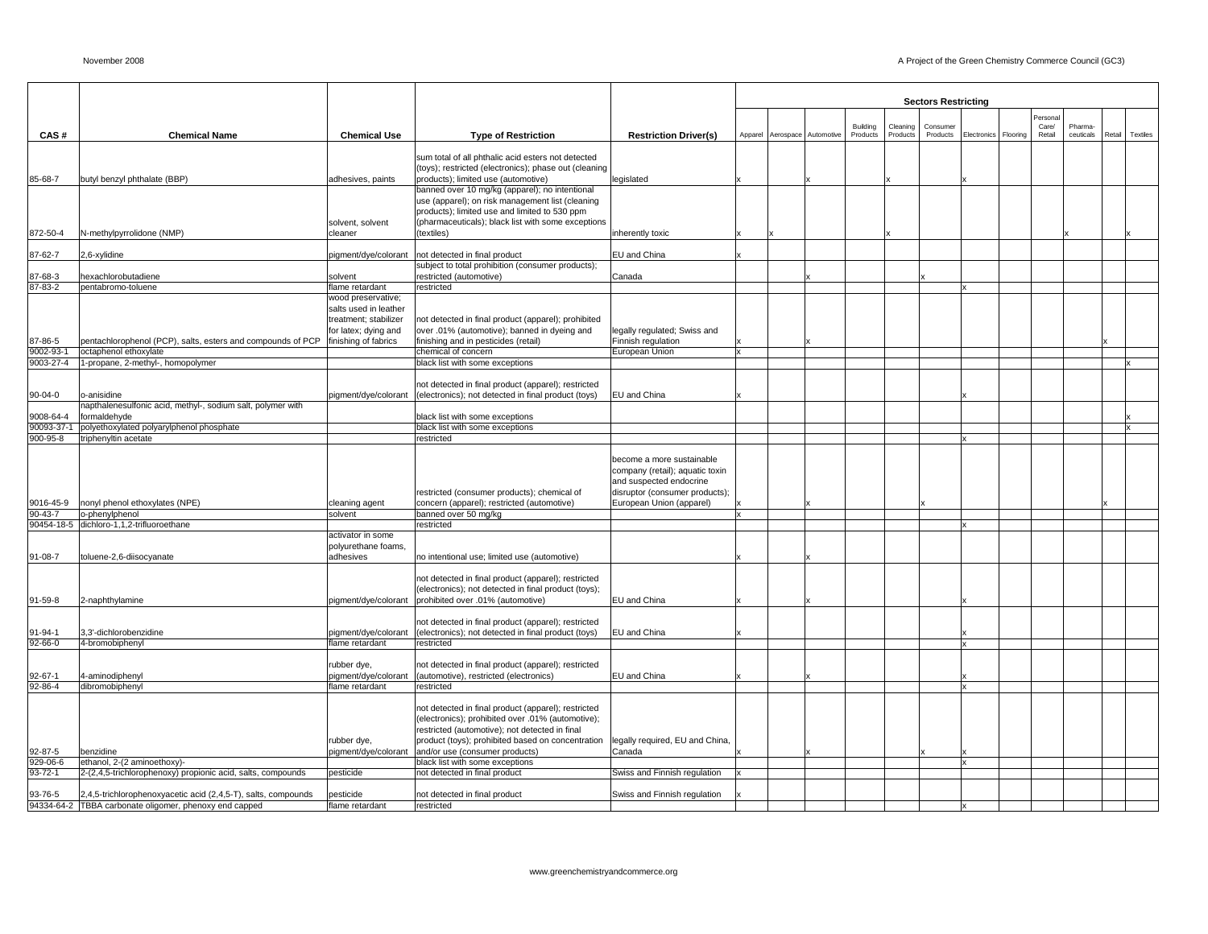| CAS # | Chemical Name | Chemical Use | Type of Restriction | Restriction Driver(s) | Sectors Restricting | | | | | | | | | | | |
|---|---|---|---|---|---|---|---|---|---|---|---|---|---|---|---|---|
| | | | | | Apparel | Aerospace | Automotive | Building Products | Cleaning Products | Consumer Products | Electronics | Flooring | Personal Care/ Retail | Pharma-ceuticals | Retail | Textiles |
| 85-68-7 | butyl benzyl phthalate (BBP) | adhesives, paints | sum total of all phthalic acid esters not detected (toys); restricted (electronics); phase out (cleaning products); limited use (automotive) | legislated | x | | x | | x | | x | | | | | |
| 872-50-4 | N-methylpyrrolidone (NMP) | solvent, solvent cleaner | banned over 10 mg/kg (apparel); no intentional use (apparel); on risk management list (cleaning products); limited use and limited to 530 ppm (pharmaceuticals); black list with some exceptions (textiles) | inherently toxic | x | x | | | x | | | | | x | | x |
| 87-62-7 | 2,6-xylidine | pigment/dye/colorant | not detected in final product | EU and China | x | | | | | | | | | | | |
| 87-68-3 | hexachlorobutadiene | solvent | subject to total prohibition (consumer products); restricted (automotive) | Canada | | | x | | | x | | | | | | |
| 87-83-2 | pentabromo-toluene | flame retardant | restricted | | | | | | | | x | | | | | |
| 87-86-5 | pentachlorophenol (PCP), salts, esters and compounds of PCP | wood preservative; salts used in leather treatment; stabilizer for latex; dying and finishing of fabrics | not detected in final product (apparel); prohibited over .01% (automotive); banned in dyeing and finishing and in pesticides (retail) | legally regulated; Swiss and Finnish regulation | x | | x | | | | | | | | x | |
| 9002-93-1 | octaphenol ethoxylate | | chemical of concern | European Union | x | | | | | | | | | | | |
| 9003-27-4 | 1-propane, 2-methyl-, homopolymer | | black list with some exceptions | | | | | | | | | | | | | x |
| 90-04-0 | o-anisidine | pigment/dye/colorant | not detected in final product (apparel); restricted (electronics); not detected in final product (toys) | EU and China | x | | | | | | x | | | | | |
| 9008-64-4 | napthalenesulfonic acid, methyl-, sodium salt, polymer with formaldehyde | | black list with some exceptions | | | | | | | | | | | | | x |
| 90093-37-1 | polyethoxylated polyarylphenol phosphate | | black list with some exceptions | | | | | | | | | | | | | x |
| 900-95-8 | triphenyltin acetate | | restricted | | | | | | | | x | | | | | |
| 9016-45-9 | nonyl phenol ethoxylates (NPE) | cleaning agent | restricted (consumer products); chemical of concern (apparel); restricted (automotive) | become a more sustainable company (retail); aquatic toxin and suspected endocrine disruptor (consumer products); European Union (apparel) | x | | x | | | x | | | | | x | |
| 90-43-7 | o-phenylphenol | solvent | banned over 50 mg/kg | | x | | | | | | | | | | | |
| 90454-18-5 | dichloro-1,1,2-trifluoroethane | | restricted | | | | | | | | x | | | | | |
| 91-08-7 | toluene-2,6-diisocyanate | activator in some polyurethane foams, adhesives | no intentional use; limited use (automotive) | | x | | x | | | | | | | | | |
| 91-59-8 | 2-naphthylamine | pigment/dye/colorant | not detected in final product (apparel); restricted (electronics); not detected in final product (toys); prohibited over .01% (automotive) | EU and China | x | | x | | | | x | | | | | |
| 91-94-1 | 3,3'-dichlorobenzidine | pigment/dye/colorant | not detected in final product (apparel); restricted (electronics); not detected in final product (toys) | EU and China | x | | | | | | x | | | | | |
| 92-66-0 | 4-bromobiphenyl | flame retardant | restricted | | | | | | | | x | | | | | |
| 92-67-1 | 4-aminodiphenyl | rubber dye, pigment/dye/colorant | not detected in final product (apparel); restricted (automotive), restricted (electronics) | EU and China | x | | x | | | | x | | | | | |
| 92-86-4 | dibromobiphenyl | flame retardant | restricted | | | | | | | | x | | | | | |
| 92-87-5 | benzidine | rubber dye, pigment/dye/colorant | not detected in final product (apparel); restricted (electronics); prohibited over .01% (automotive); restricted (automotive); not detected in final product (toys); prohibited based on concentration and/or use (consumer products) | legally required, EU and China, Canada | x | | x | | | x | x | | | | | |
| 929-06-6 | ethanol, 2-(2 aminoethoxy)- | | black list with some exceptions | | | | | | | | x | | | | | |
| 93-72-1 | 2-(2,4,5-trichlorophenoxy) propionic acid, salts, compounds | pesticide | not detected in final product | Swiss and Finnish regulation | x | | | | | | | | | | | |
| 93-76-5 | 2,4,5-trichlorophenoxyacetic acid (2,4,5-T), salts, compounds | pesticide | not detected in final product | Swiss and Finnish regulation | x | | | | | | | | | | | |
| 94334-64-2 | TBBA carbonate oligomer, phenoxy end capped | flame retardant | restricted | | | | | | | | x | | | | | |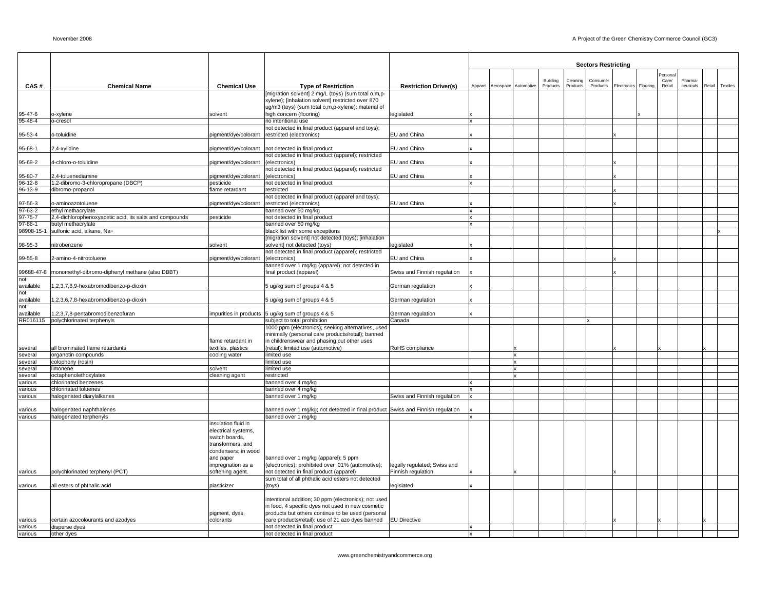| CAS # | Chemical Name | Chemical Use | Type of Restriction | Restriction Driver(s) | Sectors Restricting | | | | | | | | | | | |
|---|---|---|---|---|---|---|---|---|---|---|---|---|---|---|---|---|
| | | | | | Apparel | Aerospace | Automotive | Building Products | Cleaning Products | Consumer Products | Electronics | Flooring | Personal Care/ Retail | Pharma-ceuticals | Retail | Textiles |
| 95-47-6 | o-xylene | solvent | [migration solvent] 2 mg/L (toys) (sum total o,m,p-xylene); [inhalation solvent] restricted over 870 ug/m3 (toys) (sum total o,m,p-xylene); material of high concern (flooring) | legislated | x | | | | | | | x | | | | |
| 95-48-4 | o-cresol | | no intentional use | | x | | | | | | | | | | | |
| 95-53-4 | o-toluidine | pigment/dye/colorant | not detected in final product (apparel and toys); restricted (electronics) | EU and China | x | | | | | | x | | | | | |
| 95-68-1 | 2,4-xylidine | pigment/dye/colorant | not detected in final product | EU and China | x | | | | | | | | | | | |
| 95-69-2 | 4-chloro-o-toluidine | pigment/dye/colorant | not detected in final product (apparel); restricted (electronics) | EU and China | x | | | | | | x | | | | | |
| 95-80-7 | 2,4-toluenediamine | pigment/dye/colorant | not detected in final product (apparel); restricted (electronics) | EU and China | x | | | | | | x | | | | | |
| 96-12-8 | 1,2-dibromo-3-chloropropane (DBCP) | pesticide | not detected in final product | | x | | | | | | | | | | | |
| 96-13-9 | dibromo-propanol | flame retardant | restricted | | | | | | | | x | | | | | |
| 97-56-3 | o-aminoazotoluene | pigment/dye/colorant | not detected in final product (apparel and toys); restricted (electronics) | EU and China | x | | | | | | x | | | | | |
| 97-63-2 | ethyl methacrylate | | banned over 50 mg/kg | | x | | | | | | | | | | | |
| 97-75-7 | 2,4-dichlorophenoxyacetic acid, its salts and compounds | pesticide | not detected in final product | | x | | | | | | | | | | | |
| 97-88-1 | butyl methacrylate | | banned over 50 mg/kg | | x | | | | | | | | | | | |
| 98908-15-1 | sulfonic acid, alkane, Na+ | | black list with some exceptions | | | | | | | | | | | | | x |
| 98-95-3 | nitrobenzene | solvent | [migration solvent] not detected (toys); [inhalation solvent] not detected (toys) | legislated | x | | | | | | | | | | | |
| 99-55-8 | 2-amino-4-nitrotoluene | pigment/dye/colorant | not detected in final product (apparel); restricted (electronics) | EU and China | x | | | | | | x | | | | | |
| 99688-47-8 | monomethyl-dibromo-diphenyl methane (also DBBT) | | banned over 1 mg/kg (apparel); not detected in final product (apparel) | Swiss and Finnish regulation | x | | | | | | x | | | | | |
| not available | 1,2,3,7,8,9-hexabromodibenzo-p-dioxin | | 5 ug/kg sum of groups 4 & 5 | German regulation | x | | | | | | | | | | | |
| not available | 1,2,3,6,7,8-hexabromodibenzo-p-dioxin | | 5 ug/kg sum of groups 4 & 5 | German regulation | x | | | | | | | | | | | |
| not available | 1,2,3,7,8-pentabromodibenzofuran | impurities in products | 5 ug/kg sum of groups 4 & 5 | German regulation | x | | | | | | | | | | | |
| RR016115 | polychlorinated terphenyls | | subject to total prohibition | Canada | | | | | | x | | | | | | |
| several | all brominated flame retardants | flame retardant in textiles, plastics | 1000 ppm (electronics); seeking alternatives, used minimally (personal care products/retail); banned in childrenswear and phasing out other uses (retail); limited use (automotive) | RoHS compliance | | | x | | | | x | | x | | x | |
| several | organotin compounds | cooling water | limited use | | | | x | | | | | | | | | |
| several | colophony (rosin) | | limited use | | | | x | | | | | | | | | |
| several | limonene | solvent | limited use | | | | x | | | | | | | | | |
| several | octaphenolethoxylates | cleaning agent | restricted | | | | x | | | | | | | | | |
| various | chlorinated benzenes | | banned over 4 mg/kg | | x | | | | | | | | | | | |
| various | chlorinated toluenes | | banned over 4 mg/kg | | x | | | | | | | | | | | |
| various | halogenated diarylalkanes | | banned over 1 mg/kg | Swiss and Finnish regulation | x | | | | | | | | | | | |
| various | halogenated naphthalenes | | banned over 1 mg/kg; not detected in final product | Swiss and Finnish regulation | x | | | | | | | | | | | |
| various | halogenated terphenyls | | banned over 1 mg/kg | | x | | | | | | | | | | | |
| various | polychlorinated terphenyl (PCT) | insulation fluid in electrical systems, switch boards, transformers, and condensers; in wood and paper impregnation as a softening agent. | banned over 1 mg/kg (apparel); 5 ppm (electronics); prohibited over .01% (automotive); not detected in final product (apparel) | legally regulated; Swiss and Finnish regulation | x | | x | | | | x | | | | | |
| various | all esters of phthalic acid | plasticizer | sum total of all phthalic acid esters not detected (toys) | legislated | x | | | | | | | | | | | |
| various | certain azocolourants and azodyes | pigment, dyes, colorants | intentional addition; 30 ppm (electronics); not used in food, 4 specific dyes not used in new cosmetic products but others continue to be used (personal care products/retail); use of 21 azo dyes banned | EU Directive | | | | | | | x | | x | | x | |
| various | disperse dyes | | not detected in final product | | x | | | | | | | | | | | |
| various | other dyes | | not detected in final product | | x | | | | | | | | | | | |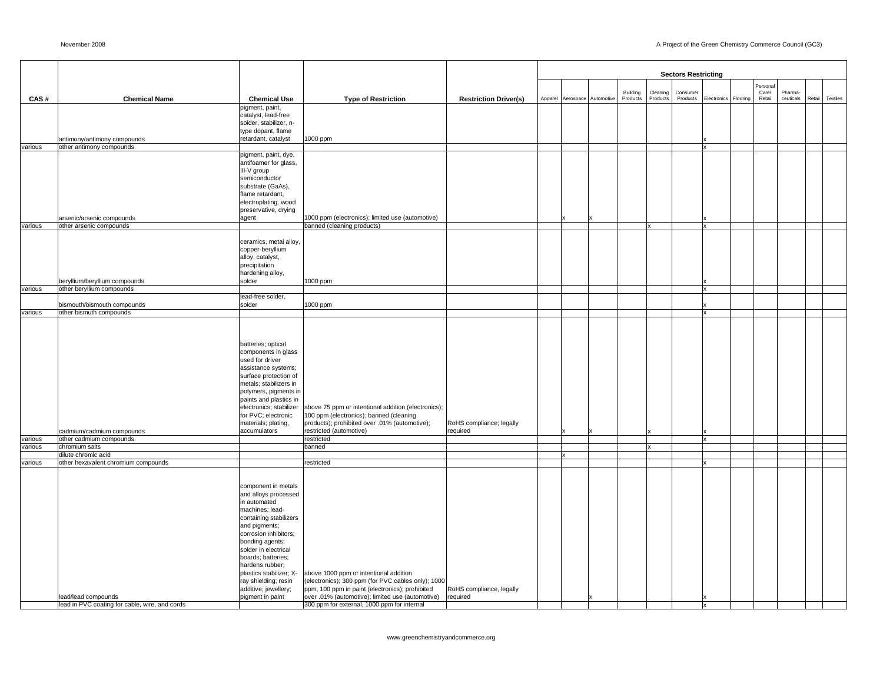| CAS # | Chemical Name | Chemical Use | Type of Restriction | Restriction Driver(s) | Sectors Restricting | | | | | | | | | | | |
|---|---|---|---|---|---|---|---|---|---|---|---|---|---|---|---|---|
| | | | | | Apparel | Aerospace | Automotive | Building Products | Cleaning Products | Consumer Products | Electronics | Flooring | Personal Care/ Retail | Pharma-ceuticals | Retail | Textiles |
| | antimony/antimony compounds | pigment, paint, catalyst, lead-free solder, stabilizer, n-type dopant, flame retardant, catalyst | 1000 ppm | | | | | | | | x | | | | | |
| various | other antimony compounds | | | | | | | | | | x | | | | | |
| | arsenic/arsenic compounds | pigment, paint, dye, antifoamer for glass, III-V group semiconductor substrate (GaAs), flame retardant, electroplating, wood preservative, drying agent | 1000 ppm (electronics); limited use (automotive) | | | x | x | | | | x | | | | | |
| various | other arsenic compounds | | banned (cleaning products) | | | | | | x | | x | | | | | |
| | beryllium/beryllium compounds | ceramics, metal alloy, copper-beryllium alloy, catalyst, precipitation hardening alloy, solder | 1000 ppm | | | | | | | | x | | | | | |
| various | other beryllium compounds | | | | | | | | | | x | | | | | |
| | bismouth/bismouth compounds | lead-free solder, solder | 1000 ppm | | | | | | | | x | | | | | |
| various | other bismuth compounds | | | | | | | | | | x | | | | | |
| | cadmium/cadmium compounds | batteries; optical components in glass used for driver assistance systems; surface protection of metals; stabilizers in polymers, pigments in paints and plastics in electronics; stabilizer for PVC; electronic materials; plating, accumulators | above 75 ppm or intentional addition (electronics); 100 ppm (electronics); banned (cleaning products); prohibited over .01% (automotive); restricted (automotive) | RoHS compliance; legally required | | x | x | | x | | x | | | | | |
| various | other cadmium compounds | | restricted | | | | | | | | x | | | | | |
| various | chromium salts | | banned | | | | | | x | | | | | | | |
| | dilute chromic acid | | | | | x | | | | | | | | | | |
| various | other hexavalent chromium compounds | | restricted | | | | | | | | x | | | | | |
| | lead/lead compounds | component in metals and alloys processed in automated machines; lead-containing stabilizers and pigments; corrosion inhibitors; bonding agents; solder in electrical boards; batteries; hardens rubber; plastics stabilizer; X-ray shielding; resin additive; jewellery; pigment in paint | above 1000 ppm or intentional addition (electronics); 300 ppm (for PVC cables only); 1000 ppm, 100 ppm in paint (electronics); prohibited over .01% (automotive); limited use (automotive) | RoHS compliance, legally required | | | x | | | | x | | | | | |
| | lead in PVC coating for cable, wire, and cords | | 300 ppm for external, 1000 ppm for internal | | | | | | | | x | | | | | |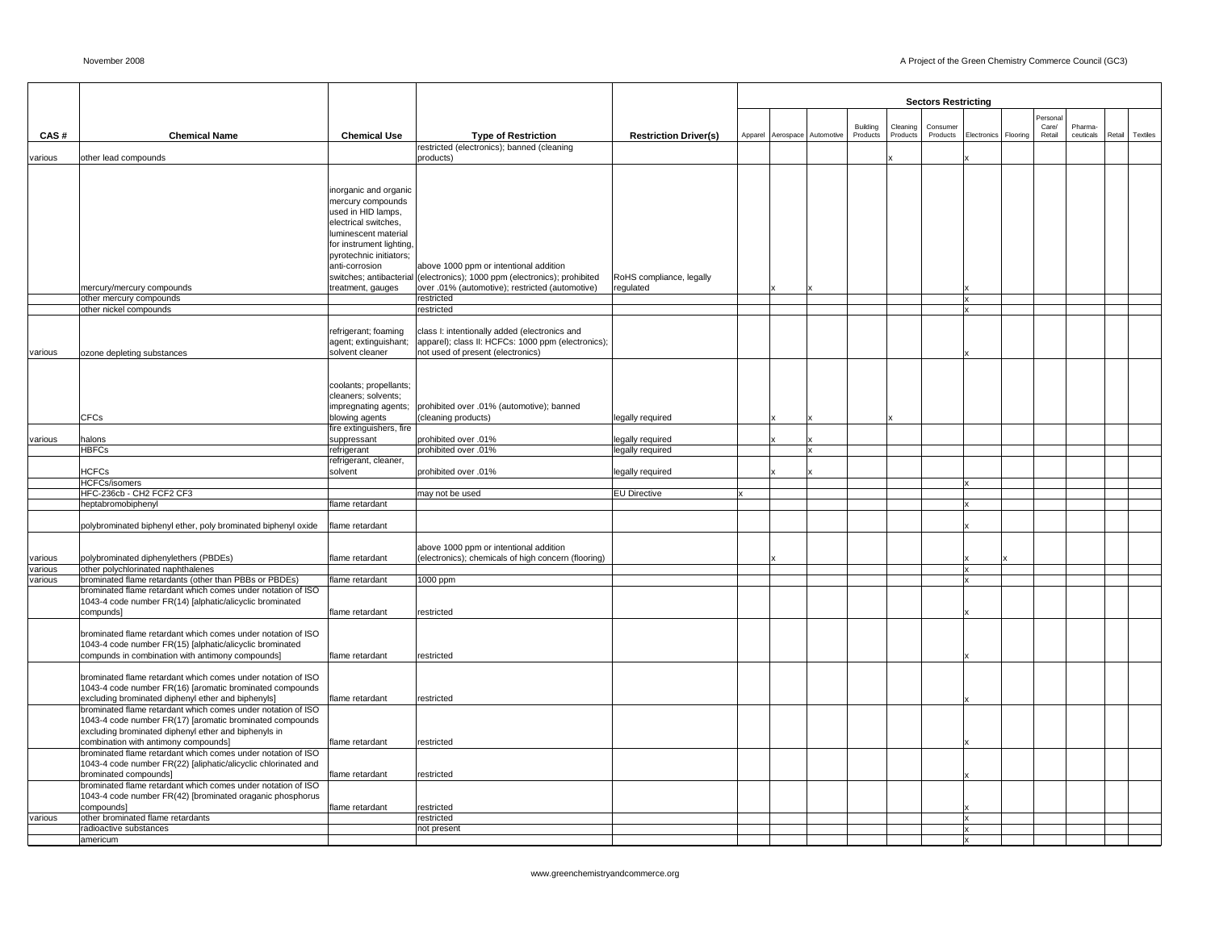| CAS # | Chemical Name | Chemical Use | Type of Restriction | Restriction Driver(s) | Sectors Restricting | | | | | | | | | | | | |
|---|---|---|---|---|---|---|---|---|---|---|---|---|---|---|---|---|---|
| | | | | | Apparel | Aerospace | Automotive | Building Products | Cleaning Products | Consumer Products | Electronics | Flooring | Personal Care/ Retail | Pharma-ceuticals | Retail | Textiles |
| various | other lead compounds | | restricted (electronics); banned (cleaning products) | | | | | | x | | x | | | | | |
| | mercury/mercury compounds | inorganic and organic mercury compounds used in HID lamps, electrical switches, luminescent material for instrument lighting, pyrotechnic initiators; anti-corrosion switches; antibacterial treatment, gauges | above 1000 ppm or intentional addition (electronics); 1000 ppm (electronics); prohibited over .01% (automotive); restricted (automotive) | RoHS compliance, legally regulated | | x | x | | | | x | | | | | |
| | other mercury compounds | | restricted | | | | | | | | x | | | | | |
| | other nickel compounds | | restricted | | | | | | | | x | | | | | |
| various | ozone depleting substances | refrigerant; foaming agent; extinguishant; solvent cleaner | class I: intentionally added (electronics and apparel); class II: HCFCs: 1000 ppm (electronics); not used of present (electronics) | | | | | | | | x | | | | | |
| | CFCs | coolants; propellants; cleaners; solvents; impregnating agents; blowing agents | prohibited over .01% (automotive); banned (cleaning products) | legally required | | x | x | | x | | | | | | | |
| various | halons | fire extinguishers, fire suppressant | prohibited over .01% | legally required | | x | x | | | | | | | | | |
| | HBFCs | refrigerant | prohibited over .01% | legally required | | | x | | | | | | | | | |
| | HCFCs | refrigerant, cleaner, solvent | prohibited over .01% | legally required | | x | x | | | | | | | | | |
| | HCFCs/isomers | | | | | | | | | | x | | | | | |
| | HFC-236cb - CH2 FCF2 CF3 | | may not be used | EU Directive | x | | | | | | | | | | | |
| | heptabromobiphenyl | flame retardant | | | | | | | | | x | | | | | |
| | polybrominated biphenyl ether, poly brominated biphenyl oxide | flame retardant | | | | | | | | | x | | | | | |
| various | polybrominated diphenylethers (PBDEs) | flame retardant | above 1000 ppm or intentional addition (electronics); chemicals of high concern (flooring) | | | x | | | | | x | x | | | | |
| various | other polychlorinated naphthalenes | | | | | | | | | | x | | | | | |
| various | brominated flame retardants (other than PBBs or PBDEs) | flame retardant | 1000 ppm | | | | | | | | x | | | | | |
| | brominated flame retardant which comes under notation of ISO 1043-4 code number FR(14) [alphatic/alicyclic brominated compunds] | flame retardant | restricted | | | | | | | | x | | | | | |
| | brominated flame retardant which comes under notation of ISO 1043-4 code number FR(15) [alphatic/alicyclic brominated compunds in combination with antimony compounds] | flame retardant | restricted | | | | | | | | x | | | | | |
| | brominated flame retardant which comes under notation of ISO 1043-4 code number FR(16) [aromatic brominated compounds excluding brominated diphenyl ether and biphenyls] | flame retardant | restricted | | | | | | | | x | | | | | |
| | brominated flame retardant which comes under notation of ISO 1043-4 code number FR(17) [aromatic brominated compounds excluding brominated diphenyl ether and biphenyls in combination with antimony compounds] | flame retardant | restricted | | | | | | | | x | | | | | |
| | brominated flame retardant which comes under notation of ISO 1043-4 code number FR(22) [aliphatic/alicyclic chlorinated and brominated compounds] | flame retardant | restricted | | | | | | | | x | | | | | |
| | brominated flame retardant which comes under notation of ISO 1043-4 code number FR(42) [brominated oraganic phosphorus compounds] | flame retardant | restricted | | | | | | | | x | | | | | |
| various | other brominated flame retardants | | restricted | | | | | | | | x | | | | | |
| | radioactive substances | | not present | | | | | | | | x | | | | | |
| | americum | | | | | | | | | | x | | | | | |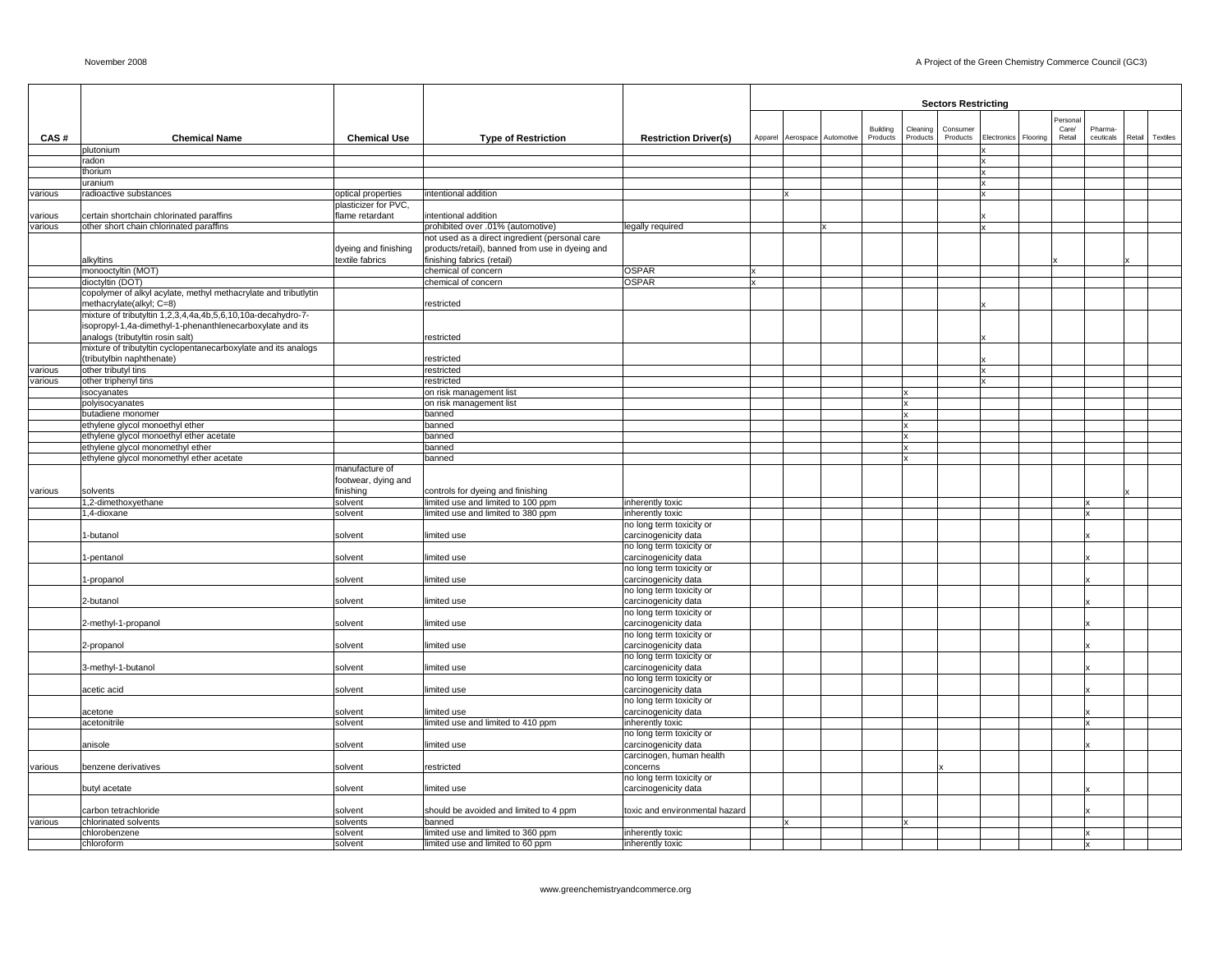| CAS # | Chemical Name | Chemical Use | Type of Restriction | Restriction Driver(s) | Sectors Restricting | | | | | | | | | | | |
|---|---|---|---|---|---|---|---|---|---|---|---|---|---|---|---|---|
| | | | | | Apparel | Aerospace | Automotive | Building Products | Cleaning Products | Consumer Products | Electronics | Flooring | Personal Care/ Retail | Pharma-ceuticals | Retail | Textiles |
| | plutonium | | | | | | | | | | x | | | | | |
| | radon | | | | | | | | | | x | | | | | |
| | thorium | | | | | | | | | | x | | | | | |
| | uranium | | | | | | | | | | x | | | | | |
| various | radioactive substances | optical properties | intentional addition | | | x | | | | | x | | | | | |
| various | certain shortchain chlorinated paraffins | plasticizer for PVC, flame retardant | intentional addition | | | | | | | | x | | | | | |
| various | other short chain chlorinated paraffins | | prohibited over .01% (automotive) | legally required | | | x | | | | x | | | | | |
| | alkyltins | dyeing and finishing textile fabrics | not used as a direct ingredient (personal care products/retail), banned from use in dyeing and finishing fabrics (retail) | | | | | | | | | | x | | x | |
| | monooctyltin (MOT) | | chemical of concern | OSPAR | x | | | | | | | | | | | |
| | dioctyltin (DOT) | | chemical of concern | OSPAR | x | | | | | | | | | | | |
| | copolymer of alkyl acylate, methyl methacrylate and tributlytin methacrylate(alkyl; C=8) | | restricted | | | | | | | | x | | | | | |
| | mixture of tributyltin 1,2,3,4,4a,4b,5,6,10,10a-decahydro-7-isopropyl-1,4a-dimethyl-1-phenanthlenecarboxylate and its analogs (tributyltin rosin salt) | | restricted | | | | | | | | x | | | | | |
| | mixture of tributyltin cyclopentanecarboxylate and its analogs (tributylbin naphthenate) | | restricted | | | | | | | | x | | | | | |
| various | other tributyl tins | | restricted | | | | | | | | x | | | | | |
| various | other triphenyl tins | | restricted | | | | | | | | x | | | | | |
| | isocyanates | | on risk management list | | | | | | x | | | | | | | |
| | polyisocyanates | | on risk management list | | | | | | x | | | | | | | |
| | butadiene monomer | | banned | | | | | | x | | | | | | | |
| | ethylene glycol monoethyl ether | | banned | | | | | | x | | | | | | | |
| | ethylene glycol monoethyl ether acetate | | banned | | | | | | x | | | | | | | |
| | ethylene glycol monomethyl ether | | banned | | | | | | x | | | | | | | |
| | ethylene glycol monomethyl ether acetate | | banned | | | | | | x | | | | | | | |
| various | solvents | manufacture of footwear, dying and finishing | controls for dyeing and finishing | | | | | | | | | | | | x | |
| | 1,2-dimethoxyethane | solvent | limited use and limited to 100 ppm | inherently toxic | | | | | | | | | | x | | |
| | 1,4-dioxane | solvent | limited use and limited to 380 ppm | inherently toxic | | | | | | | | | | x | | |
| | 1-butanol | solvent | limited use | no long term toxicity or carcinogenicity data | | | | | | | | | | x | | |
| | 1-pentanol | solvent | limited use | no long term toxicity or carcinogenicity data | | | | | | | | | | x | | |
| | 1-propanol | solvent | limited use | no long term toxicity or carcinogenicity data | | | | | | | | | | x | | |
| | 2-butanol | solvent | limited use | no long term toxicity or carcinogenicity data | | | | | | | | | | x | | |
| | 2-methyl-1-propanol | solvent | limited use | no long term toxicity or carcinogenicity data | | | | | | | | | | x | | |
| | 2-propanol | solvent | limited use | no long term toxicity or carcinogenicity data | | | | | | | | | | x | | |
| | 3-methyl-1-butanol | solvent | limited use | no long term toxicity or carcinogenicity data | | | | | | | | | | x | | |
| | acetic acid | solvent | limited use | no long term toxicity or carcinogenicity data | | | | | | | | | | x | | |
| | acetone | solvent | limited use | no long term toxicity or carcinogenicity data | | | | | | | | | | x | | |
| | acetonitrile | solvent | limited use and limited to 410 ppm | inherently toxic | | | | | | | | | | x | | |
| | anisole | solvent | limited use | no long term toxicity or carcinogenicity data | | | | | | | | | | x | | |
| various | benzene derivatives | solvent | restricted | carcinogen, human health concerns | | | | | | x | | | | | | |
| | butyl acetate | solvent | limited use | no long term toxicity or carcinogenicity data | | | | | | | | | | x | | |
| | carbon tetrachloride | solvent | should be avoided and limited to 4 ppm | toxic and environmental hazard | | | | | | | | | | x | | |
| various | chlorinated solvents | solvents | banned | | | x | | | x | | | | | | | |
| | chlorobenzene | solvent | limited use and limited to 360 ppm | inherently toxic | | | | | | | | | | x | | |
| | chloroform | solvent | limited use and limited to 60 ppm | inherently toxic | | | | | | | | | | x | | |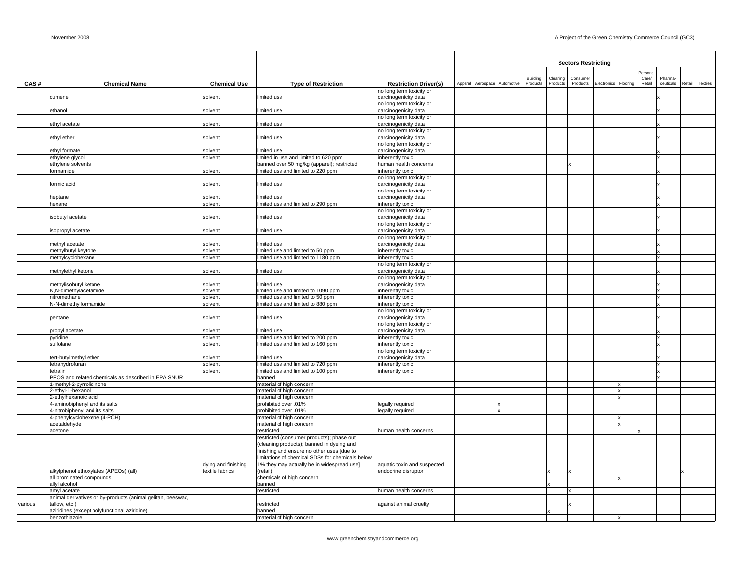| CAS # | Chemical Name | Chemical Use | Type of Restriction | Restriction Driver(s) | Sectors Restricting | | | | | | | | | | | | |
|---|---|---|---|---|---|---|---|---|---|---|---|---|---|---|---|---|---|
| | | | | | Apparel | Aerospace | Automotive | Building Products | Cleaning Products | Consumer Products | Electronics | Flooring | Personal Care/ Retail | Pharma-ceuticals | Retail | Textiles |
| | cumene | solvent | limited use | no long term toxicity or carcinogenicity data | | | | | | | | | | x | | |
| | ethanol | solvent | limited use | no long term toxicity or carcinogenicity data | | | | | | | | | | x | | |
| | ethyl acetate | solvent | limited use | no long term toxicity or carcinogenicity data | | | | | | | | | | x | | |
| | ethyl ether | solvent | limited use | no long term toxicity or carcinogenicity data | | | | | | | | | | x | | |
| | ethyl formate | solvent | limited use | no long term toxicity or carcinogenicity data | | | | | | | | | | x | | |
| | ethylene glycol | solvent | limited in use and limited to 620 ppm | inherently toxic | | | | | | | | | | x | | |
| | ethylene solvents | | banned over 50 mg/kg (apparel); restricted | human health concerns | | | | | | x | | | | | | |
| | formamide | solvent | limited use and limited to 220 ppm | inherently toxic | | | | | | | | | | x | | |
| | formic acid | solvent | limited use | no long term toxicity or carcinogenicity data | | | | | | | | | | x | | |
| | heptane | solvent | limited use | no long term toxicity or carcinogenicity data | | | | | | | | | | x | | |
| | hexane | solvent | limited use and limited to 290 ppm | inherently toxic | | | | | | | | | | x | | |
| | isobutyl acetate | solvent | limited use | no long term toxicity or carcinogenicity data | | | | | | | | | | x | | |
| | isopropyl acetate | solvent | limited use | no long term toxicity or carcinogenicity data | | | | | | | | | | x | | |
| | methyl acetate | solvent | limited use | no long term toxicity or carcinogenicity data | | | | | | | | | | x | | |
| | methylbutyl keytone | solvent | limited use and limited to 50 ppm | inherently toxic | | | | | | | | | | x | | |
| | methylcyclohexane | solvent | limited use and limited to 1180 ppm | inherently toxic | | | | | | | | | | x | | |
| | methylethyl ketone | solvent | limited use | no long term toxicity or carcinogenicity data | | | | | | | | | | x | | |
| | methylisobutyl ketone | solvent | limited use | no long term toxicity or carcinogenicity data | | | | | | | | | | x | | |
| | N,N-dimethylacetamide | solvent | limited use and limited to 1090 ppm | inherently toxic | | | | | | | | | | x | | |
| | nitromethane | solvent | limited use and limited to 50 ppm | inherently toxic | | | | | | | | | | x | | |
| | N-N-dimethylformamide | solvent | limited use and limited to 880 ppm | inherently toxic | | | | | | | | | | x | | |
| | pentane | solvent | limited use | no long term toxicity or carcinogenicity data | | | | | | | | | | x | | |
| | propyl acetate | solvent | limited use | no long term toxicity or carcinogenicity data | | | | | | | | | | x | | |
| | pyridine | solvent | limited use and limited to 200 ppm | inherently toxic | | | | | | | | | | x | | |
| | sulfolane | solvent | limited use and limited to 160 ppm | inherently toxic | | | | | | | | | | x | | |
| | tert-butylmethyl ether | solvent | limited use | no long term toxicity or carcinogenicity data | | | | | | | | | | x | | |
| | tetrahydrofuran | solvent | limited use and limited to 720 ppm | inherently toxic | | | | | | | | | | x | | |
| | tetralin | solvent | limited use and limited to 100 ppm | inherently toxic | | | | | | | | | | x | | |
| | PFOS and related chemicals as described in EPA SNUR | | banned | | | | | | | | | | | x | | |
| | 1-methyl-2-pyrrolidinone | | material of high concern | | | | | | | | | x | | | | |
| | 2-ethyl-1-hexanol | | material of high concern | | | | | | | | | x | | | | |
| | 2-ethylhexanoic acid | | material of high concern | | | | | | | | | x | | | | |
| | 4-aminobiphenyl and its salts | | prohibited over .01% | legally required | | | x | | | | | | | | | |
| | 4-nitrobiphenyl and its salts | | prohibited over .01% | legally required | | | x | | | | | | | | | |
| | 4-phenylcyclohexene (4-PCH) | | material of high concern | | | | | | | | | x | | | | |
| | acetaldehyde | | material of high concern | | | | | | | | | x | | | | |
| | acetone | | restricted | human health concerns | | | | | | | | | x | | | |
| | alkylphenol ethoxylates (APEOs) (all) | dying and finishing textile fabrics | restricted (consumer products); phase out (cleaning products); banned in dyeing and finishing and ensure no other uses [due to limitations of chemical SDSs for chemicals below 1% they may actually be in widespread use] (retail) | aquatic toxin and suspected endocrine disruptor | | | | | x | x | | | | | x | |
| | all brominated compounds | | chemicals of high concern | | | | | | | | | x | | | | |
| | allyl alcohol | | banned | | | | | | x | | | | | | | |
| | amyl acetate | | restricted | human health concerns | | | | | | x | | | | | | |
| various | animal derivatives or by-products (animal gelitan, beeswax, tallow, etc.) | | restricted | against animal cruelty | | | | | | x | | | | | | |
| | aziridines (except polyfunctional aziridine) | | banned | | | | | | x | | | | | | | |
| | benzothiazole | | material of high concern | | | | | | | | | x | | | | |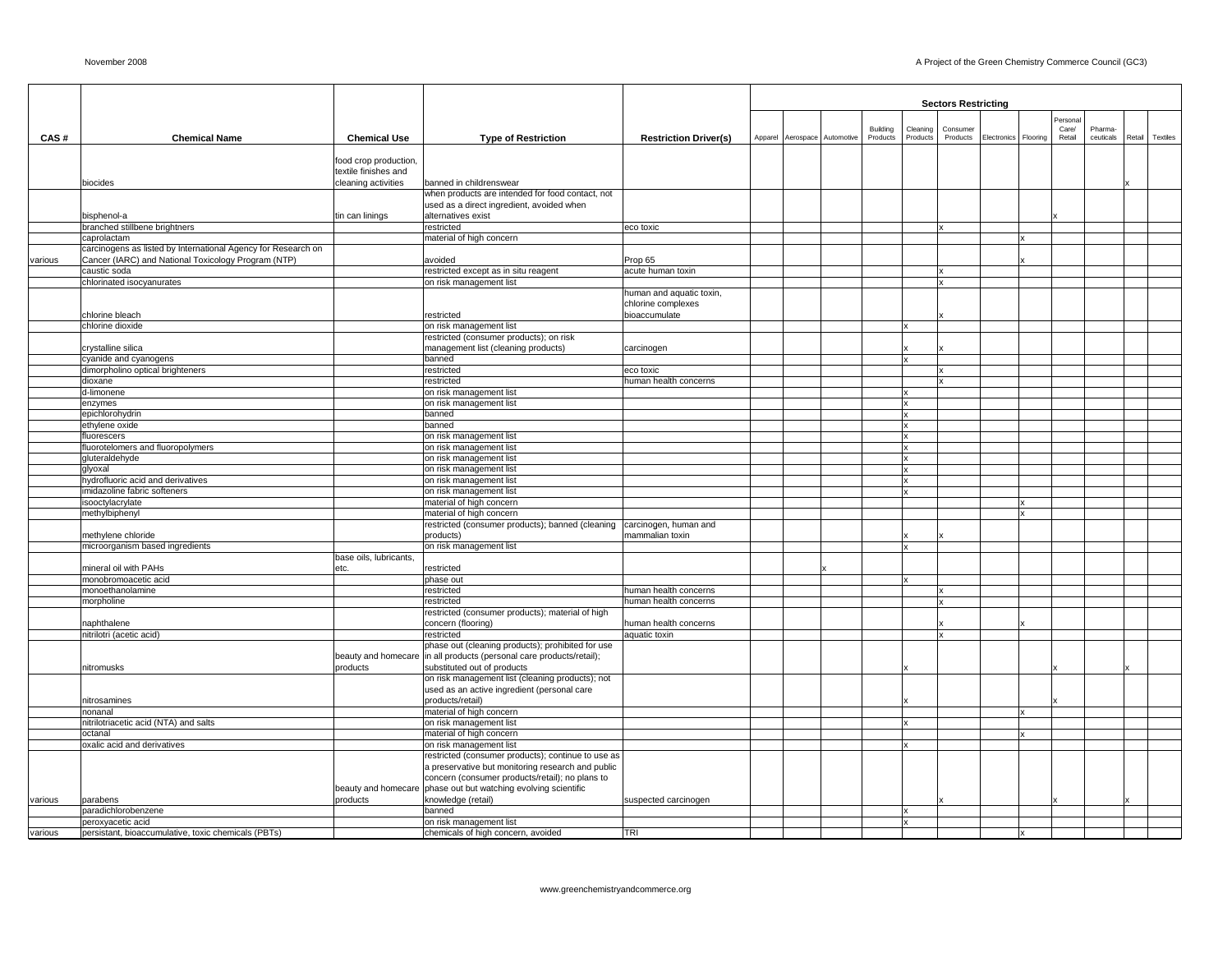| CAS # | Chemical Name | Chemical Use | Type of Restriction | Restriction Driver(s) | Sectors Restricting | | | | | | | | | | | |
|---|---|---|---|---|---|---|---|---|---|---|---|---|---|---|---|---|
| | | | | | Apparel | Aerospace | Automotive | Building Products | Cleaning Products | Consumer Products | Electronics | Flooring | Personal Care/ Retail | Pharma-ceuticals | Retail | Textiles |
| | biocides | food crop production, textile finishes and cleaning activities | banned in childrenswear | | | | | | | | | | | | x | |
| | bisphenol-a | tin can linings | when products are intended for food contact, not used as a direct ingredient, avoided when alternatives exist | | | | | | | | | | x | | | |
| | branched stillbene brightners | | restricted | eco toxic | | | | | | x | | | | | | |
| | caprolactam | | material of high concern | | | | | | | | | x | | | | |
| various | carcinogens as listed by International Agency for Research on Cancer (IARC) and National Toxicology Program (NTP) | | avoided | Prop 65 | | | | | | | | x | | | | |
| | caustic soda | | restricted except as in situ reagent | acute human toxin | | | | | | x | | | | | | |
| | chlorinated isocyanurates | | on risk management list | | | | | | | x | | | | | | |
| | chlorine bleach | | restricted | human and aquatic toxin, chlorine complexes bioaccumulate | | | | | | x | | | | | | |
| | chlorine dioxide | | on risk management list | | | | | | x | | | | | | | |
| | crystalline silica | | restricted (consumer products); on risk management list (cleaning products) | carcinogen | | | | | x | x | | | | | | |
| | cyanide and cyanogens | | banned | | | | | | x | | | | | | | |
| | dimorpholino optical brighteners | | restricted | eco toxic | | | | | | x | | | | | | |
| | dioxane | | restricted | human health concerns | | | | | | x | | | | | | |
| | d-limonene | | on risk management list | | | | | | x | | | | | | | |
| | enzymes | | on risk management list | | | | | | x | | | | | | | |
| | epichlorohydrin | | banned | | | | | | x | | | | | | | |
| | ethylene oxide | | banned | | | | | | x | | | | | | | |
| | fluorescers | | on risk management list | | | | | | x | | | | | | | |
| | fluorotelomers and fluoropolymers | | on risk management list | | | | | | x | | | | | | | |
| | gluteraldehyde | | on risk management list | | | | | | x | | | | | | | |
| | glyoxal | | on risk management list | | | | | | x | | | | | | | |
| | hydrofluoric acid and derivatives | | on risk management list | | | | | | x | | | | | | | |
| | imidazoline fabric softeners | | on risk management list | | | | | | x | | | | | | | |
| | isooctylacrylate | | material of high concern | | | | | | | | | x | | | | |
| | methylbiphenyl | | material of high concern | | | | | | | | | x | | | | |
| | methylene chloride | | restricted (consumer products); banned (cleaning products) | carcinogen, human and mammalian toxin | | | | | x | x | | | | | | |
| | microorganism based ingredients | | on risk management list | | | | | | x | | | | | | | |
| | mineral oil with PAHs | base oils, lubricants, etc. | restricted | | | | x | | | | | | | | | |
| | monobromoacetic acid | | phase out | | | | | | x | | | | | | | |
| | monoethanolamine | | restricted | human health concerns | | | | | | x | | | | | | |
| | morpholine | | restricted | human health concerns | | | | | | x | | | | | | |
| | naphthalene | | restricted (consumer products); material of high concern (flooring) | human health concerns | | | | | | x | | x | | | | |
| | nitrilotri (acetic acid) | | restricted | aquatic toxin | | | | | | x | | | | | | |
| | nitromusks | beauty and homecare products | phase out (cleaning products); prohibited for use in all products (personal care products/retail); substituted out of products | | | | | | x | | | | x | | x | |
| | nitrosamines | | on risk management list (cleaning products); not used as an active ingredient (personal care products/retail) | | | | | | x | | | | x | | | |
| | nonanal | | material of high concern | | | | | | | | | x | | | | |
| | nitrilotriacetic acid (NTA) and salts | | on risk management list | | | | | | x | | | | | | | |
| | octanal | | material of high concern | | | | | | | | | x | | | | |
| | oxalic acid and derivatives | | on risk management list | | | | | | x | | | | | | | |
| various | parabens | beauty and homecare products | restricted (consumer products); continue to use as a preservative but monitoring research and public concern (consumer products/retail); no plans to phase out but watching evolving scientific knowledge (retail) | suspected carcinogen | | | | | | x | | | x | | x | |
| | paradichlorobenzene | | banned | | | | | | x | | | | | | | |
| | peroxyacetic acid | | on risk management list | | | | | | x | | | | | | | |
| various | persistant, bioaccumulative, toxic chemicals (PBTs) | | chemicals of high concern, avoided | TRI | | | | | | | | x | | | | |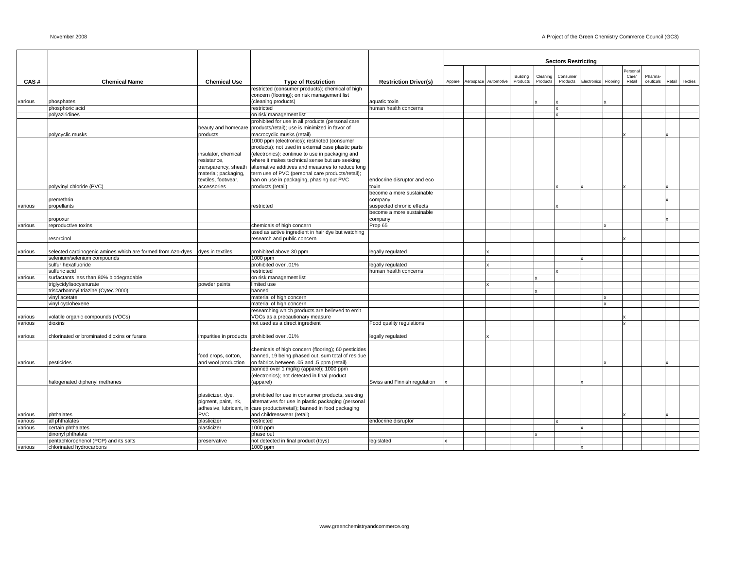| CAS # | Chemical Name | Chemical Use | Type of Restriction | Restriction Driver(s) | Sectors Restricting | | | | | | | | | | | |
|---|---|---|---|---|---|---|---|---|---|---|---|---|---|---|---|---|
| | | | | | Apparel | Aerospace | Automotive | Building Products | Cleaning Products | Consumer Products | Electronics | Flooring | Personal Care/ Retail | Pharma-ceuticals | Retail | Textiles |
| various | phosphates | | restricted (consumer products); chemical of high concern (flooring); on risk management list (cleaning products) | aquatic toxin | | | | | x | x | | x | | | | |
| | phosphoric acid | | restricted | human health concerns | | | | | | x | | | | | | |
| | polyaziridines | | on risk management list | | | | | | | x | | | | | | |
| | polycyclic musks | beauty and homecare products | prohibited for use in all products (personal care products/retail); use is minimized in favor of macrocyclic musks (retail) | | | | | | | | | | x | | x | |
| | polyvinyl chloride (PVC) | insulator, chemical resistance, transparency, sheath material; packaging, textiles, footwear, accessories | 1000 ppm (electronics); restricted (consumer products); not used in external case plastic parts (electronics); continue to use in packaging and where it makes technical sense but are seeking alternative additives and measures to reduce long term use of PVC (personal care products/retail); ban on use in packaging, phasing out PVC products (retail) | endocrine disruptor and eco toxin | | | | | | x | x | | x | | x | |
| | premethrin | | | become a more sustainable company | | | | | | | | | | | x | |
| various | propellants | | restricted | suspected chronic effects | | | | | | x | | | | | | |
| | propoxur | | | become a more sustainable company | | | | | | | | | | | x | |
| various | reproductive toxins | | chemicals of high concern | Prop 65 | | | | | | | | x | | | | |
| | resorcinol | | used as active ingredient in hair dye but watching research and public concern | | | | | | | | | | x | | | |
| various | selected carcinogenic amines which are formed from Azo-dyes | dyes in textiles | prohibited above 30 ppm | legally regulated | | | x | | | | | | | | | |
| | selenium/selenium compounds | | 1000 ppm | | | | | | | | x | | | | | |
| | sulfur hexafluoride | | prohibited over .01% | legally regulated | | | x | | | | | | | | | |
| | sulfuric acid | | restricted | human health concerns | | | | | | x | | | | | | |
| various | surfactants less than 80% biodegradable | | on risk management list | | | | | | x | | | | | | | |
| | triglycidylisocyanurate | powder paints | limited use | | | | x | | | | | | | | | |
| | triscarbomoyl triazine (Cytec 2000) | | banned | | | | | | x | | | | | | | |
| | vinyl acetate | | material of high concern | | | | | | | | | x | | | | |
| | vinyl cyclohexene | | material of high concern | | | | | | | | | x | | | | |
| various | volatile organic compounds (VOCs) | | researching which products are believed to emit VOCs as a precautionary measure | | | | | | | | | | x | | | |
| various | dioxins | | not used as a direct ingredient | Food quality regulations | | | | | | | | | x | | | |
| various | chlorinated or brominated dioxins or furans | impurities in products | prohibited over .01% | legally regulated | | | x | | | | | | | | | |
| various | pesticides | food crops, cotton, and wool production | chemicals of high concern (flooring); 60 pesticides banned, 19 being phased out, sum total of residue on fabrics between .05 and .5 ppm (retail) | | | | | | | | | x | | | x | |
| | halogenated diphenyl methanes | | banned over 1 mg/kg (apparel); 1000 ppm (electronics); not detected in final product (apparel) | Swiss and Finnish regulation | x | | | | | | x | | | | | |
| various | phthalates | plasticizer, dye, pigment, paint, ink, adhesive, lubricant, in PVC | prohibited for use in consumer products, seeking alternatives for use in plastic packaging (personal care products/retail); banned in food packaging and childrenswear (retail) | | | | | | | | | | x | | x | |
| various | all phthalates | plasticizer | restricted | endocrine disruptor | | | | | | x | | | | | | |
| various | certain phthalates | plasticizer | 1000 ppm | | | | | | | | x | | | | | |
| | dinonyl phthalate | | phase out | | | | | | x | | | | | | | |
| | pentachlorophenol (PCP) and its salts | preservative | not detected in final product (toys) | legislated | x | | | | | | | | | | | |
| various | chlorinated hydrocarbons | | 1000 ppm | | | | | | | | x | | | | | |